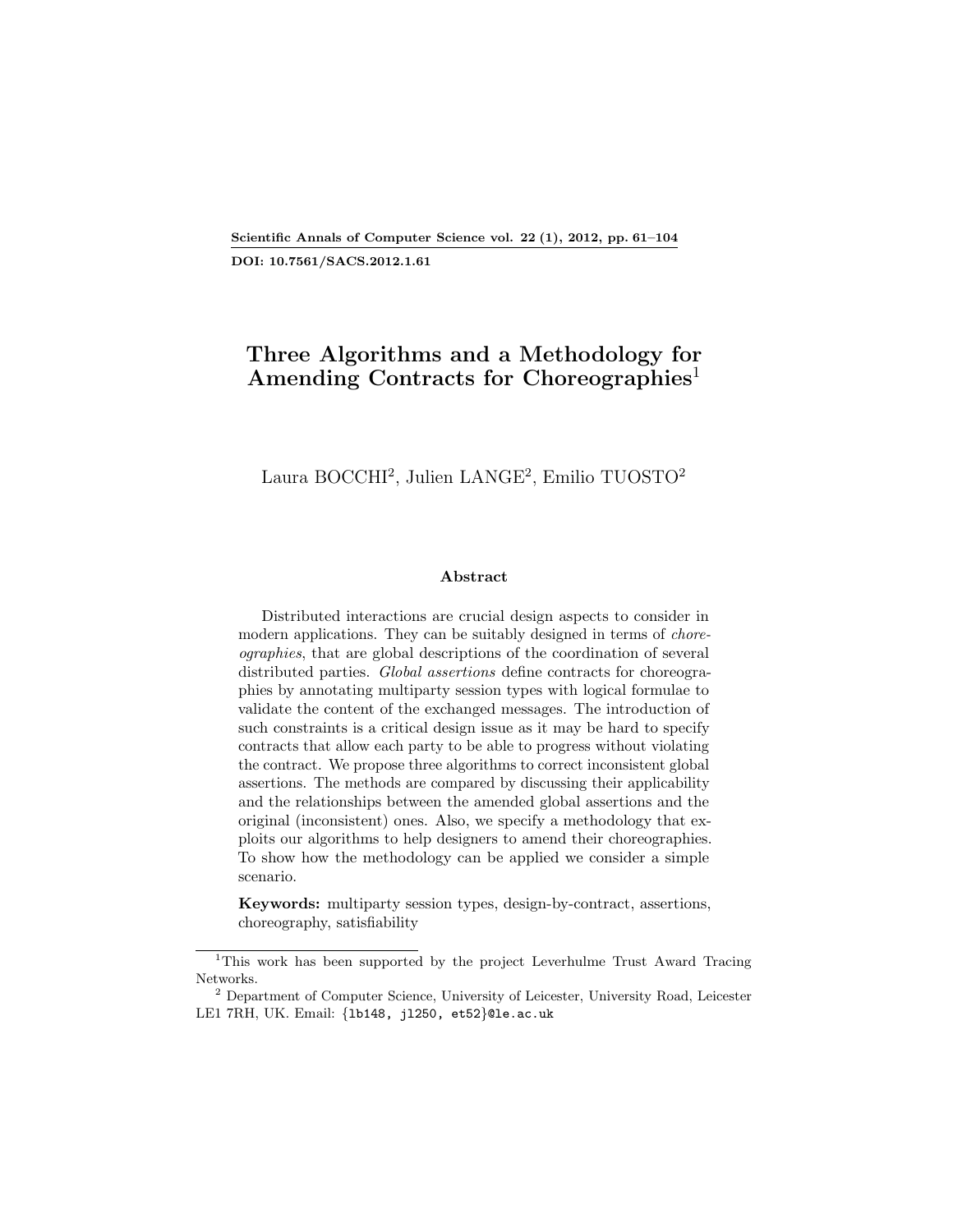# Three Algorithms and a Methodology for Amending Contracts for Choreographies[1]

Laura BOCCHI[2], Julien LANGE[2], Emilio TUOSTO[2]

## Abstract

Distributed interactions are crucial design aspects to consider in modern applications. They can be suitably designed in terms of *choreographies*, that are global descriptions of the coordination of several distributed parties. *Global assertions* define contracts for choreographies by annotating multiparty session types with logical formulae to validate the content of the exchanged messages. The introduction of such constraints is a critical design issue as it may be hard to specify contracts that allow each party to be able to progress without violating the contract. We propose three algorithms to correct inconsistent global assertions. The methods are compared by discussing their applicability and the relationships between the amended global assertions and the original (inconsistent) ones. Also, we specify a methodology that exploits our algorithms to help designers to amend their choreographies. To show how the methodology can be applied we consider a simple scenario.

**Keywords:** multiparty session types, design-by-contract, assertions, choreography, satisfiability

---

[1] This work has been supported by the project Leverhulme Trust Award Tracing Networks.

[2] Department of Computer Science, University of Leicester, University Road, Leicester LE1 7RH, UK. Email: {lb148, jl250, et52}@le.ac.uk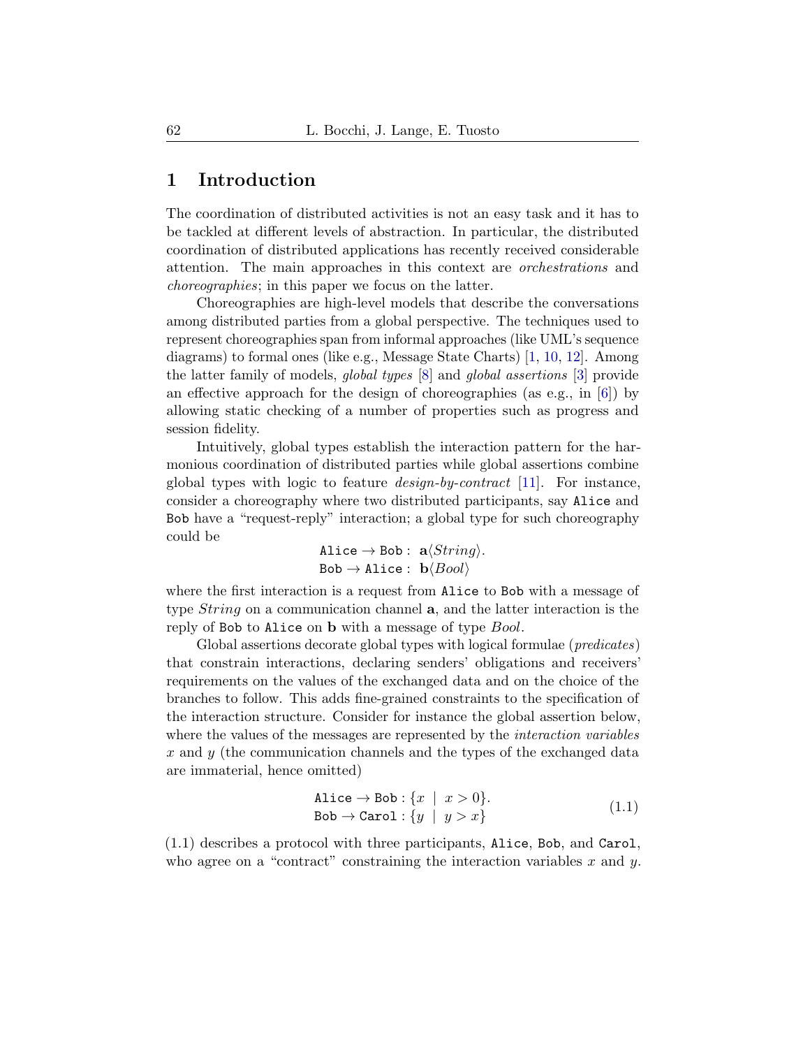## 1 Introduction

The coordination of distributed activities is not an easy task and it has to be tackled at different levels of abstraction. In particular, the distributed coordination of distributed applications has recently received considerable attention. The main approaches in this context are *orchestrations* and *choreographies*; in this paper we focus on the latter.

Choreographies are high-level models that describe the conversations among distributed parties from a global perspective. The techniques used to represent choreographies span from informal approaches (like UML's sequence diagrams) to formal ones (like e.g., Message State Charts) [1, 10, 12]. Among the latter family of models, *global types* [8] and *global assertions* [3] provide an effective approach for the design of choreographies (as e.g., in [6]) by allowing static checking of a number of properties such as progress and session fidelity.

Intuitively, global types establish the interaction pattern for the harmonious coordination of distributed parties while global assertions combine global types with logic to feature *design-by-contract* [11]. For instance, consider a choreography where two distributed participants, say `Alice` and `Bob` have a "request-reply" interaction; a global type for such choreography could be

$$\begin{array}{l} \texttt{Alice} \rightarrow \texttt{Bob}: \ \mathbf{a}\langle String \rangle. \\ \texttt{Bob} \rightarrow \texttt{Alice}: \ \mathbf{b}\langle Bool \rangle \end{array}$$

where the first interaction is a request from `Alice` to `Bob` with a message of type *String* on a communication channel **a**, and the latter interaction is the reply of `Bob` to `Alice` on **b** with a message of type *Bool*.

Global assertions decorate global types with logical formulae (*predicates*) that constrain interactions, declaring senders' obligations and receivers' requirements on the values of the exchanged data and on the choice of the branches to follow. This adds fine-grained constraints to the specification of the interaction structure. Consider for instance the global assertion below, where the values of the messages are represented by the *interaction variables* $x$ and $y$ (the communication channels and the types of the exchanged data are immaterial, hence omitted)

$$\begin{array}{l} \texttt{Alice} \rightarrow \texttt{Bob} : \{x \mid x > 0\}. \\ \texttt{Bob} \rightarrow \texttt{Carol} : \{y \mid y > x\} \end{array} \tag{1.1}$$

(1.1) describes a protocol with three participants, `Alice`, `Bob`, and `Carol`, who agree on a "contract" constraining the interaction variables $x$ and $y$.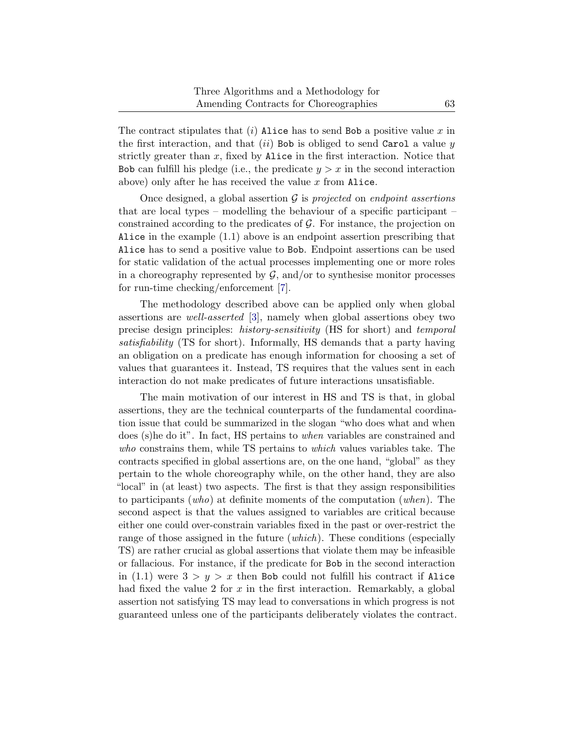The contract stipulates that $(i)$ `Alice` has to send `Bob` a positive value $x$ in the first interaction, and that $(ii)$ `Bob` is obliged to send `Carol` a value $y$ strictly greater than $x$, fixed by `Alice` in the first interaction. Notice that `Bob` can fulfill his pledge (i.e., the predicate $y > x$ in the second interaction above) only after he has received the value $x$ from `Alice`.

Once designed, a global assertion $\mathcal{G}$ is *projected* on *endpoint assertions* that are local types – modelling the behaviour of a specific participant – constrained according to the predicates of $\mathcal{G}$. For instance, the projection on `Alice` in the example (1.1) above is an endpoint assertion prescribing that `Alice` has to send a positive value to `Bob`. Endpoint assertions can be used for static validation of the actual processes implementing one or more roles in a choreography represented by $\mathcal{G}$, and/or to synthesise monitor processes for run-time checking/enforcement [7].

The methodology described above can be applied only when global assertions are *well-asserted* [3], namely when global assertions obey two precise design principles: *history-sensitivity* (HS for short) and *temporal satisfiability* (TS for short). Informally, HS demands that a party having an obligation on a predicate has enough information for choosing a set of values that guarantees it. Instead, TS requires that the values sent in each interaction do not make predicates of future interactions unsatisfiable.

The main motivation of our interest in HS and TS is that, in global assertions, they are the technical counterparts of the fundamental coordination issue that could be summarized in the slogan "who does what and when does (s)he do it". In fact, HS pertains to *when* variables are constrained and *who* constrains them, while TS pertains to *which* values variables take. The contracts specified in global assertions are, on the one hand, "global" as they pertain to the whole choreography while, on the other hand, they are also "local" in (at least) two aspects. The first is that they assign responsibilities to participants (*who*) at definite moments of the computation (*when*). The second aspect is that the values assigned to variables are critical because either one could over-constrain variables fixed in the past or over-restrict the range of those assigned in the future (*which*). These conditions (especially TS) are rather crucial as global assertions that violate them may be infeasible or fallacious. For instance, if the predicate for `Bob` in the second interaction in (1.1) were $3 > y > x$ then `Bob` could not fulfill his contract if `Alice` had fixed the value 2 for $x$ in the first interaction. Remarkably, a global assertion not satisfying TS may lead to conversations in which progress is not guaranteed unless one of the participants deliberately violates the contract.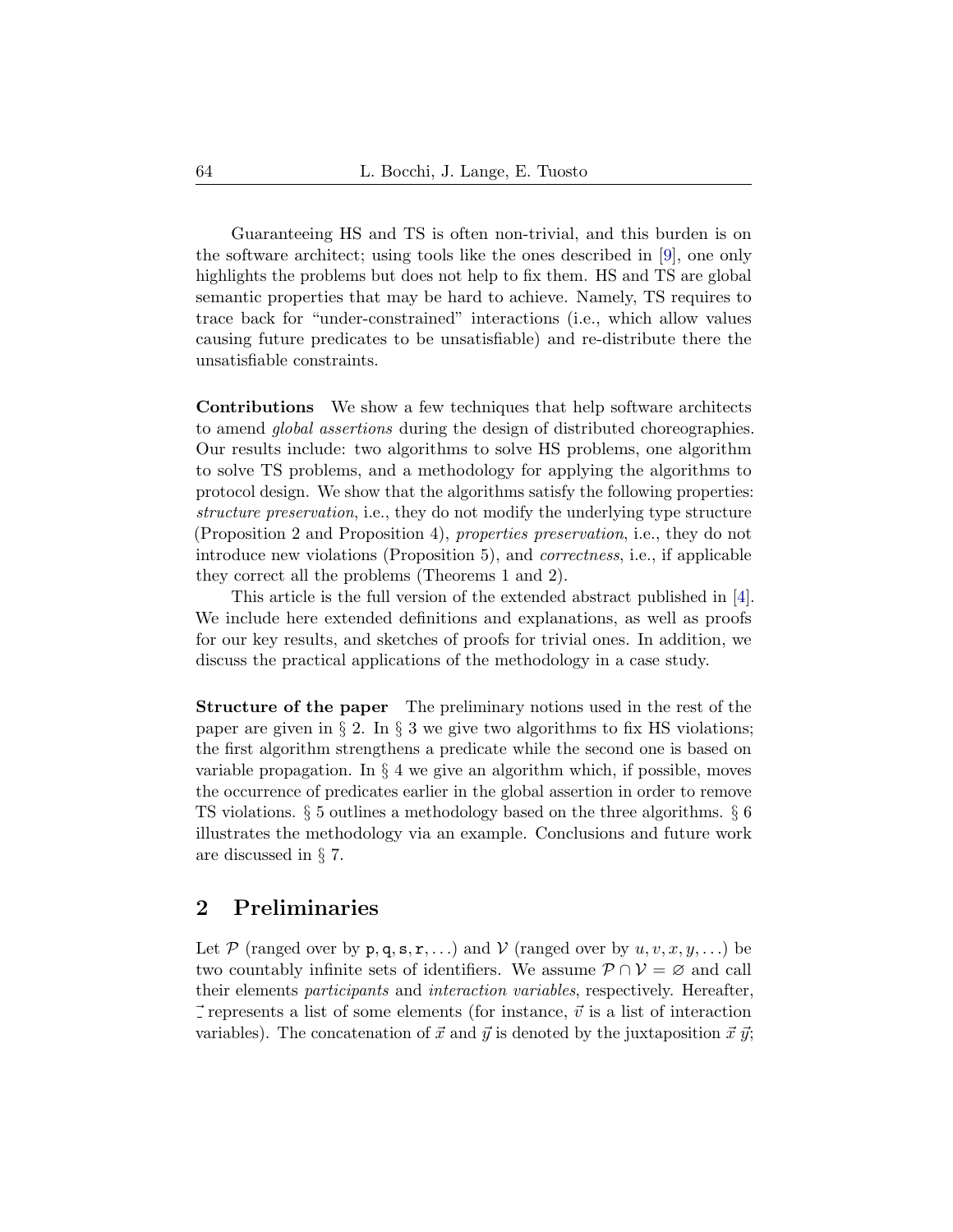Guaranteeing HS and TS is often non-trivial, and this burden is on the software architect; using tools like the ones described in [9], one only highlights the problems but does not help to fix them. HS and TS are global semantic properties that may be hard to achieve. Namely, TS requires to trace back for "under-constrained" interactions (i.e., which allow values causing future predicates to be unsatisfiable) and re-distribute there the unsatisfiable constraints.

**Contributions** We show a few techniques that help software architects to amend *global assertions* during the design of distributed choreographies. Our results include: two algorithms to solve HS problems, one algorithm to solve TS problems, and a methodology for applying the algorithms to protocol design. We show that the algorithms satisfy the following properties: *structure preservation*, i.e., they do not modify the underlying type structure (Proposition 2 and Proposition 4), *properties preservation*, i.e., they do not introduce new violations (Proposition 5), and *correctness*, i.e., if applicable they correct all the problems (Theorems 1 and 2).

This article is the full version of the extended abstract published in [4]. We include here extended definitions and explanations, as well as proofs for our key results, and sketches of proofs for trivial ones. In addition, we discuss the practical applications of the methodology in a case study.

**Structure of the paper** The preliminary notions used in the rest of the paper are given in § 2. In § 3 we give two algorithms to fix HS violations; the first algorithm strengthens a predicate while the second one is based on variable propagation. In § 4 we give an algorithm which, if possible, moves the occurrence of predicates earlier in the global assertion in order to remove TS violations. § 5 outlines a methodology based on the three algorithms. § 6 illustrates the methodology via an example. Conclusions and future work are discussed in § 7.

## 2 Preliminaries

Let $\mathcal{P}$ (ranged over by $\mathtt{p}, \mathtt{q}, \mathtt{s}, \mathtt{r}, \ldots$) and $\mathcal{V}$ (ranged over by $u, v, x, y, \ldots$) be two countably infinite sets of identifiers. We assume $\mathcal{P} \cap \mathcal{V} = \varnothing$ and call their elements *participants* and *interaction variables*, respectively. Hereafter, $\vec{\_}$ represents a list of some elements (for instance, $\vec{v}$ is a list of interaction variables). The concatenation of $\vec{x}$ and $\vec{y}$ is denoted by the juxtaposition $\vec{x}\,\vec{y}$;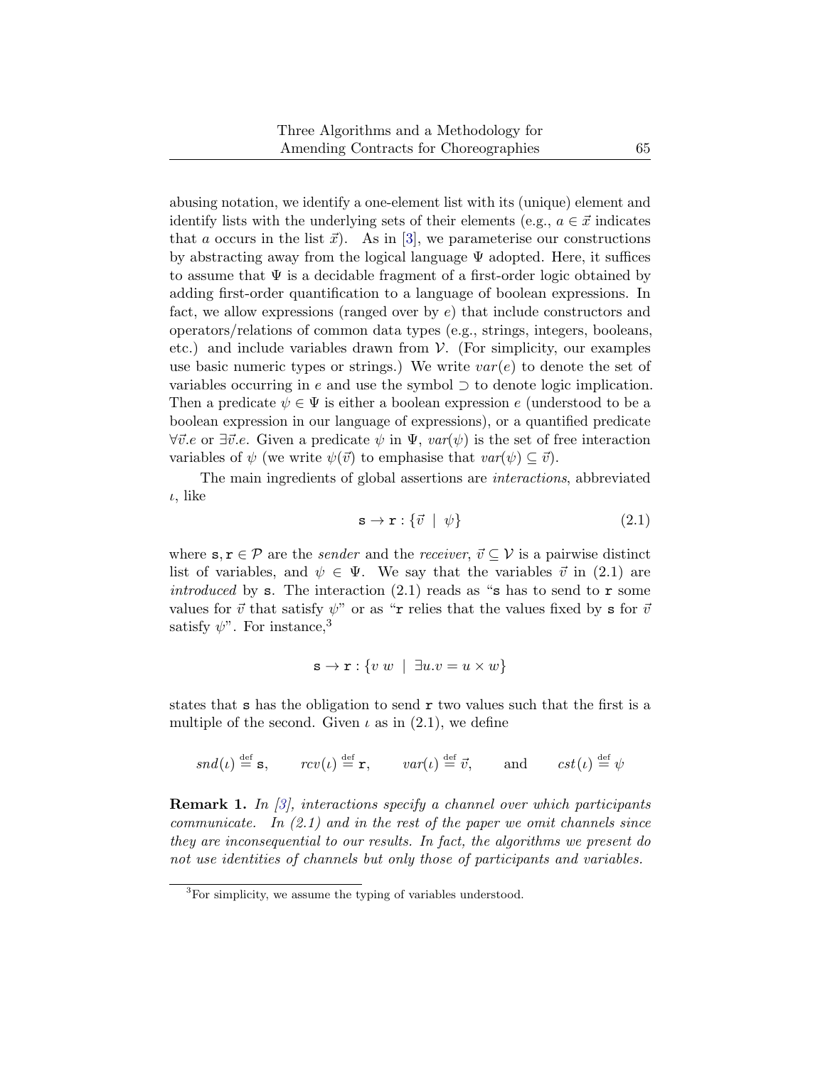abusing notation, we identify a one-element list with its (unique) element and identify lists with the underlying sets of their elements (e.g., $a \in \vec{x}$ indicates that $a$ occurs in the list $\vec{x}$). As in [3], we parameterise our constructions by abstracting away from the logical language $\Psi$ adopted. Here, it suffices to assume that $\Psi$ is a decidable fragment of a first-order logic obtained by adding first-order quantification to a language of boolean expressions. In fact, we allow expressions (ranged over by $e$) that include constructors and operators/relations of common data types (e.g., strings, integers, booleans, etc.) and include variables drawn from $\mathcal{V}$. (For simplicity, our examples use basic numeric types or strings.) We write $var(e)$ to denote the set of variables occurring in $e$ and use the symbol $\supset$ to denote logic implication. Then a predicate $\psi \in \Psi$ is either a boolean expression $e$ (understood to be a boolean expression in our language of expressions), or a quantified predicate $\forall \vec{v}.e$ or $\exists \vec{v}.e$. Given a predicate $\psi$ in $\Psi$, $var(\psi)$ is the set of free interaction variables of $\psi$ (we write $\psi(\vec{v})$ to emphasise that $var(\psi) \subseteq \vec{v}$).

The main ingredients of global assertions are *interactions*, abbreviated $\iota$, like

$$\mathtt{s} \to \mathtt{r} : \{\vec{v} \ | \ \psi\} \tag{2.1}$$

where $\mathtt{s}, \mathtt{r} \in \mathcal{P}$ are the *sender* and the *receiver*, $\vec{v} \subseteq \mathcal{V}$ is a pairwise distinct list of variables, and $\psi \in \Psi$. We say that the variables $\vec{v}$ in (2.1) are *introduced* by $\mathtt{s}$. The interaction (2.1) reads as "$\mathtt{s}$ has to send to $\mathtt{r}$ some values for $\vec{v}$ that satisfy $\psi$" or as "$\mathtt{r}$ relies that the values fixed by $\mathtt{s}$ for $\vec{v}$ satisfy $\psi$". For instance,[3]

$$\mathtt{s} \to \mathtt{r} : \{v \ w \ | \ \exists u.v = u \times w\}$$

states that $\mathtt{s}$ has the obligation to send $\mathtt{r}$ two values such that the first is a multiple of the second. Given $\iota$ as in (2.1), we define

$$snd(\iota) \stackrel{\text{def}}{=} \mathtt{s}, \qquad rcv(\iota) \stackrel{\text{def}}{=} \mathtt{r}, \qquad var(\iota) \stackrel{\text{def}}{=} \vec{v}, \qquad \text{and} \qquad cst(\iota) \stackrel{\text{def}}{=} \psi$$

**Remark 1.** *In [3], interactions specify a channel over which participants communicate. In (2.1) and in the rest of the paper we omit channels since they are inconsequential to our results. In fact, the algorithms we present do not use identities of channels but only those of participants and variables.*

[3]For simplicity, we assume the typing of variables understood.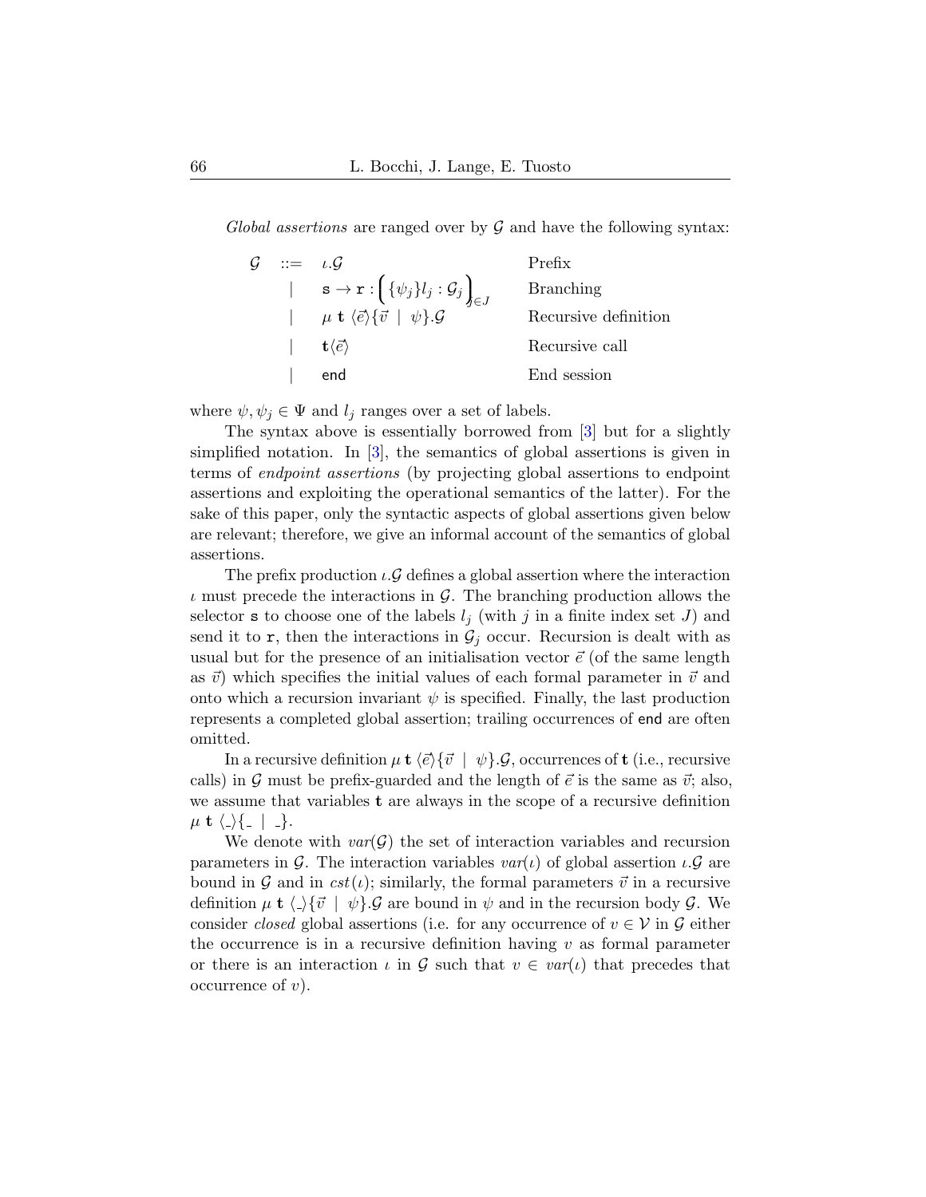*Global assertions* are ranged over by $\mathcal{G}$ and have the following syntax:

$$
\begin{array}{rcll}
\mathcal{G} & ::= & \iota.\mathcal{G} & \text{Prefix} \\
& | & \mathtt{s} \to \mathtt{r} : \Big( \{\psi_j\} l_j : \mathcal{G}_j \Big)_{j \in J} & \text{Branching} \\
& | & \mu\ \mathbf{t}\ \langle \vec{e} \rangle \{ \vec{v}\ \mid\ \psi \}.\mathcal{G} & \text{Recursive definition} \\
& | & \mathbf{t}\langle \vec{e} \rangle & \text{Recursive call} \\
& | & \mathsf{end} & \text{End session}
\end{array}
$$

where $\psi, \psi_j \in \Psi$ and $l_j$ ranges over a set of labels.

The syntax above is essentially borrowed from [3] but for a slightly simplified notation. In [3], the semantics of global assertions is given in terms of *endpoint assertions* (by projecting global assertions to endpoint assertions and exploiting the operational semantics of the latter). For the sake of this paper, only the syntactic aspects of global assertions given below are relevant; therefore, we give an informal account of the semantics of global assertions.

The prefix production $\iota.\mathcal{G}$ defines a global assertion where the interaction $\iota$ must precede the interactions in $\mathcal{G}$. The branching production allows the selector $\mathtt{s}$ to choose one of the labels $l_j$ (with $j$ in a finite index set $J$) and send it to $\mathtt{r}$, then the interactions in $\mathcal{G}_j$ occur. Recursion is dealt with as usual but for the presence of an initialisation vector $\vec{e}$ (of the same length as $\vec{v}$) which specifies the initial values of each formal parameter in $\vec{v}$ and onto which a recursion invariant $\psi$ is specified. Finally, the last production represents a completed global assertion; trailing occurrences of $\mathsf{end}$ are often omitted.

In a recursive definition $\mu\ \mathbf{t}\ \langle \vec{e} \rangle \{ \vec{v}\ \mid\ \psi \}.\mathcal{G}$, occurrences of $\mathbf{t}$ (i.e., recursive calls) in $\mathcal{G}$ must be prefix-guarded and the length of $\vec{e}$ is the same as $\vec{v}$; also, we assume that variables $\mathbf{t}$ are always in the scope of a recursive definition $\mu\ \mathbf{t}\ \langle \_ \rangle \{ \_\ \mid\ \_ \}$.

We denote with $var(\mathcal{G})$ the set of interaction variables and recursion parameters in $\mathcal{G}$. The interaction variables $var(\iota)$ of global assertion $\iota.\mathcal{G}$ are bound in $\mathcal{G}$ and in $cst(\iota)$; similarly, the formal parameters $\vec{v}$ in a recursive definition $\mu\ \mathbf{t}\ \langle \_ \rangle \{ \vec{v}\ \mid\ \psi \}.\mathcal{G}$ are bound in $\psi$ and in the recursion body $\mathcal{G}$. We consider *closed* global assertions (i.e. for any occurrence of $v \in \mathcal{V}$ in $\mathcal{G}$ either the occurrence is in a recursive definition having $v$ as formal parameter or there is an interaction $\iota$ in $\mathcal{G}$ such that $v \in var(\iota)$ that precedes that occurrence of $v$).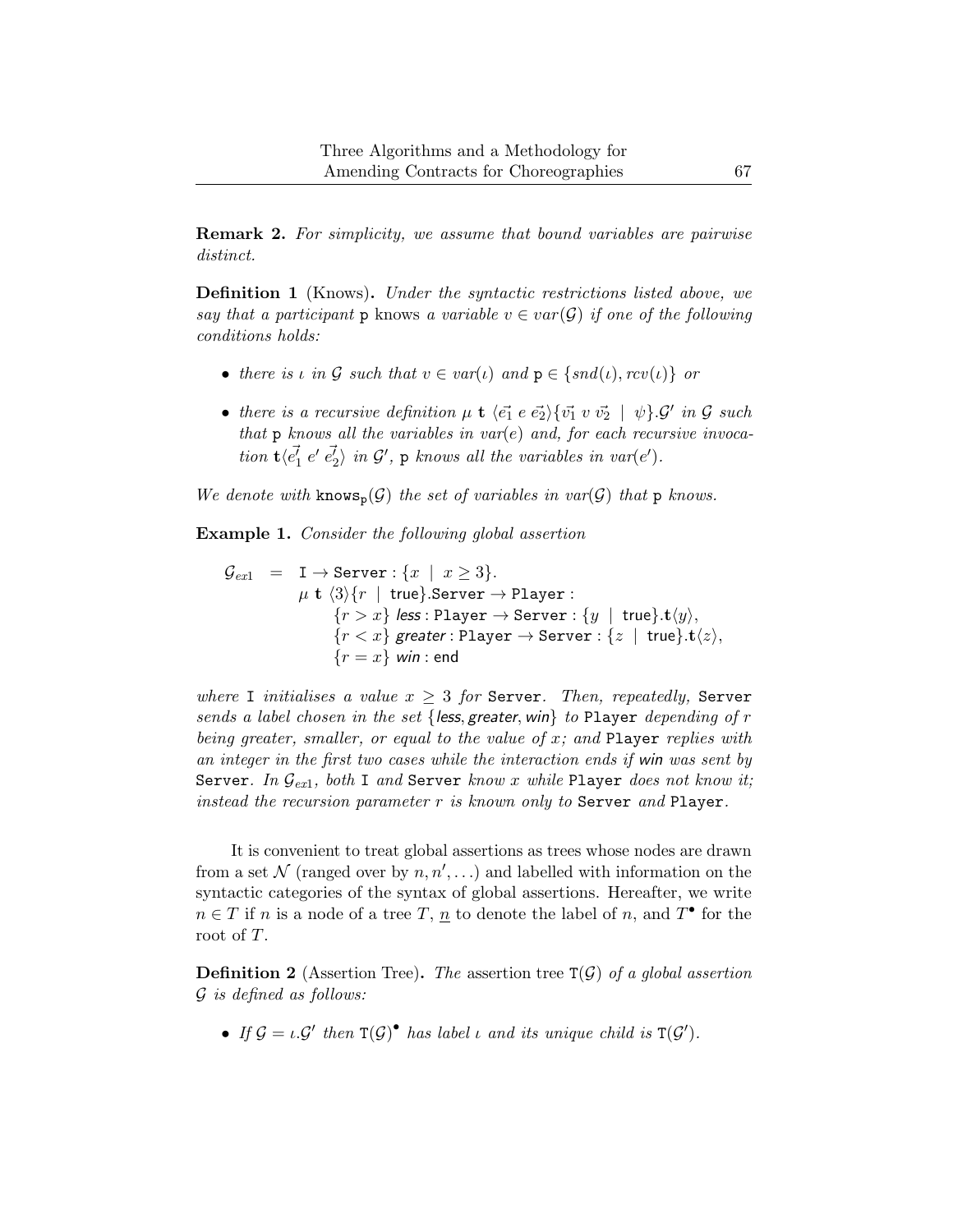**Remark 2.** *For simplicity, we assume that bound variables are pairwise distinct.*

**Definition 1** (Knows)**.** *Under the syntactic restrictions listed above, we say that a participant* p *knows a variable* $v \in var(\mathcal{G})$ *if one of the following conditions holds:*

- *there is* $\iota$ *in* $\mathcal{G}$ *such that* $v \in var(\iota)$ *and* $\mathtt{p} \in \{snd(\iota), rcv(\iota)\}$ *or*
- *there is a recursive definition* $\mu\ \mathbf{t}\ \langle \vec{e_1}\ e\ \vec{e_2} \rangle \{\vec{v_1}\ v\ \vec{v_2} \mid \psi\}.\mathcal{G}'$ *in* $\mathcal{G}$ *such that* p *knows all the variables in* $var(e)$ *and, for each recursive invocation* $\mathbf{t}\langle \vec{e_1'}\ e'\ \vec{e_2'} \rangle$ *in* $\mathcal{G}'$*,* p *knows all the variables in* $var(e')$*.*

*We denote with* $\mathtt{knows}_{\mathtt{p}}(\mathcal{G})$ *the set of variables in* $var(\mathcal{G})$ *that* p *knows.*

**Example 1.** *Consider the following global assertion*

$$
\begin{aligned}
\mathcal{G}_{ex1} \quad = \quad & \mathtt{I} \rightarrow \mathtt{Server} : \{x \mid x \geq 3\}. \\
& \mu\ \mathbf{t}\ \langle 3 \rangle \{r \mid \mathsf{true}\}.\mathtt{Server} \rightarrow \mathtt{Player} : \\
& \qquad \{r > x\}\ \mathit{less} : \mathtt{Player} \rightarrow \mathtt{Server} : \{y \mid \mathsf{true}\}.\mathbf{t}\langle y \rangle, \\
& \qquad \{r < x\}\ \mathit{greater} : \mathtt{Player} \rightarrow \mathtt{Server} : \{z \mid \mathsf{true}\}.\mathbf{t}\langle z \rangle, \\
& \qquad \{r = x\}\ \mathit{win} : \mathsf{end}
\end{aligned}
$$

*where* I *initialises a value* $x \geq 3$ *for* Server*. Then, repeatedly,* Server *sends a label chosen in the set* $\{\mathit{less}, \mathit{greater}, \mathit{win}\}$ *to* Player *depending of* $r$ *being greater, smaller, or equal to the value of* $x$*; and* Player *replies with an integer in the first two cases while the interaction ends if* win *was sent by* Server*. In* $\mathcal{G}_{ex1}$*, both* I *and* Server *know* $x$ *while* Player *does not know it; instead the recursion parameter* $r$ *is known only to* Server *and* Player*.*

It is convenient to treat global assertions as trees whose nodes are drawn from a set $\mathcal{N}$ (ranged over by $n, n', \ldots$) and labelled with information on the syntactic categories of the syntax of global assertions. Hereafter, we write $n \in T$ if $n$ is a node of a tree $T$, $\underline{n}$ to denote the label of $n$, and $T^\bullet$ for the root of $T$.

**Definition 2** (Assertion Tree)**.** *The* assertion tree $\mathtt{T}(\mathcal{G})$ *of a global assertion* $\mathcal{G}$ *is defined as follows:*

- *If* $\mathcal{G} = \iota.\mathcal{G}'$ *then* $\mathtt{T}(\mathcal{G})^\bullet$ *has label* $\iota$ *and its unique child is* $\mathtt{T}(\mathcal{G}')$*.*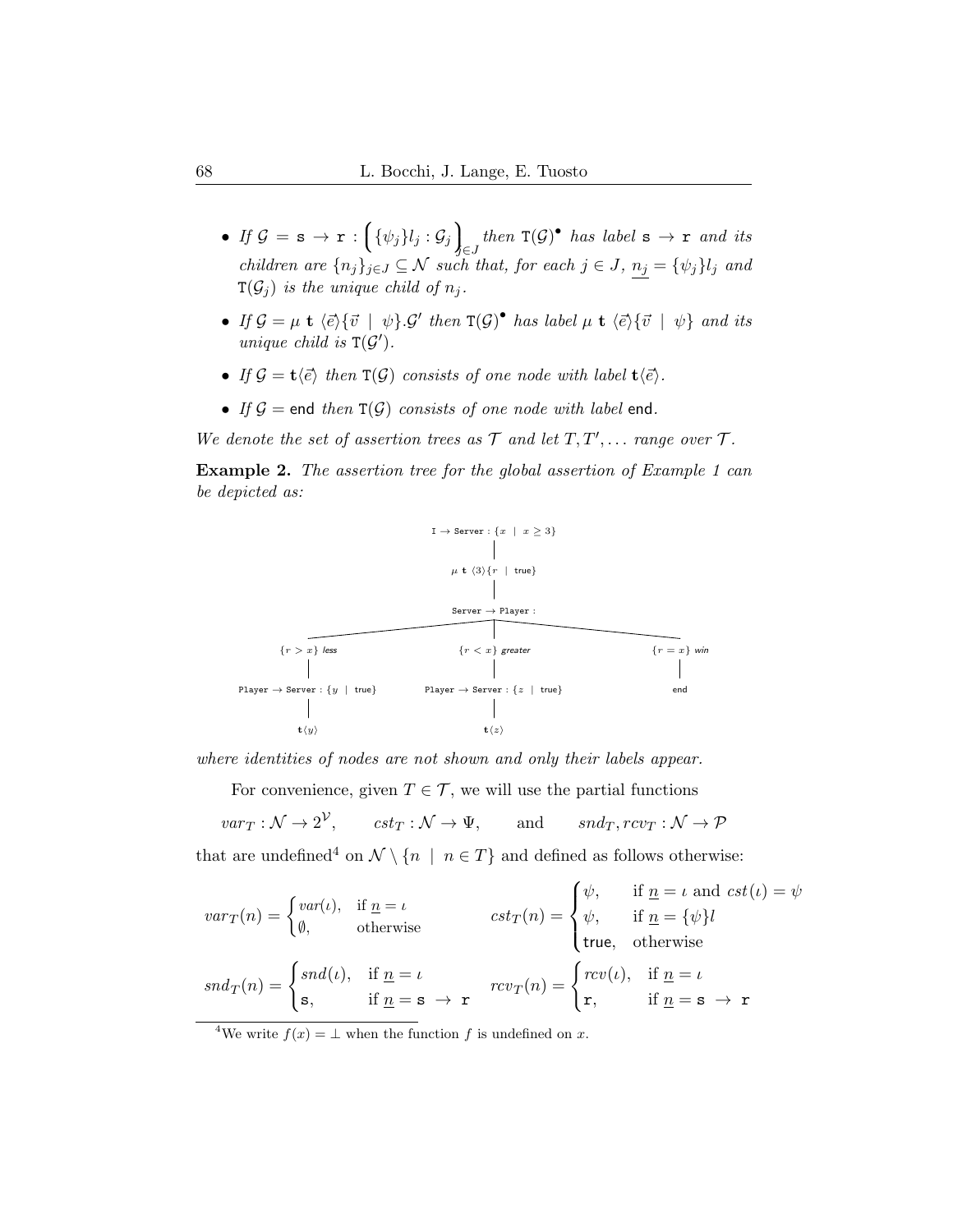- If $\mathcal{G} = \mathtt{s} \to \mathtt{r} : \Big( \{\psi_j\} l_j : \mathcal{G}_j \Big)_{j \in J}$ then $\mathtt{T}(\mathcal{G})^{\bullet}$ has label $\mathtt{s} \to \mathtt{r}$ and its children are $\{n_j\}_{j \in J} \subseteq \mathcal{N}$ such that, for each $j \in J$, $\underline{n_j} = \{\psi_j\} l_j$ and $\mathtt{T}(\mathcal{G}_j)$ is the unique child of $n_j$.
- If $\mathcal{G} = \mu\ \mathbf{t}\ \langle \vec{e} \rangle \{\vec{v} \mid \psi\}.\mathcal{G}'$ then $\mathtt{T}(\mathcal{G})^{\bullet}$ has label $\mu\ \mathbf{t}\ \langle \vec{e} \rangle \{\vec{v} \mid \psi\}$ and its unique child is $\mathtt{T}(\mathcal{G}')$.
- If $\mathcal{G} = \mathbf{t}\langle \vec{e} \rangle$ then $\mathtt{T}(\mathcal{G})$ consists of one node with label $\mathbf{t}\langle \vec{e} \rangle$.
- If $\mathcal{G} = \mathsf{end}$ then $\mathtt{T}(\mathcal{G})$ consists of one node with label $\mathsf{end}$.

*We denote the set of assertion trees as $\mathcal{T}$ and let $T, T', \ldots$ range over $\mathcal{T}$.*

**Example 2.** *The assertion tree for the global assertion of Example 1 can be depicted as:*

```
                          I → Server : {x | x ≥ 3}
                                     |
                            μ t ⟨3⟩{r | true}
                                     |
                            Server → Player :
          ___________________________|___________________________
         |                           |                           |
   {r > x} less               {r < x} greater               {r = x} win
         |                           |                           |
Player → Server : {y | true}  Player → Server : {z | true}      end
         |                           |
       t⟨y⟩                        t⟨z⟩
```

*where identities of nodes are not shown and only their labels appear.*

For convenience, given $T \in \mathcal{T}$, we will use the partial functions

$$var_T : \mathcal{N} \to 2^{\mathcal{V}}, \qquad cst_T : \mathcal{N} \to \Psi, \qquad \text{and} \qquad snd_T, rcv_T : \mathcal{N} \to \mathcal{P}$$

that are undefined[4] on $\mathcal{N} \setminus \{n \mid n \in T\}$ and defined as follows otherwise:

$$var_T(n) = \begin{cases} var(\iota), & \text{if } \underline{n} = \iota \\ \emptyset, & \text{otherwise} \end{cases} \qquad cst_T(n) = \begin{cases} \psi, & \text{if } \underline{n} = \iota \text{ and } cst(\iota) = \psi \\ \psi, & \text{if } \underline{n} = \{\psi\} l \\ \mathsf{true}, & \text{otherwise} \end{cases}$$

$$snd_T(n) = \begin{cases} snd(\iota), & \text{if } \underline{n} = \iota \\ \mathtt{s}, & \text{if } \underline{n} = \mathtt{s} \to \mathtt{r} \end{cases} \qquad rcv_T(n) = \begin{cases} rcv(\iota), & \text{if } \underline{n} = \iota \\ \mathtt{r}, & \text{if } \underline{n} = \mathtt{s} \to \mathtt{r} \end{cases}$$

[4] We write $f(x) = \perp$ when the function $f$ is undefined on $x$.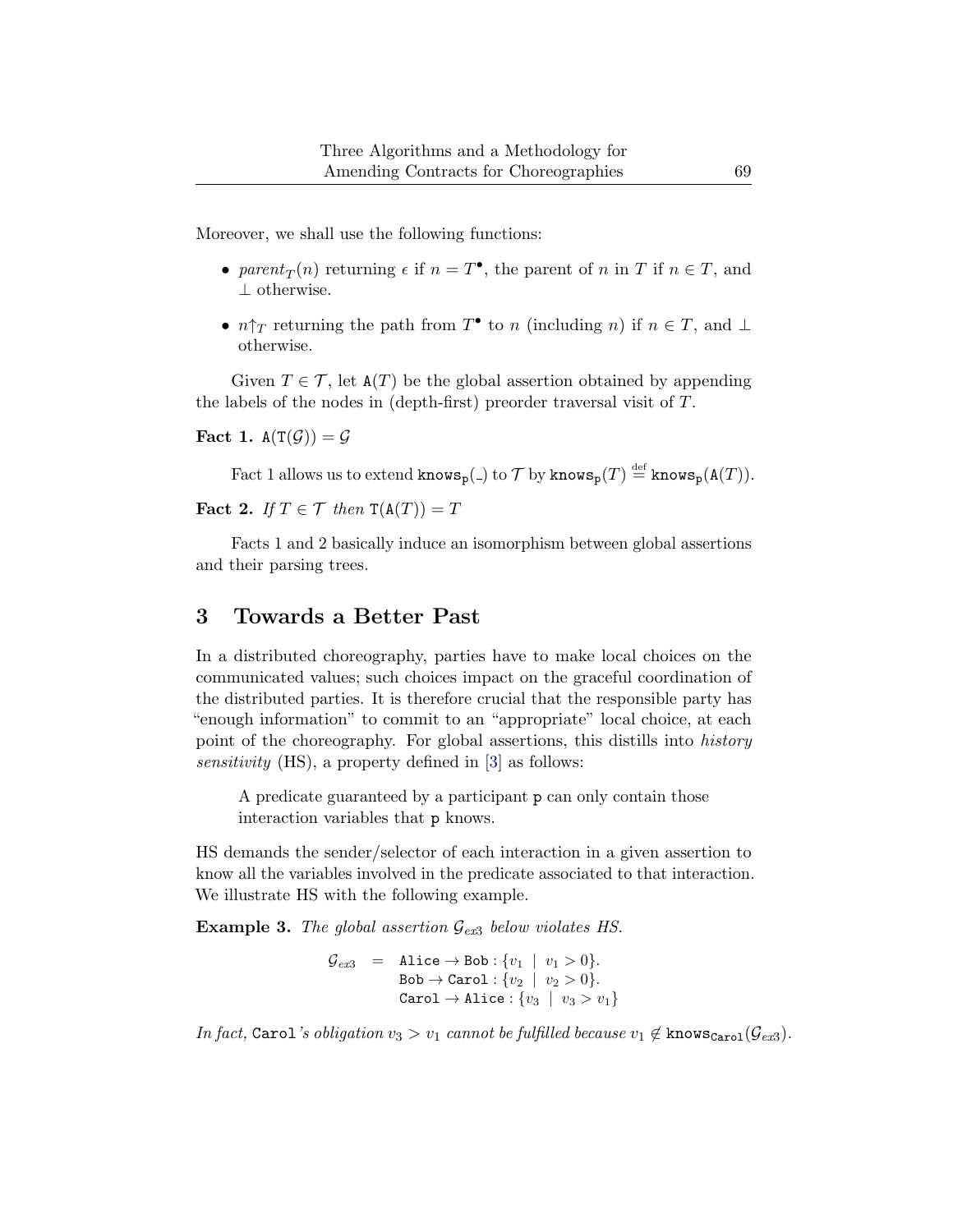Moreover, we shall use the following functions:

- $parent_T(n)$ returning $\epsilon$ if $n = T^\bullet$, the parent of $n$ in $T$ if $n \in T$, and $\perp$ otherwise.
- $n{\uparrow}_T$ returning the path from $T^\bullet$ to $n$ (including $n$) if $n \in T$, and $\perp$ otherwise.

Given $T \in \mathcal{T}$, let $\mathtt{A}(T)$ be the global assertion obtained by appending the labels of the nodes in (depth-first) preorder traversal visit of $T$.

**Fact 1.** $\mathtt{A}(\mathtt{T}(\mathcal{G})) = \mathcal{G}$

Fact 1 allows us to extend $\mathtt{knows_p}(\_)$ to $\mathcal{T}$ by $\mathtt{knows_p}(T) \stackrel{\text{def}}{=} \mathtt{knows_p}(\mathtt{A}(T))$.

**Fact 2.** *If $T \in \mathcal{T}$ then $\mathtt{T}(\mathtt{A}(T)) = T$*

Facts 1 and 2 basically induce an isomorphism between global assertions and their parsing trees.

## 3 Towards a Better Past

In a distributed choreography, parties have to make local choices on the communicated values; such choices impact on the graceful coordination of the distributed parties. It is therefore crucial that the responsible party has "enough information" to commit to an "appropriate" local choice, at each point of the choreography. For global assertions, this distills into *history sensitivity* (HS), a property defined in [3] as follows:

> A predicate guaranteed by a participant p can only contain those interaction variables that p knows.

HS demands the sender/selector of each interaction in a given assertion to know all the variables involved in the predicate associated to that interaction. We illustrate HS with the following example.

**Example 3.** *The global assertion $\mathcal{G}_{ex3}$ below violates HS.*

$$\begin{aligned} \mathcal{G}_{ex3} \quad = \quad & \mathtt{Alice} \to \mathtt{Bob} : \{v_1 \mid v_1 > 0\}. \\ & \mathtt{Bob} \to \mathtt{Carol} : \{v_2 \mid v_2 > 0\}. \\ & \mathtt{Carol} \to \mathtt{Alice} : \{v_3 \mid v_3 > v_1\} \end{aligned}$$

*In fact,* Carol*'s obligation $v_3 > v_1$ cannot be fulfilled because $v_1 \notin \mathtt{knows_{Carol}}(\mathcal{G}_{ex3})$.*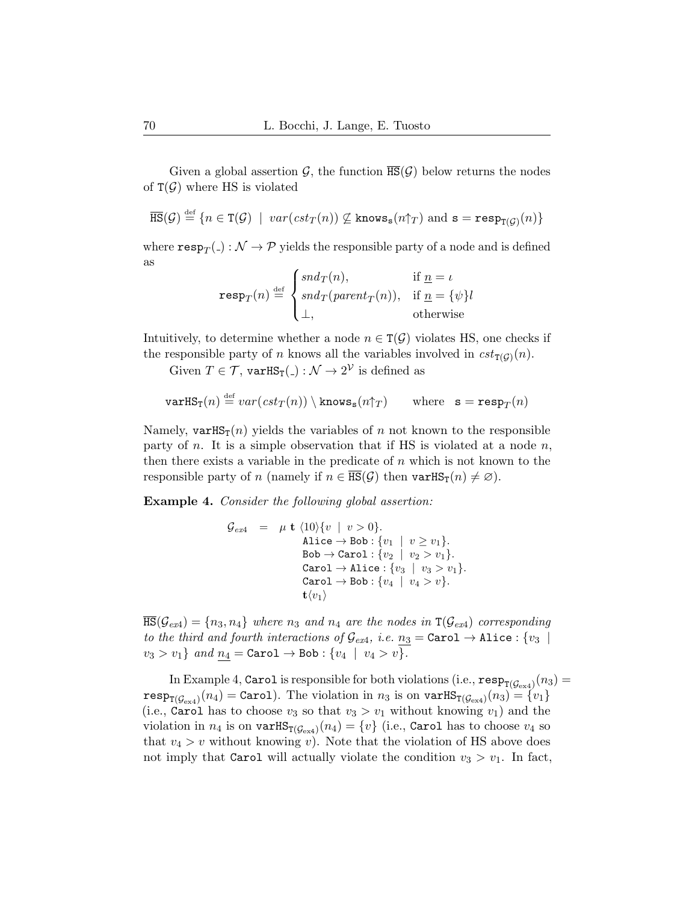Given a global assertion $\mathcal{G}$, the function $\overline{\mathtt{HS}}(\mathcal{G})$ below returns the nodes of $\mathtt{T}(\mathcal{G})$ where HS is violated

$$\overline{\mathtt{HS}}(\mathcal{G}) \stackrel{\text{def}}{=} \{n \in \mathtt{T}(\mathcal{G}) \mid var(cst_T(n)) \not\subseteq \mathtt{knows}_{\mathtt{s}}(n\!\uparrow_T) \text{ and } \mathtt{s} = \mathtt{resp}_{\mathtt{T}(\mathcal{G})}(n)\}$$

where $\mathtt{resp}_T(\_) : \mathcal{N} \to \mathcal{P}$ yields the responsible party of a node and is defined as

$$\mathtt{resp}_T(n) \stackrel{\text{def}}{=} \begin{cases} snd_T(n), & \text{if } \underline{n} = \iota \\ snd_T(parent_T(n)), & \text{if } \underline{n} = \{\psi\}l \\ \bot, & \text{otherwise} \end{cases}$$

Intuitively, to determine whether a node $n \in \mathtt{T}(\mathcal{G})$ violates HS, one checks if the responsible party of $n$ knows all the variables involved in $cst_{\mathtt{T}(\mathcal{G})}(n)$.

Given $T \in \mathcal{T}$, $\mathtt{varHS}_{\mathtt{T}}(\_) : \mathcal{N} \to 2^{\mathcal{V}}$ is defined as

$$\mathtt{varHS}_{\mathtt{T}}(n) \stackrel{\text{def}}{=} var(cst_T(n)) \setminus \mathtt{knows}_{\mathtt{s}}(n\!\uparrow_T) \qquad \text{where} \quad \mathtt{s} = \mathtt{resp}_T(n)$$

Namely, $\mathtt{varHS}_{\mathtt{T}}(n)$ yields the variables of $n$ not known to the responsible party of $n$. It is a simple observation that if HS is violated at a node $n$, then there exists a variable in the predicate of $n$ which is not known to the responsible party of $n$ (namely if $n \in \overline{\mathtt{HS}}(\mathcal{G})$ then $\mathtt{varHS}_{\mathtt{T}}(n) \neq \varnothing$).

**Example 4.** *Consider the following global assertion:*

$$\begin{array}{rcl} \mathcal{G}_{ex4} & = & \mu\ \mathbf{t}\ \langle 10\rangle\{v \mid v > 0\}. \\ & & \mathtt{Alice} \to \mathtt{Bob} : \{v_1 \mid v \geq v_1\}. \\ & & \mathtt{Bob} \to \mathtt{Carol} : \{v_2 \mid v_2 > v_1\}. \\ & & \mathtt{Carol} \to \mathtt{Alice} : \{v_3 \mid v_3 > v_1\}. \\ & & \mathtt{Carol} \to \mathtt{Bob} : \{v_4 \mid v_4 > v\}. \\ & & \mathbf{t}\langle v_1\rangle \end{array}$$

*$\overline{\mathtt{HS}}(\mathcal{G}_{ex4}) = \{n_3, n_4\}$ where $n_3$ and $n_4$ are the nodes in $\mathtt{T}(\mathcal{G}_{ex4})$ corresponding to the third and fourth interactions of $\mathcal{G}_{ex4}$, i.e. $\underline{n_3} = \mathtt{Carol} \to \mathtt{Alice} : \{v_3 \mid v_3 > v_1\}$ and $\underline{n_4} = \mathtt{Carol} \to \mathtt{Bob} : \{v_4 \mid v_4 > v\}$.*

In Example 4, $\mathtt{Carol}$ is responsible for both violations (i.e., $\mathtt{resp}_{\mathtt{T}(\mathcal{G}_{ex4})}(n_3) = \mathtt{resp}_{\mathtt{T}(\mathcal{G}_{ex4})}(n_4) = \mathtt{Carol}$). The violation in $n_3$ is on $\mathtt{varHS}_{\mathtt{T}(\mathcal{G}_{ex4})}(n_3) = \{v_1\}$ (i.e., $\mathtt{Carol}$ has to choose $v_3$ so that $v_3 > v_1$ without knowing $v_1$) and the violation in $n_4$ is on $\mathtt{varHS}_{\mathtt{T}(\mathcal{G}_{ex4})}(n_4) = \{v\}$ (i.e., $\mathtt{Carol}$ has to choose $v_4$ so that $v_4 > v$ without knowing $v$). Note that the violation of HS above does not imply that $\mathtt{Carol}$ will actually violate the condition $v_3 > v_1$. In fact,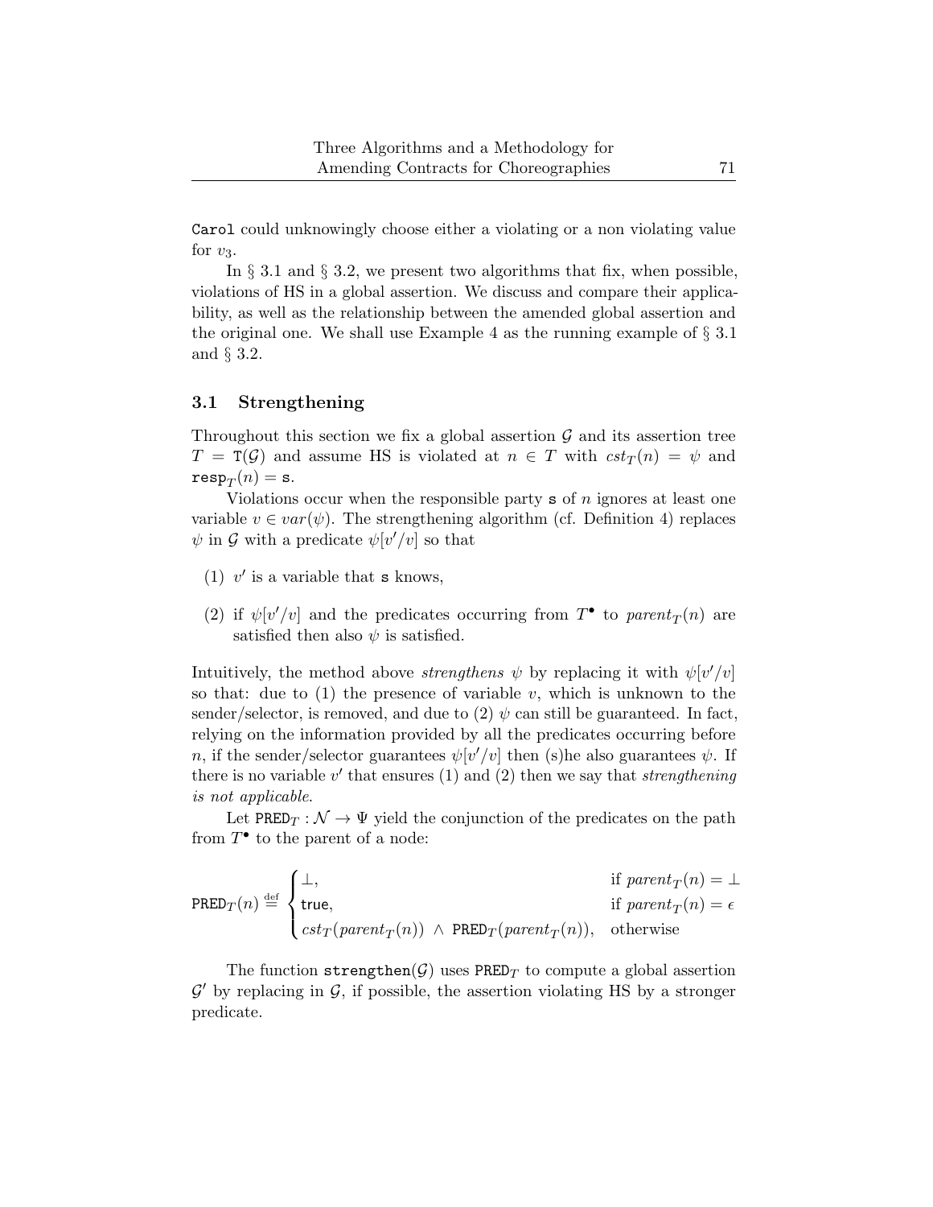Carol could unknowingly choose either a violating or a non violating value for $v_3$.

In § 3.1 and § 3.2, we present two algorithms that fix, when possible, violations of HS in a global assertion. We discuss and compare their applicability, as well as the relationship between the amended global assertion and the original one. We shall use Example 4 as the running example of § 3.1 and § 3.2.

## 3.1 Strengthening

Throughout this section we fix a global assertion $\mathcal{G}$ and its assertion tree $T = \mathtt{T}(\mathcal{G})$ and assume HS is violated at $n \in T$ with $cst_T(n) = \psi$ and $\mathtt{resp}_T(n) = \mathtt{s}$.

Violations occur when the responsible party $\mathtt{s}$ of $n$ ignores at least one variable $v \in var(\psi)$. The strengthening algorithm (cf. Definition 4) replaces $\psi$ in $\mathcal{G}$ with a predicate $\psi[v'/v]$ so that

(1) $v'$ is a variable that $\mathtt{s}$ knows,

(2) if $\psi[v'/v]$ and the predicates occurring from $T^\bullet$ to $parent_T(n)$ are satisfied then also $\psi$ is satisfied.

Intuitively, the method above *strengthens* $\psi$ by replacing it with $\psi[v'/v]$ so that: due to (1) the presence of variable $v$, which is unknown to the sender/selector, is removed, and due to (2) $\psi$ can still be guaranteed. In fact, relying on the information provided by all the predicates occurring before $n$, if the sender/selector guarantees $\psi[v'/v]$ then (s)he also guarantees $\psi$. If there is no variable $v'$ that ensures (1) and (2) then we say that *strengthening is not applicable*.

Let $\mathtt{PRED}_T : \mathcal{N} \to \Psi$ yield the conjunction of the predicates on the path from $T^\bullet$ to the parent of a node:

$$\mathtt{PRED}_T(n) \stackrel{\text{def}}{=} \begin{cases} \bot, & \text{if } parent_T(n) = \bot \\ \mathsf{true}, & \text{if } parent_T(n) = \epsilon \\ cst_T(parent_T(n)) \;\wedge\; \mathtt{PRED}_T(parent_T(n)), & \text{otherwise} \end{cases}$$

The function $\mathtt{strengthen}(\mathcal{G})$ uses $\mathtt{PRED}_T$ to compute a global assertion $\mathcal{G}'$ by replacing in $\mathcal{G}$, if possible, the assertion violating HS by a stronger predicate.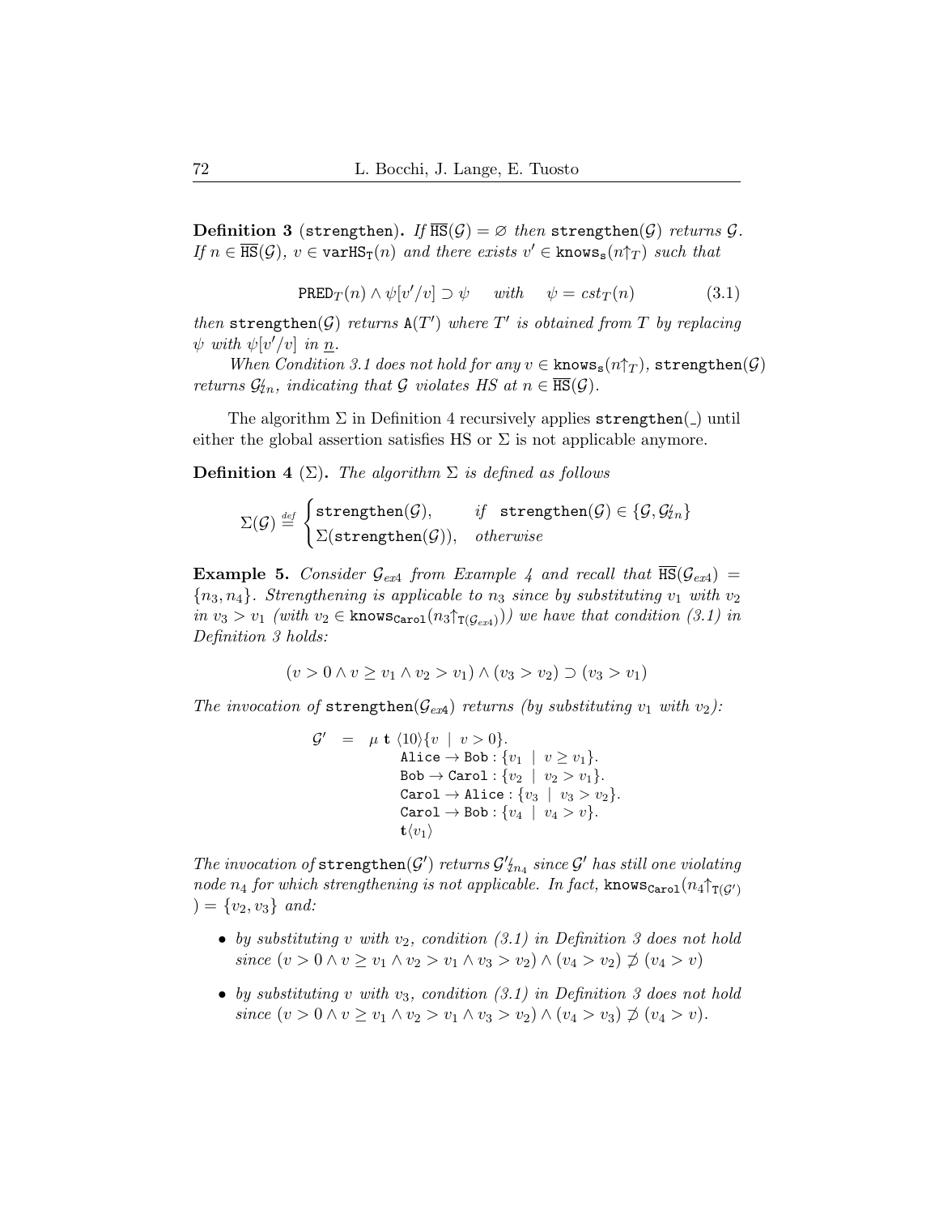**Definition 3** (strengthen)**.** *If* $\overline{\mathtt{HS}}(\mathcal{G}) = \varnothing$ *then* $\mathtt{strengthen}(\mathcal{G})$ *returns* $\mathcal{G}$. *If* $n \in \overline{\mathtt{HS}}(\mathcal{G})$, $v \in \mathtt{varHS}_{\mathtt{T}}(n)$ *and there exists* $v' \in \mathtt{knows}_{\mathtt{s}}(n{\uparrow_T})$ *such that*

$$\mathtt{PRED}_T(n) \wedge \psi[v'/v] \supset \psi \quad \text{with} \quad \psi = cst_T(n) \tag{3.1}$$

*then* $\mathtt{strengthen}(\mathcal{G})$ *returns* $\mathtt{A}(T')$ *where* $T'$ *is obtained from* $T$ *by replacing* $\psi$ *with* $\psi[v'/v]$ *in* $\underline{n}$.

*When Condition 3.1 does not hold for any* $v \in \mathtt{knows}_{\mathtt{s}}(n{\uparrow_T})$, $\mathtt{strengthen}(\mathcal{G})$ *returns* $\mathcal{G}_{\not\downarrow n}$, *indicating that* $\mathcal{G}$ *violates HS at* $n \in \overline{\mathtt{HS}}(\mathcal{G})$.

The algorithm $\Sigma$ in Definition 4 recursively applies $\mathtt{strengthen}(\_)$ until either the global assertion satisfies HS or $\Sigma$ is not applicable anymore.

**Definition 4** ($\Sigma$)**.** *The algorithm* $\Sigma$ *is defined as follows*

$$\Sigma(\mathcal{G}) \stackrel{def}{=} \begin{cases} \mathtt{strengthen}(\mathcal{G}), & \text{if} \quad \mathtt{strengthen}(\mathcal{G}) \in \{\mathcal{G}, \mathcal{G}_{\not\downarrow n}\} \\ \Sigma(\mathtt{strengthen}(\mathcal{G})), & \text{otherwise} \end{cases}$$

**Example 5.** *Consider* $\mathcal{G}_{ex4}$ *from Example 4 and recall that* $\overline{\mathtt{HS}}(\mathcal{G}_{ex4}) = \{n_3, n_4\}$. *Strengthening is applicable to* $n_3$ *since by substituting* $v_1$ *with* $v_2$ *in* $v_3 > v_1$ *(with* $v_2 \in \mathtt{knows}_{\mathtt{Carol}}(n_3{\uparrow_{\mathtt{T}(\mathcal{G}_{ex4})}})$*) we have that condition (3.1) in Definition 3 holds:*

$$(v > 0 \wedge v \geq v_1 \wedge v_2 > v_1) \wedge (v_3 > v_2) \supset (v_3 > v_1)$$

*The invocation of* $\mathtt{strengthen}(\mathcal{G}_{ex4})$ *returns (by substituting* $v_1$ *with* $v_2$*):*

$$\begin{aligned} \mathcal{G}' \quad = \quad & \mu\ \mathbf{t}\ \langle 10 \rangle \{v \mid v > 0\}. \\ & \mathtt{Alice} \to \mathtt{Bob} : \{v_1 \mid v \geq v_1\}. \\ & \mathtt{Bob} \to \mathtt{Carol} : \{v_2 \mid v_2 > v_1\}. \\ & \mathtt{Carol} \to \mathtt{Alice} : \{v_3 \mid v_3 > v_2\}. \\ & \mathtt{Carol} \to \mathtt{Bob} : \{v_4 \mid v_4 > v\}. \\ & \mathbf{t}\langle v_1 \rangle \end{aligned}$$

*The invocation of* $\mathtt{strengthen}(\mathcal{G}')$ *returns* $\mathcal{G}'_{\not\downarrow n_4}$ *since* $\mathcal{G}'$ *has still one violating node* $n_4$ *for which strengthening is not applicable. In fact,* $\mathtt{knows}_{\mathtt{Carol}}(n_4{\uparrow_{\mathtt{T}(\mathcal{G}')}}) = \{v_2, v_3\}$ *and:*

- *by substituting* $v$ *with* $v_2$*, condition (3.1) in Definition 3 does not hold since* $(v > 0 \wedge v \geq v_1 \wedge v_2 > v_1 \wedge v_3 > v_2) \wedge (v_4 > v_2) \not\supset (v_4 > v)$
- *by substituting* $v$ *with* $v_3$*, condition (3.1) in Definition 3 does not hold since* $(v > 0 \wedge v \geq v_1 \wedge v_2 > v_1 \wedge v_3 > v_2) \wedge (v_4 > v_3) \not\supset (v_4 > v)$.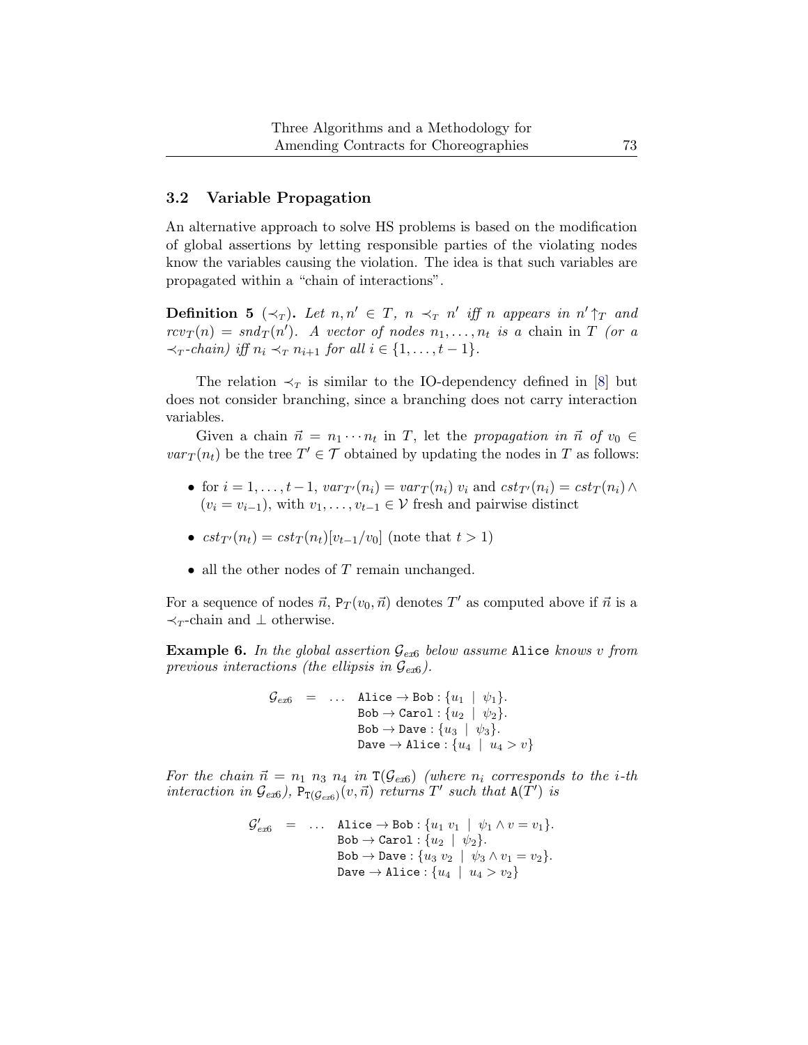### 3.2 Variable Propagation

An alternative approach to solve HS problems is based on the modification of global assertions by letting responsible parties of the violating nodes know the variables causing the violation. The idea is that such variables are propagated within a "chain of interactions".

**Definition 5** ($\prec_T$)**.** *Let $n, n' \in T$, $n \prec_T n'$ iff $n$ appears in $n' \!\uparrow_T$ and $rcv_T(n) = snd_T(n')$. A vector of nodes $n_1, \ldots, n_t$ is a* chain in $T$ *(or a $\prec_T$-chain) iff $n_i \prec_T n_{i+1}$ for all $i \in \{1, \ldots, t-1\}$.*

The relation $\prec_T$ is similar to the IO-dependency defined in [8] but does not consider branching, since a branching does not carry interaction variables.

Given a chain $\vec{n} = n_1 \cdots n_t$ in $T$, let the *propagation in $\vec{n}$ of $v_0 \in var_T(n_t)$* be the tree $T' \in \mathcal{T}$ obtained by updating the nodes in $T$ as follows:

- for $i = 1, \ldots, t-1$, $var_{T'}(n_i) = var_T(n_i)\ v_i$ and $cst_{T'}(n_i) = cst_T(n_i) \wedge (v_i = v_{i-1})$, with $v_1, \ldots, v_{t-1} \in \mathcal{V}$ fresh and pairwise distinct
- $cst_{T'}(n_t) = cst_T(n_t)[v_{t-1}/v_0]$ (note that $t > 1$)
- all the other nodes of $T$ remain unchanged.

For a sequence of nodes $\vec{n}$, $\mathtt{P}_T(v_0, \vec{n})$ denotes $T'$ as computed above if $\vec{n}$ is a $\prec_T$-chain and $\bot$ otherwise.

**Example 6.** *In the global assertion $\mathcal{G}_{ex6}$ below assume* `Alice` *knows $v$ from previous interactions (the ellipsis in $\mathcal{G}_{ex6}$).*

$$
\begin{aligned}
\mathcal{G}_{ex6} \quad = \quad \ldots \quad & \mathtt{Alice} \to \mathtt{Bob} : \{u_1 \mid \psi_1\}.\\
& \mathtt{Bob} \to \mathtt{Carol} : \{u_2 \mid \psi_2\}.\\
& \mathtt{Bob} \to \mathtt{Dave} : \{u_3 \mid \psi_3\}.\\
& \mathtt{Dave} \to \mathtt{Alice} : \{u_4 \mid u_4 > v\}
\end{aligned}
$$

*For the chain $\vec{n} = n_1\ n_3\ n_4$ in $\mathtt{T}(\mathcal{G}_{ex6})$ (where $n_i$ corresponds to the $i$-th interaction in $\mathcal{G}_{ex6}$), $\mathtt{P}_{\mathtt{T}(\mathcal{G}_{ex6})}(v, \vec{n})$ returns $T'$ such that $\mathtt{A}(T')$ is*

$$
\begin{aligned}
\mathcal{G}'_{ex6} \quad = \quad \ldots \quad & \mathtt{Alice} \to \mathtt{Bob} : \{u_1\ v_1 \mid \psi_1 \wedge v = v_1\}.\\
& \mathtt{Bob} \to \mathtt{Carol} : \{u_2 \mid \psi_2\}.\\
& \mathtt{Bob} \to \mathtt{Dave} : \{u_3\ v_2 \mid \psi_3 \wedge v_1 = v_2\}.\\
& \mathtt{Dave} \to \mathtt{Alice} : \{u_4 \mid u_4 > v_2\}
\end{aligned}
$$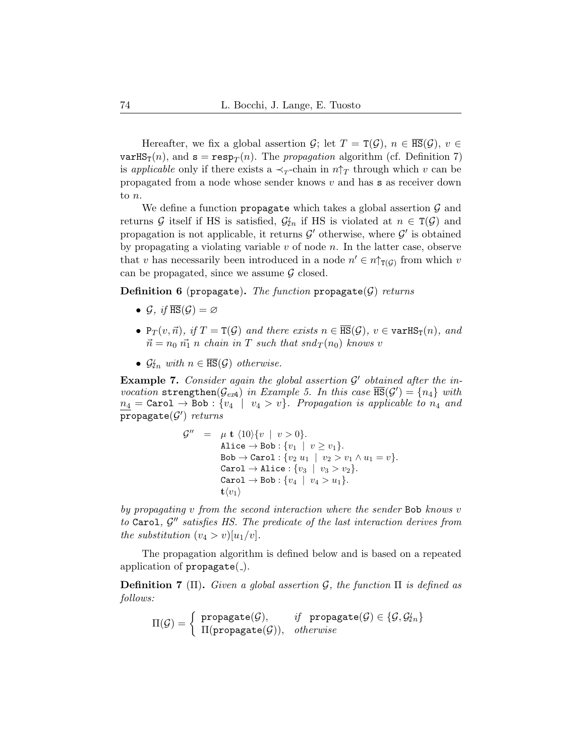Hereafter, we fix a global assertion $\mathcal{G}$; let $T = \mathtt{T}(\mathcal{G})$, $n \in \overline{\mathtt{HS}}(\mathcal{G})$, $v \in \mathtt{varHS}_{\mathtt{T}}(n)$, and $\mathtt{s} = \mathtt{resp}_T(n)$. The *propagation* algorithm (cf. Definition 7) is *applicable* only if there exists a $\prec_T$-chain in $n{\uparrow}_T$ through which $v$ can be propagated from a node whose sender knows $v$ and has $\mathtt{s}$ as receiver down to $n$.

We define a function $\mathtt{propagate}$ which takes a global assertion $\mathcal{G}$ and returns $\mathcal{G}$ itself if HS is satisfied, $\mathcal{G}_{\not{\,}n}$ if HS is violated at $n \in \mathtt{T}(\mathcal{G})$ and propagation is not applicable, it returns $\mathcal{G}'$ otherwise, where $\mathcal{G}'$ is obtained by propagating a violating variable $v$ of node $n$. In the latter case, observe that $v$ has necessarily been introduced in a node $n' \in n{\uparrow}_{\mathtt{T}(\mathcal{G})}$ from which $v$ can be propagated, since we assume $\mathcal{G}$ closed.

**Definition 6** ($\mathtt{propagate}$)**.** *The function* $\mathtt{propagate}(\mathcal{G})$ *returns*

- $\mathcal{G}$*, if* $\overline{\mathtt{HS}}(\mathcal{G}) = \varnothing$
- $\mathtt{P}_T(v, \vec{n})$*, if* $T = \mathtt{T}(\mathcal{G})$ *and there exists* $n \in \overline{\mathtt{HS}}(\mathcal{G})$*,* $v \in \mathtt{varHS}_{\mathtt{T}}(n)$*, and* $\vec{n} = n_0\, \vec{n_1}\, n$ *chain in* $T$ *such that* $snd_T(n_0)$ *knows* $v$
- $\mathcal{G}_{\not{\,}n}$ *with* $n \in \overline{\mathtt{HS}}(\mathcal{G})$ *otherwise.*

**Example 7.** *Consider again the global assertion* $\mathcal{G}'$ *obtained after the invocation* $\mathtt{strengthen}(\mathcal{G}_{ex4})$ *in Example 5. In this case* $\overline{\mathtt{HS}}(\mathcal{G}') = \{n_4\}$ *with* $n_4 = \mathtt{Carol} \to \mathtt{Bob} : \{v_4 \mid v_4 > v\}$*. Propagation is applicable to* $n_4$ *and* $\mathtt{propagate}(\mathcal{G}')$ *returns*

$$
\begin{aligned}
\mathcal{G}'' \;=\; & \mu\, \mathbf{t}\, \langle 10\rangle\{v \mid v > 0\}.\\
& \mathtt{Alice} \to \mathtt{Bob} : \{v_1 \mid v \geq v_1\}.\\
& \mathtt{Bob} \to \mathtt{Carol} : \{v_2\, u_1 \mid v_2 > v_1 \wedge u_1 = v\}.\\
& \mathtt{Carol} \to \mathtt{Alice} : \{v_3 \mid v_3 > v_2\}.\\
& \mathtt{Carol} \to \mathtt{Bob} : \{v_4 \mid v_4 > u_1\}.\\
& \mathbf{t}\langle v_1\rangle
\end{aligned}
$$

*by propagating* $v$ *from the second interaction where the sender* $\mathtt{Bob}$ *knows* $v$ *to* $\mathtt{Carol}$*,* $\mathcal{G}''$ *satisfies HS. The predicate of the last interaction derives from the substitution* $(v_4 > v)[u_1/v]$*.*

The propagation algorithm is defined below and is based on a repeated application of $\mathtt{propagate}(\_)$.

**Definition 7** ($\Pi$)**.** *Given a global assertion* $\mathcal{G}$*, the function* $\Pi$ *is defined as follows:*

$$
\Pi(\mathcal{G}) = \begin{cases} \mathtt{propagate}(\mathcal{G}), & \textit{if} \;\; \mathtt{propagate}(\mathcal{G}) \in \{\mathcal{G}, \mathcal{G}_{\not{\,}n}\} \\ \Pi(\mathtt{propagate}(\mathcal{G})), & \textit{otherwise} \end{cases}
$$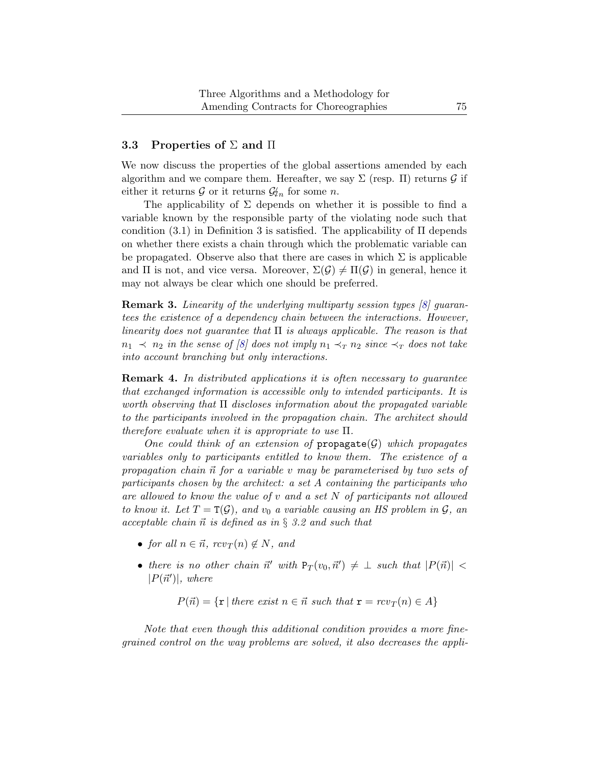### 3.3 Properties of $\Sigma$ and $\Pi$

We now discuss the properties of the global assertions amended by each algorithm and we compare them. Hereafter, we say $\Sigma$ (resp. $\Pi$) returns $\mathcal{G}$ if either it returns $\mathcal{G}$ or it returns $\mathcal{G}'_{\sharp n}$ for some $n$.

The applicability of $\Sigma$ depends on whether it is possible to find a variable known by the responsible party of the violating node such that condition (3.1) in Definition 3 is satisfied. The applicability of $\Pi$ depends on whether there exists a chain through which the problematic variable can be propagated. Observe also that there are cases in which $\Sigma$ is applicable and $\Pi$ is not, and vice versa. Moreover, $\Sigma(\mathcal{G}) \neq \Pi(\mathcal{G})$ in general, hence it may not always be clear which one should be preferred.

**Remark 3.** *Linearity of the underlying multiparty session types [8] guarantees the existence of a dependency chain between the interactions. However, linearity does not guarantee that $\Pi$ is always applicable. The reason is that $n_1 \prec n_2$ in the sense of [8] does not imply $n_1 \prec_T n_2$ since $\prec_T$ does not take into account branching but only interactions.*

**Remark 4.** *In distributed applications it is often necessary to guarantee that exchanged information is accessible only to intended participants. It is worth observing that $\Pi$ discloses information about the propagated variable to the participants involved in the propagation chain. The architect should therefore evaluate when it is appropriate to use $\Pi$.*

*One could think of an extension of* `propagate`$(\mathcal{G})$ *which propagates variables only to participants entitled to know them. The existence of a propagation chain $\vec{n}$ for a variable $v$ may be parameterised by two sets of participants chosen by the architect: a set $A$ containing the participants who are allowed to know the value of $v$ and a set $N$ of participants not allowed to know it. Let $T = \mathtt{T}(\mathcal{G})$, and $v_0$ a variable causing an HS problem in $\mathcal{G}$, an acceptable chain $\vec{n}$ is defined as in § 3.2 and such that*

- *for all $n \in \vec{n}$, $rcv_T(n) \notin N$, and*
- *there is no other chain $\vec{n}'$ with $\mathtt{P}_T(v_0, \vec{n}') \neq \bot$ such that $|P(\vec{n})| < |P(\vec{n}')|$, where*

$$P(\vec{n}) = \{\mathtt{r} \,|\, \textit{there exist } n \in \vec{n} \textit{ such that } \mathtt{r} = rcv_T(n) \in A\}$$

*Note that even though this additional condition provides a more fine-grained control on the way problems are solved, it also decreases the appli-*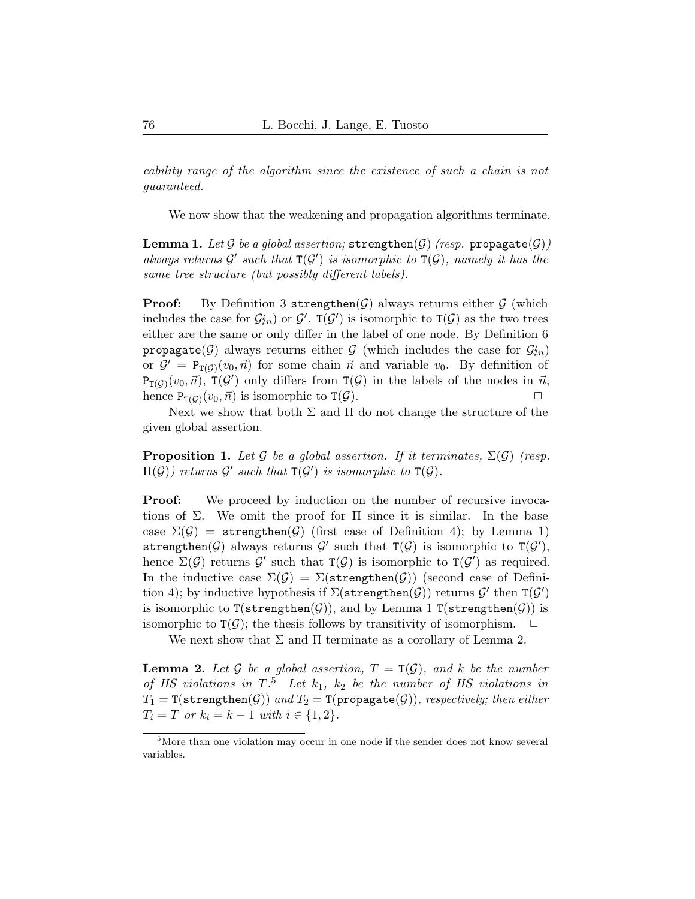*cability range of the algorithm since the existence of such a chain is not guaranteed.*

We now show that the weakening and propagation algorithms terminate.

**Lemma 1.** *Let $\mathcal{G}$ be a global assertion;* $\texttt{strengthen}(\mathcal{G})$ *(resp.* $\texttt{propagate}(\mathcal{G})$*) always returns $\mathcal{G}'$ such that $\texttt{T}(\mathcal{G}')$ is isomorphic to $\texttt{T}(\mathcal{G})$, namely it has the same tree structure (but possibly different labels).*

**Proof:** By Definition 3 $\texttt{strengthen}(\mathcal{G})$ always returns either $\mathcal{G}$ (which includes the case for $\mathcal{G}_{tn}^{\prime}$) or $\mathcal{G}'$. $\texttt{T}(\mathcal{G}')$ is isomorphic to $\texttt{T}(\mathcal{G})$ as the two trees either are the same or only differ in the label of one node. By Definition 6 $\texttt{propagate}(\mathcal{G})$ always returns either $\mathcal{G}$ (which includes the case for $\mathcal{G}_{tn}^{\prime}$) or $\mathcal{G}' = \texttt{P}_{\texttt{T}(\mathcal{G})}(v_0, \vec{n})$ for some chain $\vec{n}$ and variable $v_0$. By definition of $\texttt{P}_{\texttt{T}(\mathcal{G})}(v_0, \vec{n})$, $\texttt{T}(\mathcal{G}')$ only differs from $\texttt{T}(\mathcal{G})$ in the labels of the nodes in $\vec{n}$, hence $\texttt{P}_{\texttt{T}(\mathcal{G})}(v_0, \vec{n})$ is isomorphic to $\texttt{T}(\mathcal{G})$. □

Next we show that both $\Sigma$ and $\Pi$ do not change the structure of the given global assertion.

**Proposition 1.** *Let $\mathcal{G}$ be a global assertion. If it terminates, $\Sigma(\mathcal{G})$ (resp. $\Pi(\mathcal{G})$) returns $\mathcal{G}'$ such that $\texttt{T}(\mathcal{G}')$ is isomorphic to $\texttt{T}(\mathcal{G})$.*

**Proof:** We proceed by induction on the number of recursive invocations of $\Sigma$. We omit the proof for $\Pi$ since it is similar. In the base case $\Sigma(\mathcal{G}) = \texttt{strengthen}(\mathcal{G})$ (first case of Definition 4); by Lemma 1) $\texttt{strengthen}(\mathcal{G})$ always returns $\mathcal{G}'$ such that $\texttt{T}(\mathcal{G})$ is isomorphic to $\texttt{T}(\mathcal{G}')$, hence $\Sigma(\mathcal{G})$ returns $\mathcal{G}'$ such that $\texttt{T}(\mathcal{G})$ is isomorphic to $\texttt{T}(\mathcal{G}')$ as required. In the inductive case $\Sigma(\mathcal{G}) = \Sigma(\texttt{strengthen}(\mathcal{G}))$ (second case of Definition 4); by inductive hypothesis if $\Sigma(\texttt{strengthen}(\mathcal{G}))$ returns $\mathcal{G}'$ then $\texttt{T}(\mathcal{G}')$ is isomorphic to $\texttt{T}(\texttt{strengthen}(\mathcal{G}))$, and by Lemma 1 $\texttt{T}(\texttt{strengthen}(\mathcal{G}))$ is isomorphic to $\texttt{T}(\mathcal{G})$; the thesis follows by transitivity of isomorphism. □

We next show that $\Sigma$ and $\Pi$ terminate as a corollary of Lemma 2.

**Lemma 2.** *Let $\mathcal{G}$ be a global assertion, $T = \texttt{T}(\mathcal{G})$, and $k$ be the number of HS violations in $T$.*[5] *Let $k_1$, $k_2$ be the number of HS violations in $T_1 = \texttt{T}(\texttt{strengthen}(\mathcal{G}))$ and $T_2 = \texttt{T}(\texttt{propagate}(\mathcal{G}))$, respectively; then either $T_i = T$ or $k_i = k - 1$ with $i \in \{1, 2\}$.*

[5] More than one violation may occur in one node if the sender does not know several variables.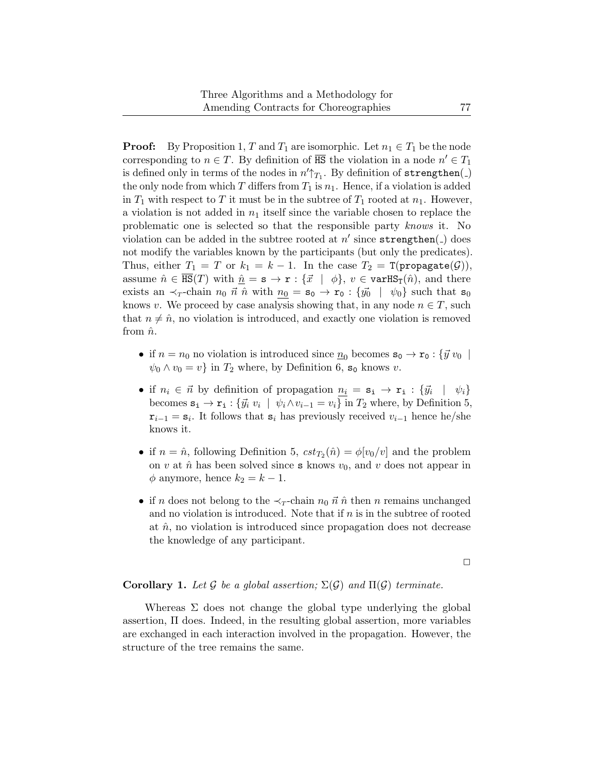**Proof:** By Proposition 1, $T$ and $T_1$ are isomorphic. Let $n_1 \in T_1$ be the node corresponding to $n \in T$. By definition of $\overline{\mathtt{HS}}$ the violation in a node $n' \in T_1$ is defined only in terms of the nodes in $n'{\uparrow}_{T_1}$. By definition of $\mathtt{strengthen}(\_)$ the only node from which $T$ differs from $T_1$ is $n_1$. Hence, if a violation is added in $T_1$ with respect to $T$ it must be in the subtree of $T_1$ rooted at $n_1$. However, a violation is not added in $n_1$ itself since the variable chosen to replace the problematic one is selected so that the responsible party *knows* it. No violation can be added in the subtree rooted at $n'$ since $\mathtt{strengthen}(\_)$ does not modify the variables known by the participants (but only the predicates). Thus, either $T_1 = T$ or $k_1 = k - 1$. In the case $T_2 = \mathtt{T}(\mathtt{propagate}(\mathcal{G}))$, assume $\hat{n} \in \overline{\mathtt{HS}}(T)$ with $\underline{\hat{n}} = \mathtt{s} \to \mathtt{r} : \{\vec{x} \mid \phi\}$, $v \in \mathtt{varHS_T}(\hat{n})$, and there exists an $\prec_T$-chain $n_0\ \vec{n}\ \hat{n}$ with $\underline{n_0} = \mathtt{s_0} \to \mathtt{r_0} : \{\vec{y_0} \mid \psi_0\}$ such that $\mathtt{s_0}$ knows $v$. We proceed by case analysis showing that, in any node $n \in T$, such that $n \neq \hat{n}$, no violation is introduced, and exactly one violation is removed from $\hat{n}$.

- if $n = n_0$ no violation is introduced since $\underline{n}_0$ becomes $\mathtt{s_0} \to \mathtt{r_0} : \{\vec{y}\ v_0 \mid \psi_0 \wedge v_0 = v\}$ in $T_2$ where, by Definition 6, $\mathtt{s_0}$ knows $v$.
- if $n_i \in \vec{n}$ by definition of propagation $\underline{n_i} = \mathtt{s_i} \to \mathtt{r_i} : \{\vec{y_i} \mid \psi_i\}$ becomes $\mathtt{s_i} \to \mathtt{r_i} : \{\vec{y_i}\ v_i \mid \psi_i \wedge v_{i-1} = v_i\}$ in $T_2$ where, by Definition 5, $\mathtt{r}_{i-1} = \mathtt{s}_i$. It follows that $\mathtt{s}_i$ has previously received $v_{i-1}$ hence he/she knows it.
- if $n = \hat{n}$, following Definition 5, $cst_{T_2}(\hat{n}) = \phi[v_0/v]$ and the problem on $v$ at $\hat{n}$ has been solved since $\mathtt{s}$ knows $v_0$, and $v$ does not appear in $\phi$ anymore, hence $k_2 = k - 1$.
- if $n$ does not belong to the $\prec_T$-chain $n_0\ \vec{n}\ \hat{n}$ then $n$ remains unchanged and no violation is introduced. Note that if $n$ is in the subtree of rooted at $\hat{n}$, no violation is introduced since propagation does not decrease the knowledge of any participant.

□

**Corollary 1.** *Let $\mathcal{G}$ be a global assertion; $\Sigma(\mathcal{G})$ and $\Pi(\mathcal{G})$ terminate.*

Whereas $\Sigma$ does not change the global type underlying the global assertion, $\Pi$ does. Indeed, in the resulting global assertion, more variables are exchanged in each interaction involved in the propagation. However, the structure of the tree remains the same.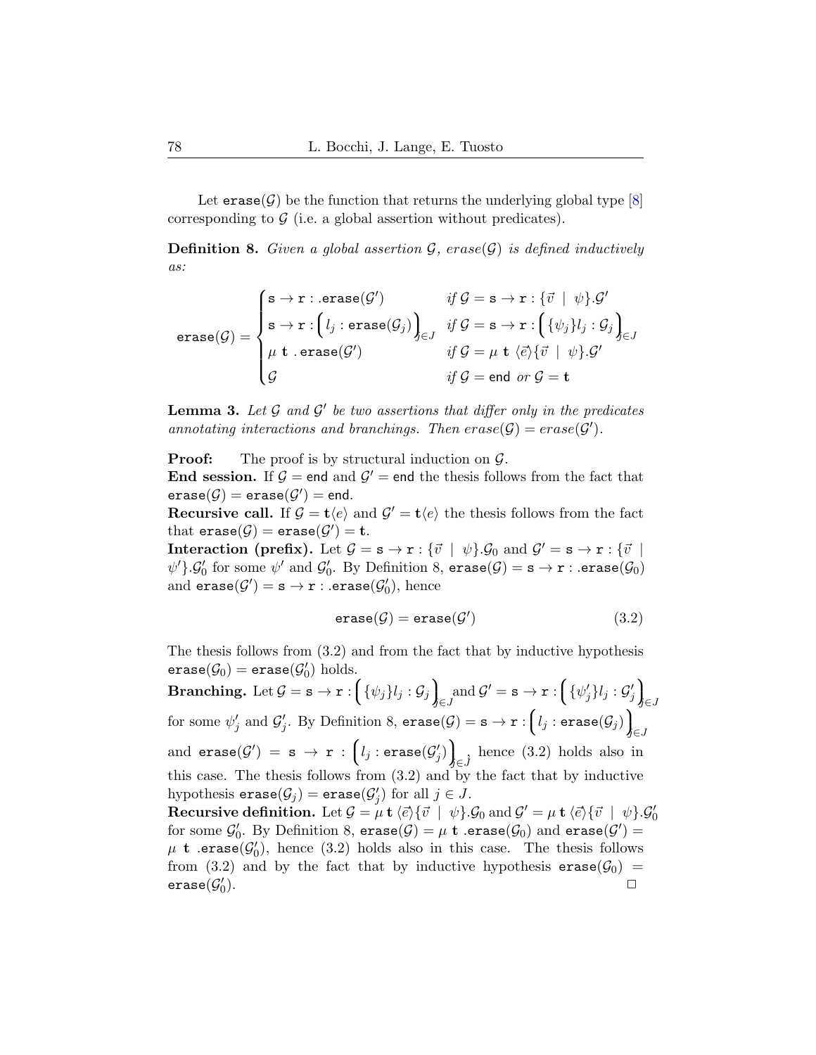Let $\mathtt{erase}(\mathcal{G})$ be the function that returns the underlying global type [8] corresponding to $\mathcal{G}$ (i.e. a global assertion without predicates).

**Definition 8.** *Given a global assertion $\mathcal{G}$, $erase(\mathcal{G})$ is defined inductively as:*

$$\mathtt{erase}(\mathcal{G}) = \begin{cases} \mathtt{s} \to \mathtt{r} : .\mathtt{erase}(\mathcal{G}') & \text{if } \mathcal{G} = \mathtt{s} \to \mathtt{r} : \{\vec{v} \mid \psi\}.\mathcal{G}' \\ \mathtt{s} \to \mathtt{r} : \Big( l_j : \mathtt{erase}(\mathcal{G}_j) \Big)_{j \in J} & \text{if } \mathcal{G} = \mathtt{s} \to \mathtt{r} : \Big( \{\psi_j\} l_j : \mathcal{G}_j \Big)_{j \in J} \\ \mu\ \mathbf{t}\ .\mathtt{erase}(\mathcal{G}') & \text{if } \mathcal{G} = \mu\ \mathbf{t}\ \langle \vec{e} \rangle \{\vec{v} \mid \psi\}.\mathcal{G}' \\ \mathcal{G} & \text{if } \mathcal{G} = \mathsf{end} \text{ or } \mathcal{G} = \mathbf{t} \end{cases}$$

**Lemma 3.** *Let $\mathcal{G}$ and $\mathcal{G}'$ be two assertions that differ only in the predicates annotating interactions and branchings. Then $erase(\mathcal{G}) = erase(\mathcal{G}')$.*

**Proof:** The proof is by structural induction on $\mathcal{G}$.

**End session.** If $\mathcal{G} = \mathsf{end}$ and $\mathcal{G}' = \mathsf{end}$ the thesis follows from the fact that $\mathtt{erase}(\mathcal{G}) = \mathtt{erase}(\mathcal{G}') = \mathsf{end}$.

**Recursive call.** If $\mathcal{G} = \mathbf{t}\langle e \rangle$ and $\mathcal{G}' = \mathbf{t}\langle e \rangle$ the thesis follows from the fact that $\mathtt{erase}(\mathcal{G}) = \mathtt{erase}(\mathcal{G}') = \mathbf{t}$.

**Interaction (prefix).** Let $\mathcal{G} = \mathtt{s} \to \mathtt{r} : \{\vec{v} \mid \psi\}.\mathcal{G}_0$ and $\mathcal{G}' = \mathtt{s} \to \mathtt{r} : \{\vec{v} \mid \psi'\}.\mathcal{G}_0'$ for some $\psi'$ and $\mathcal{G}_0'$. By Definition 8, $\mathtt{erase}(\mathcal{G}) = \mathtt{s} \to \mathtt{r} : .\mathtt{erase}(\mathcal{G}_0)$ and $\mathtt{erase}(\mathcal{G}') = \mathtt{s} \to \mathtt{r} : .\mathtt{erase}(\mathcal{G}_0')$, hence

$$\mathtt{erase}(\mathcal{G}) = \mathtt{erase}(\mathcal{G}') \tag{3.2}$$

The thesis follows from (3.2) and from the fact that by inductive hypothesis $\mathtt{erase}(\mathcal{G}_0) = \mathtt{erase}(\mathcal{G}_0')$ holds.

**Branching.** Let $\mathcal{G} = \mathtt{s} \to \mathtt{r} : \Big( \{\psi_j\} l_j : \mathcal{G}_j \Big)_{j \in J}$ and $\mathcal{G}' = \mathtt{s} \to \mathtt{r} : \Big( \{\psi_j'\} l_j : \mathcal{G}_j' \Big)_{j \in J}$ for some $\psi_j'$ and $\mathcal{G}_j'$. By Definition 8, $\mathtt{erase}(\mathcal{G}) = \mathtt{s} \to \mathtt{r} : \Big( l_j : \mathtt{erase}(\mathcal{G}_j) \Big)_{j \in J}$ and $\mathtt{erase}(\mathcal{G}') = \mathtt{s} \to \mathtt{r} : \Big( l_j : \mathtt{erase}(\mathcal{G}_j') \Big)_{j \in J}$ hence (3.2) holds also in this case. The thesis follows from (3.2) and by the fact that by inductive hypothesis $\mathtt{erase}(\mathcal{G}_j) = \mathtt{erase}(\mathcal{G}_j')$ for all $j \in J$.

**Recursive definition.** Let $\mathcal{G} = \mu\,\mathbf{t}\,\langle \vec{e} \rangle \{\vec{v} \mid \psi\}.\mathcal{G}_0$ and $\mathcal{G}' = \mu\,\mathbf{t}\,\langle \vec{e} \rangle \{\vec{v} \mid \psi\}.\mathcal{G}_0'$ for some $\mathcal{G}_0'$. By Definition 8, $\mathtt{erase}(\mathcal{G}) = \mu\ \mathbf{t}\ .\mathtt{erase}(\mathcal{G}_0)$ and $\mathtt{erase}(\mathcal{G}') = \mu\ \mathbf{t}\ .\mathtt{erase}(\mathcal{G}_0')$, hence (3.2) holds also in this case. The thesis follows from (3.2) and by the fact that by inductive hypothesis $\mathtt{erase}(\mathcal{G}_0) = \mathtt{erase}(\mathcal{G}_0')$. □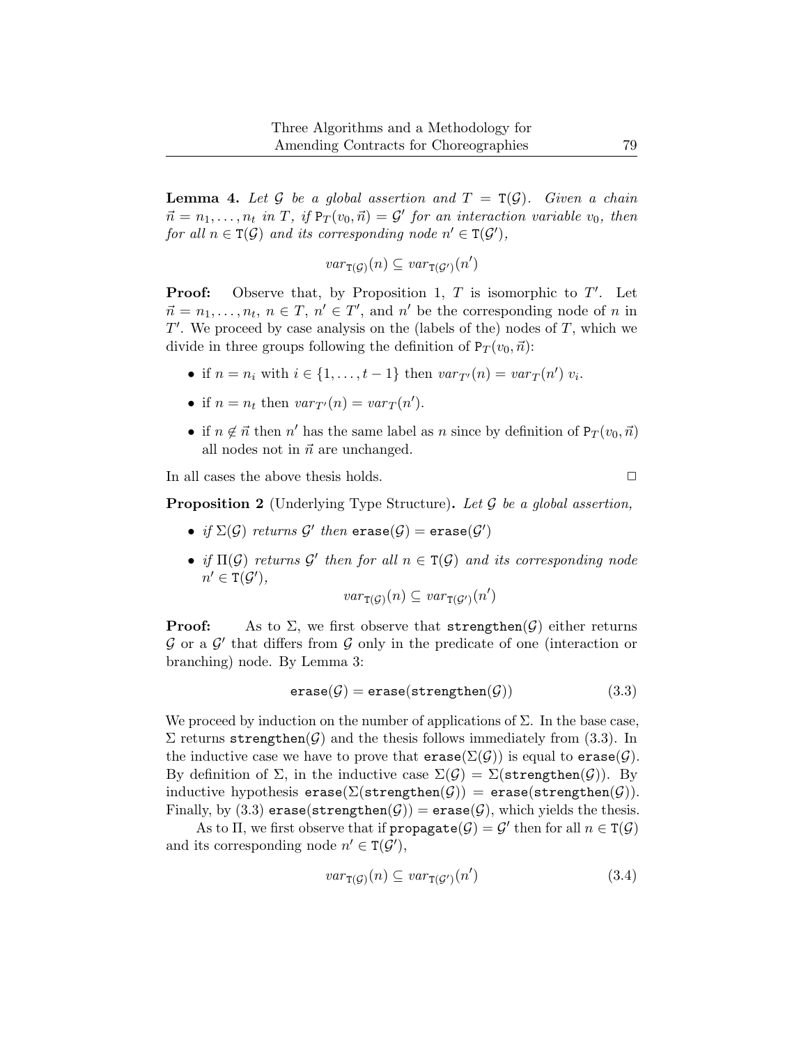**Lemma 4.** *Let $\mathcal{G}$ be a global assertion and $T = \mathtt{T}(\mathcal{G})$. Given a chain $\vec{n} = n_1, \ldots, n_t$ in $T$, if $\mathtt{P}_T(v_0, \vec{n}) = \mathcal{G}'$ for an interaction variable $v_0$, then for all $n \in \mathtt{T}(\mathcal{G})$ and its corresponding node $n' \in \mathtt{T}(\mathcal{G}')$,*

$$var_{\mathtt{T}(\mathcal{G})}(n) \subseteq var_{\mathtt{T}(\mathcal{G}')}(n')$$

**Proof:** Observe that, by Proposition 1, $T$ is isomorphic to $T'$. Let $\vec{n} = n_1, \ldots, n_t$, $n \in T$, $n' \in T'$, and $n'$ be the corresponding node of $n$ in $T'$. We proceed by case analysis on the (labels of the) nodes of $T$, which we divide in three groups following the definition of $\mathtt{P}_T(v_0, \vec{n})$:

- if $n = n_i$ with $i \in \{1, \ldots, t-1\}$ then $var_{T'}(n) = var_T(n')\ v_i$.
- if $n = n_t$ then $var_{T'}(n) = var_T(n')$.
- if $n \notin \vec{n}$ then $n'$ has the same label as $n$ since by definition of $\mathtt{P}_T(v_0, \vec{n})$ all nodes not in $\vec{n}$ are unchanged.

In all cases the above thesis holds. $\Box$

**Proposition 2** (Underlying Type Structure)**.** *Let $\mathcal{G}$ be a global assertion,*

- *if $\Sigma(\mathcal{G})$ returns $\mathcal{G}'$ then $\mathtt{erase}(\mathcal{G}) = \mathtt{erase}(\mathcal{G}')$*
- *if $\Pi(\mathcal{G})$ returns $\mathcal{G}'$ then for all $n \in \mathtt{T}(\mathcal{G})$ and its corresponding node $n' \in \mathtt{T}(\mathcal{G}')$,*

$$var_{\mathtt{T}(\mathcal{G})}(n) \subseteq var_{\mathtt{T}(\mathcal{G}')}(n')$$

**Proof:** As to $\Sigma$, we first observe that $\mathtt{strengthen}(\mathcal{G})$ either returns $\mathcal{G}$ or a $\mathcal{G}'$ that differs from $\mathcal{G}$ only in the predicate of one (interaction or branching) node. By Lemma 3:

$$\mathtt{erase}(\mathcal{G}) = \mathtt{erase}(\mathtt{strengthen}(\mathcal{G})) \tag{3.3}$$

We proceed by induction on the number of applications of $\Sigma$. In the base case, $\Sigma$ returns $\mathtt{strengthen}(\mathcal{G})$ and the thesis follows immediately from (3.3). In the inductive case we have to prove that $\mathtt{erase}(\Sigma(\mathcal{G}))$ is equal to $\mathtt{erase}(\mathcal{G})$. By definition of $\Sigma$, in the inductive case $\Sigma(\mathcal{G}) = \Sigma(\mathtt{strengthen}(\mathcal{G}))$. By inductive hypothesis $\mathtt{erase}(\Sigma(\mathtt{strengthen}(\mathcal{G})) = \mathtt{erase}(\mathtt{strengthen}(\mathcal{G}))$. Finally, by (3.3) $\mathtt{erase}(\mathtt{strengthen}(\mathcal{G})) = \mathtt{erase}(\mathcal{G})$, which yields the thesis.

As to $\Pi$, we first observe that if $\mathtt{propagate}(\mathcal{G}) = \mathcal{G}'$ then for all $n \in \mathtt{T}(\mathcal{G})$ and its corresponding node $n' \in \mathtt{T}(\mathcal{G}')$,

$$var_{\mathtt{T}(\mathcal{G})}(n) \subseteq var_{\mathtt{T}(\mathcal{G}')}(n') \tag{3.4}$$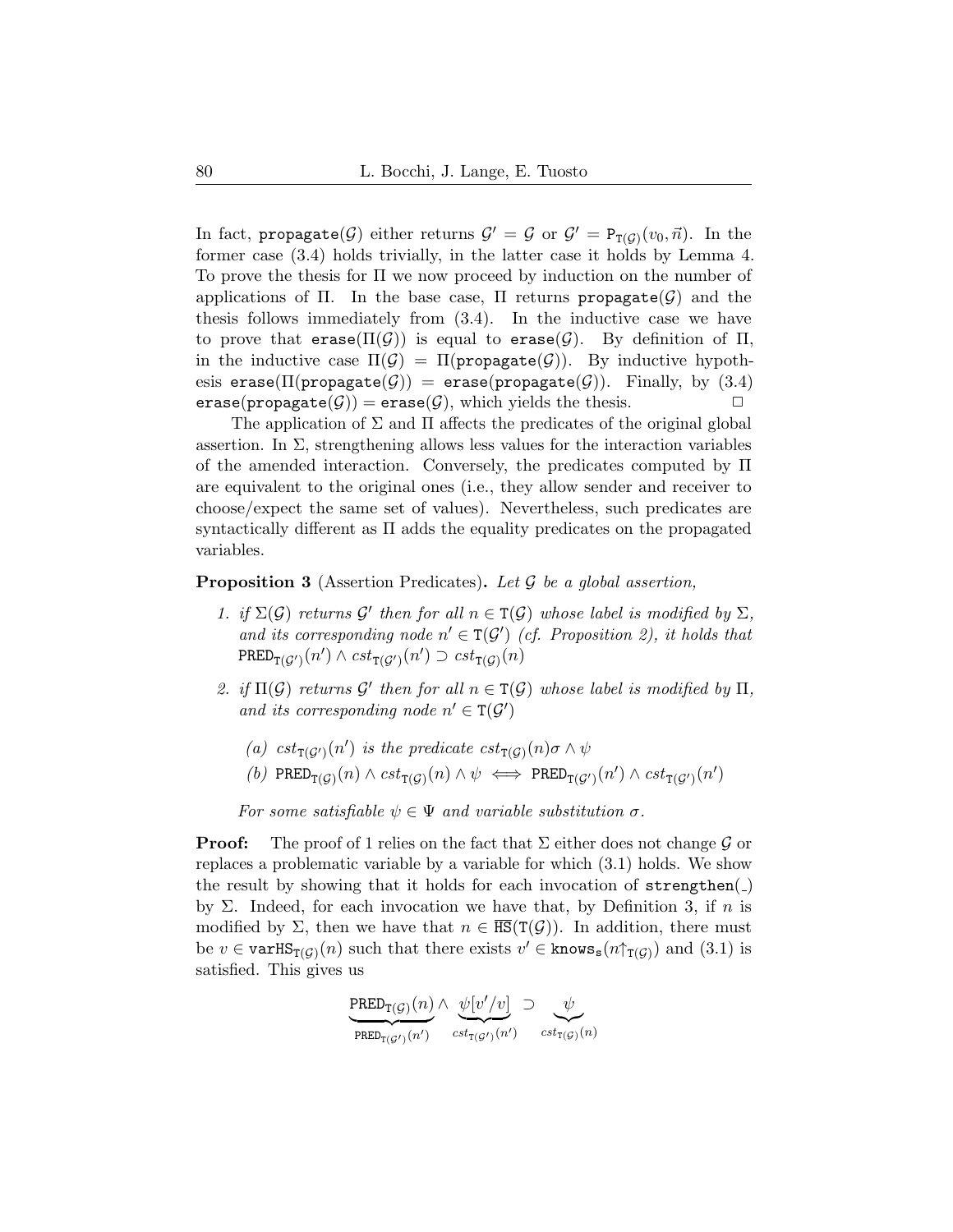In fact, $\texttt{propagate}(\mathcal{G})$ either returns $\mathcal{G}' = \mathcal{G}$ or $\mathcal{G}' = \texttt{P}_{\texttt{T}(\mathcal{G})}(v_0, \vec{n})$. In the former case (3.4) holds trivially, in the latter case it holds by Lemma 4. To prove the thesis for $\Pi$ we now proceed by induction on the number of applications of $\Pi$. In the base case, $\Pi$ returns $\texttt{propagate}(\mathcal{G})$ and the thesis follows immediately from (3.4). In the inductive case we have to prove that $\texttt{erase}(\Pi(\mathcal{G}))$ is equal to $\texttt{erase}(\mathcal{G})$. By definition of $\Pi$, in the inductive case $\Pi(\mathcal{G}) = \Pi(\texttt{propagate}(\mathcal{G}))$. By inductive hypothesis $\texttt{erase}(\Pi(\texttt{propagate}(\mathcal{G})) = \texttt{erase}(\texttt{propagate}(\mathcal{G}))$. Finally, by (3.4) $\texttt{erase}(\texttt{propagate}(\mathcal{G})) = \texttt{erase}(\mathcal{G})$, which yields the thesis. $\square$

The application of $\Sigma$ and $\Pi$ affects the predicates of the original global assertion. In $\Sigma$, strengthening allows less values for the interaction variables of the amended interaction. Conversely, the predicates computed by $\Pi$ are equivalent to the original ones (i.e., they allow sender and receiver to choose/expect the same set of values). Nevertheless, such predicates are syntactically different as $\Pi$ adds the equality predicates on the propagated variables.

**Proposition 3** (Assertion Predicates)**.** *Let $\mathcal{G}$ be a global assertion,*

1. *if $\Sigma(\mathcal{G})$ returns $\mathcal{G}'$ then for all $n \in \texttt{T}(\mathcal{G})$ whose label is modified by $\Sigma$, and its corresponding node $n' \in \texttt{T}(\mathcal{G}')$ (cf. Proposition 2), it holds that $\texttt{PRED}_{\texttt{T}(\mathcal{G}')}(n') \wedge cst_{\texttt{T}(\mathcal{G}')}(n') \supset cst_{\texttt{T}(\mathcal{G})}(n)$*
2. *if $\Pi(\mathcal{G})$ returns $\mathcal{G}'$ then for all $n \in \texttt{T}(\mathcal{G})$ whose label is modified by $\Pi$, and its corresponding node $n' \in \texttt{T}(\mathcal{G}')$*
   
   *(a) $cst_{\texttt{T}(\mathcal{G}')}(n')$ is the predicate $cst_{\texttt{T}(\mathcal{G})}(n)\sigma \wedge \psi$*
   
   *(b) $\texttt{PRED}_{\texttt{T}(\mathcal{G})}(n) \wedge cst_{\texttt{T}(\mathcal{G})}(n) \wedge \psi \iff \texttt{PRED}_{\texttt{T}(\mathcal{G}')}(n') \wedge cst_{\texttt{T}(\mathcal{G}')}(n')$*

*For some satisfiable $\psi \in \Psi$ and variable substitution $\sigma$.*

**Proof:** The proof of 1 relies on the fact that $\Sigma$ either does not change $\mathcal{G}$ or replaces a problematic variable by a variable for which (3.1) holds. We show the result by showing that it holds for each invocation of $\texttt{strengthen}(\_)$ by $\Sigma$. Indeed, for each invocation we have that, by Definition 3, if $n$ is modified by $\Sigma$, then we have that $n \in \overline{\texttt{HS}}(\texttt{T}(\mathcal{G}))$. In addition, there must be $v \in \texttt{varHS}_{\texttt{T}(\mathcal{G})}(n)$ such that there exists $v' \in \texttt{knows}_{\texttt{s}}(n{\uparrow}_{\texttt{T}(\mathcal{G})})$ and (3.1) is satisfied. This gives us

$$\underbrace{\texttt{PRED}_{\texttt{T}(\mathcal{G})}(n)}_{\texttt{PRED}_{\texttt{T}(\mathcal{G}')}(n')} \wedge \underbrace{\psi[v'/v]}_{cst_{\texttt{T}(\mathcal{G}')}(n')} \supset \underbrace{\psi}_{cst_{\texttt{T}(\mathcal{G})}(n)}$$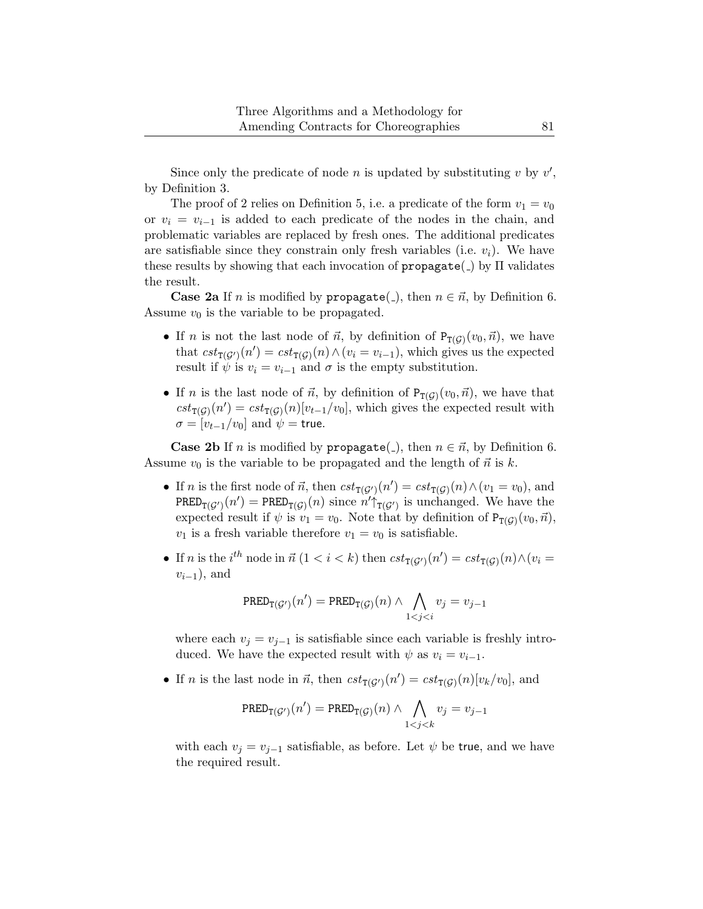Since only the predicate of node $n$ is updated by substituting $v$ by $v'$, by Definition 3.

The proof of 2 relies on Definition 5, i.e. a predicate of the form $v_1 = v_0$ or $v_i = v_{i-1}$ is added to each predicate of the nodes in the chain, and problematic variables are replaced by fresh ones. The additional predicates are satisfiable since they constrain only fresh variables (i.e. $v_i$). We have these results by showing that each invocation of `propagate(_)` by $\Pi$ validates the result.

**Case 2a** If $n$ is modified by `propagate(_)`, then $n \in \vec{n}$, by Definition 6. Assume $v_0$ is the variable to be propagated.

- If $n$ is not the last node of $\vec{n}$, by definition of $\mathtt{P}_{\mathtt{T}(\mathcal{G})}(v_0, \vec{n})$, we have that $cst_{\mathtt{T}(\mathcal{G}')}(n') = cst_{\mathtt{T}(\mathcal{G})}(n) \wedge (v_i = v_{i-1})$, which gives us the expected result if $\psi$ is $v_i = v_{i-1}$ and $\sigma$ is the empty substitution.
- If $n$ is the last node of $\vec{n}$, by definition of $\mathtt{P}_{\mathtt{T}(\mathcal{G})}(v_0, \vec{n})$, we have that $cst_{\mathtt{T}(\mathcal{G})}(n') = cst_{\mathtt{T}(\mathcal{G})}(n)[v_{t-1}/v_0]$, which gives the expected result with $\sigma = [v_{t-1}/v_0]$ and $\psi = \mathsf{true}$.

**Case 2b** If $n$ is modified by `propagate(_)`, then $n \in \vec{n}$, by Definition 6. Assume $v_0$ is the variable to be propagated and the length of $\vec{n}$ is $k$.

- If $n$ is the first node of $\vec{n}$, then $cst_{\mathtt{T}(\mathcal{G}')}(n') = cst_{\mathtt{T}(\mathcal{G})}(n) \wedge (v_1 = v_0)$, and $\mathtt{PRED}_{\mathtt{T}(\mathcal{G}')}(n') = \mathtt{PRED}_{\mathtt{T}(\mathcal{G})}(n)$ since $n' {\uparrow}_{\mathtt{T}(\mathcal{G}')}$ is unchanged. We have the expected result if $\psi$ is $v_1 = v_0$. Note that by definition of $\mathtt{P}_{\mathtt{T}(\mathcal{G})}(v_0, \vec{n})$, $v_1$ is a fresh variable therefore $v_1 = v_0$ is satisfiable.
- If $n$ is the $i^{th}$ node in $\vec{n}$ ($1 < i < k$) then $cst_{\mathtt{T}(\mathcal{G}')}(n') = cst_{\mathtt{T}(\mathcal{G})}(n) \wedge (v_i = v_{i-1})$, and

  $$\mathtt{PRED}_{\mathtt{T}(\mathcal{G}')}(n') = \mathtt{PRED}_{\mathtt{T}(\mathcal{G})}(n) \wedge \bigwedge_{1<j<i} v_j = v_{j-1}$$

  where each $v_j = v_{j-1}$ is satisfiable since each variable is freshly introduced. We have the expected result with $\psi$ as $v_i = v_{i-1}$.
- If $n$ is the last node in $\vec{n}$, then $cst_{\mathtt{T}(\mathcal{G}')}(n') = cst_{\mathtt{T}(\mathcal{G})}(n)[v_k/v_0]$, and

  $$\mathtt{PRED}_{\mathtt{T}(\mathcal{G}')}(n') = \mathtt{PRED}_{\mathtt{T}(\mathcal{G})}(n) \wedge \bigwedge_{1<j<k} v_j = v_{j-1}$$

  with each $v_j = v_{j-1}$ satisfiable, as before. Let $\psi$ be $\mathsf{true}$, and we have the required result.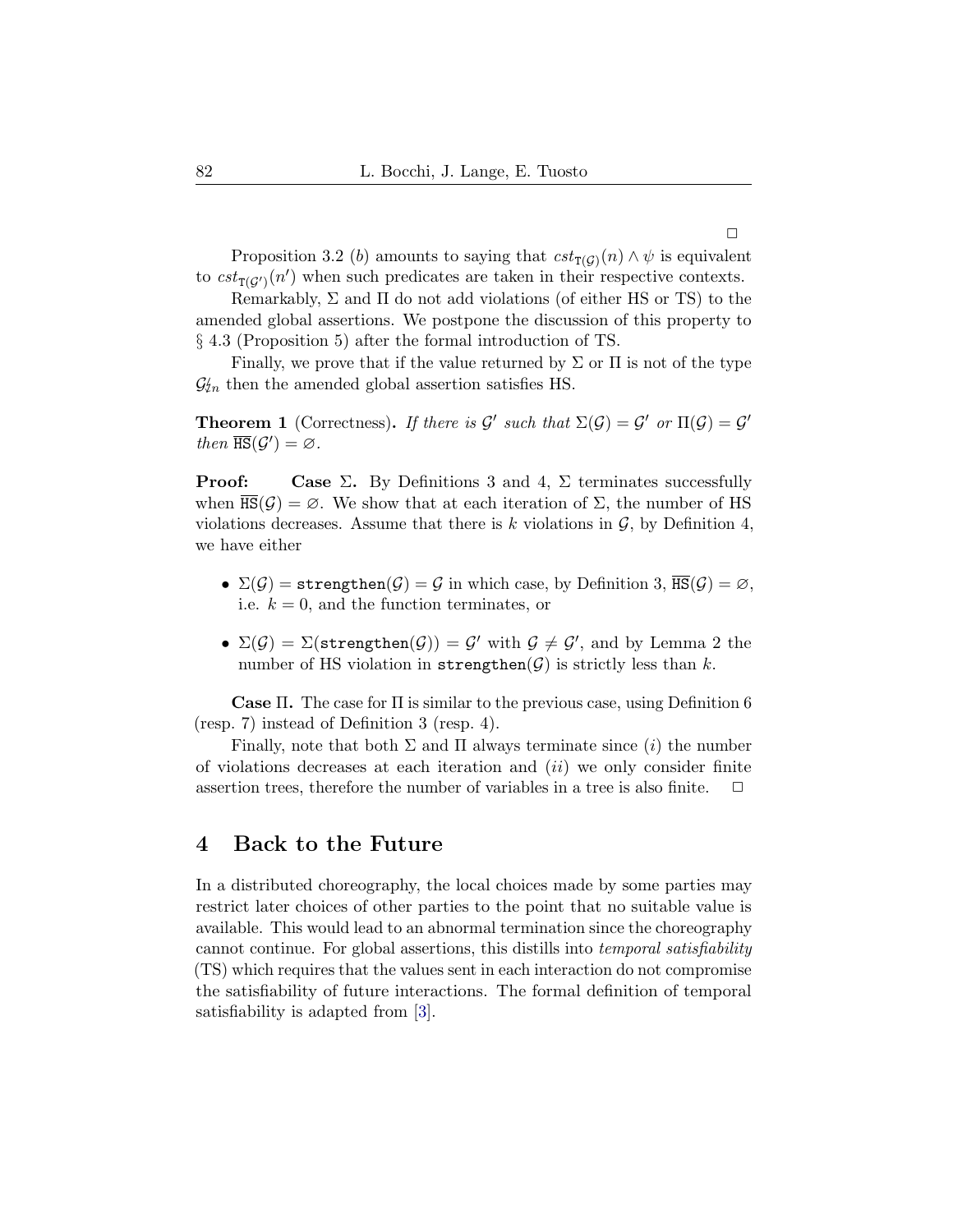□

Proposition 3.2 ($b$) amounts to saying that $cst_{\mathtt{T}(\mathcal{G})}(n) \wedge \psi$ is equivalent to $cst_{\mathtt{T}(\mathcal{G}')}(n')$ when such predicates are taken in their respective contexts.

Remarkably, $\Sigma$ and $\Pi$ do not add violations (of either HS or TS) to the amended global assertions. We postpone the discussion of this property to § 4.3 (Proposition 5) after the formal introduction of TS.

Finally, we prove that if the value returned by $\Sigma$ or $\Pi$ is not of the type $\mathcal{G}^{\not{\iota}}_{\not{\iota}n}$ then the amended global assertion satisfies HS.

**Theorem 1** (Correctness)**.** *If there is $\mathcal{G}'$ such that $\Sigma(\mathcal{G}) = \mathcal{G}'$ or $\Pi(\mathcal{G}) = \mathcal{G}'$ then $\overline{\mathtt{HS}}(\mathcal{G}') = \varnothing$.*

**Proof:** **Case $\Sigma$.** By Definitions 3 and 4, $\Sigma$ terminates successfully when $\overline{\mathtt{HS}}(\mathcal{G}) = \varnothing$. We show that at each iteration of $\Sigma$, the number of HS violations decreases. Assume that there is $k$ violations in $\mathcal{G}$, by Definition 4, we have either

- $\Sigma(\mathcal{G}) = \mathtt{strengthen}(\mathcal{G}) = \mathcal{G}$ in which case, by Definition 3, $\overline{\mathtt{HS}}(\mathcal{G}) = \varnothing$, i.e. $k = 0$, and the function terminates, or
- $\Sigma(\mathcal{G}) = \Sigma(\mathtt{strengthen}(\mathcal{G})) = \mathcal{G}'$ with $\mathcal{G} \neq \mathcal{G}'$, and by Lemma 2 the number of HS violation in $\mathtt{strengthen}(\mathcal{G})$ is strictly less than $k$.

**Case $\Pi$.** The case for $\Pi$ is similar to the previous case, using Definition 6 (resp. 7) instead of Definition 3 (resp. 4).

Finally, note that both $\Sigma$ and $\Pi$ always terminate since ($i$) the number of violations decreases at each iteration and ($ii$) we only consider finite assertion trees, therefore the number of variables in a tree is also finite. □

## 4 Back to the Future

In a distributed choreography, the local choices made by some parties may restrict later choices of other parties to the point that no suitable value is available. This would lead to an abnormal termination since the choreography cannot continue. For global assertions, this distills into *temporal satisfiability* (TS) which requires that the values sent in each interaction do not compromise the satisfiability of future interactions. The formal definition of temporal satisfiability is adapted from [3].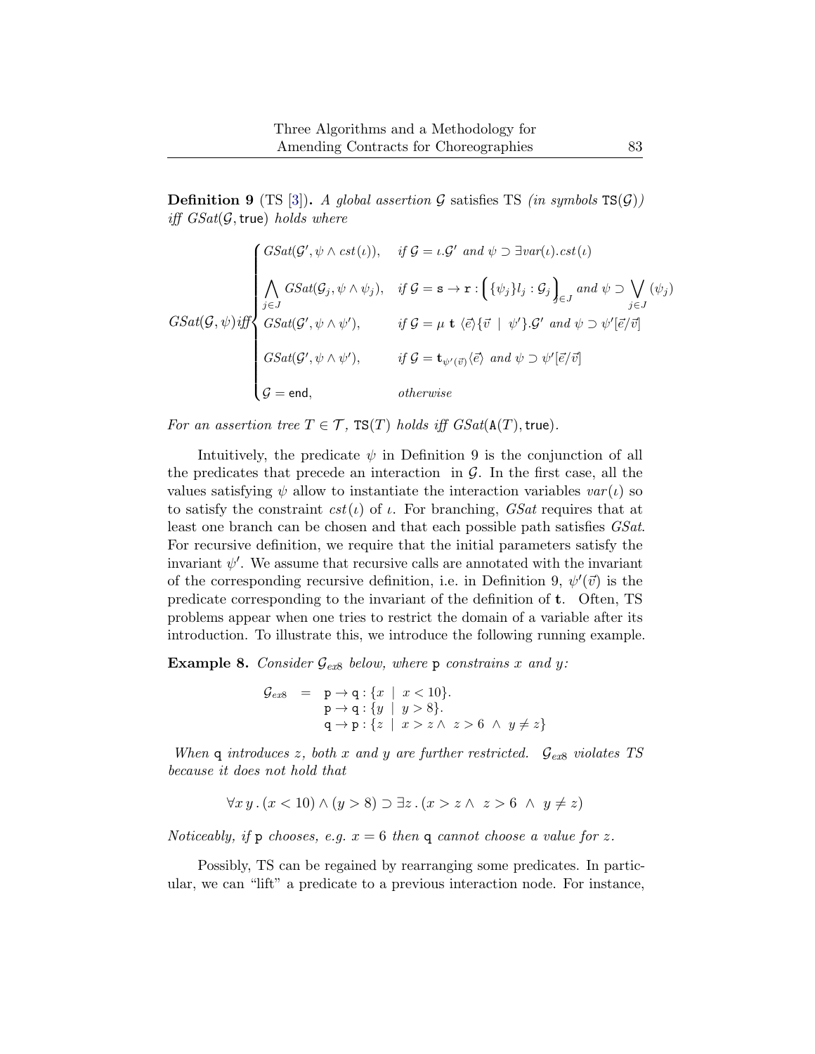**Definition 9** (TS [3]). *A global assertion $\mathcal{G}$ satisfies TS (in symbols $\mathtt{TS}(\mathcal{G})$) iff $GSat(\mathcal{G}, \mathsf{true})$ holds where*

$$
GSat(\mathcal{G}, \psi) \mathit{iff} \begin{cases} GSat(\mathcal{G}', \psi \wedge cst(\iota)), & \text{if } \mathcal{G} = \iota.\mathcal{G}' \text{ and } \psi \supset \exists var(\iota).cst(\iota) \\ \bigwedge_{j \in J} GSat(\mathcal{G}_j, \psi \wedge \psi_j), & \text{if } \mathcal{G} = \mathtt{s} \to \mathtt{r} : \Big( \{\psi_j\} l_j : \mathcal{G}_j \Big)_{j \in J} \text{ and } \psi \supset \bigvee_{j \in J} (\psi_j) \\ GSat(\mathcal{G}', \psi \wedge \psi'), & \text{if } \mathcal{G} = \mu\ \mathbf{t}\ \langle \vec{e} \rangle \{ \vec{v} \ \mid \ \psi' \}.\mathcal{G}' \text{ and } \psi \supset \psi'[\vec{e}/\vec{v}] \\ GSat(\mathcal{G}', \psi \wedge \psi'), & \text{if } \mathcal{G} = \mathbf{t}_{\psi'(\vec{v})} \langle \vec{e} \rangle \text{ and } \psi \supset \psi'[\vec{e}/\vec{v}] \\ \mathcal{G} = \mathsf{end}, & \text{otherwise} \end{cases}
$$

*For an assertion tree $T \in \mathcal{T}$, $\mathtt{TS}(T)$ holds iff $GSat(\mathtt{A}(T), \mathsf{true})$.*

Intuitively, the predicate $\psi$ in Definition 9 is the conjunction of all the predicates that precede an interaction in $\mathcal{G}$. In the first case, all the values satisfying $\psi$ allow to instantiate the interaction variables $var(\iota)$ so to satisfy the constraint $cst(\iota)$ of $\iota$. For branching, *GSat* requires that at least one branch can be chosen and that each possible path satisfies *GSat*. For recursive definition, we require that the initial parameters satisfy the invariant $\psi'$. We assume that recursive calls are annotated with the invariant of the corresponding recursive definition, i.e. in Definition 9, $\psi'(\vec{v})$ is the predicate corresponding to the invariant of the definition of $\mathbf{t}$. Often, TS problems appear when one tries to restrict the domain of a variable after its introduction. To illustrate this, we introduce the following running example.

**Example 8.** *Consider $\mathcal{G}_{ex8}$ below, where* p *constrains $x$ and $y$:*

$$
\begin{array}{rcl} \mathcal{G}_{ex8} & = & \mathtt{p} \to \mathtt{q} : \{x \ \mid \ x < 10\}. \\ & & \mathtt{p} \to \mathtt{q} : \{y \ \mid \ y > 8\}. \\ & & \mathtt{q} \to \mathtt{p} : \{z \ \mid \ x > z \wedge \ z > 6 \ \wedge \ y \neq z\} \end{array}
$$

*When* q *introduces $z$, both $x$ and $y$ are further restricted. $\mathcal{G}_{ex8}$ violates TS because it does not hold that*

$$
\forall x\, y \,.\, (x < 10) \wedge (y > 8) \supset \exists z \,.\, (x > z \wedge \ z > 6 \ \wedge \ y \neq z)
$$

*Noticeably, if* p *chooses, e.g. $x = 6$ then* q *cannot choose a value for $z$.*

Possibly, TS can be regained by rearranging some predicates. In particular, we can "lift" a predicate to a previous interaction node. For instance,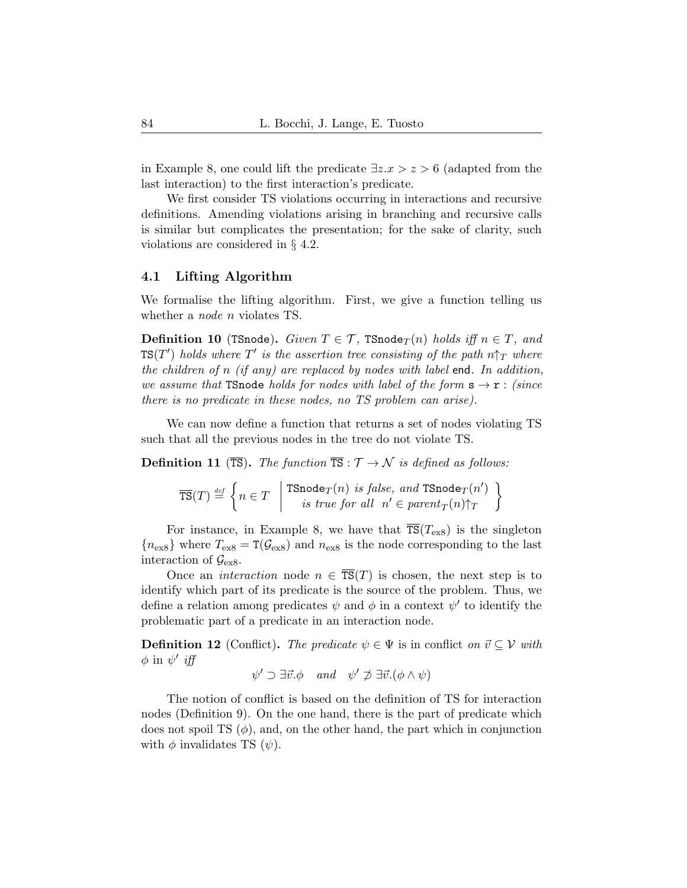in Example 8, one could lift the predicate $\exists z.x > z > 6$ (adapted from the last interaction) to the first interaction's predicate.

We first consider TS violations occurring in interactions and recursive definitions. Amending violations arising in branching and recursive calls is similar but complicates the presentation; for the sake of clarity, such violations are considered in § 4.2.

### 4.1 Lifting Algorithm

We formalise the lifting algorithm. First, we give a function telling us whether a *node n* violates TS.

**Definition 10** (TSnode)**.** *Given $T \in \mathcal{T}$, $\texttt{TSnode}_T(n)$ holds iff $n \in T$, and $\texttt{TS}(T')$ holds where $T'$ is the assertion tree consisting of the path $n{\uparrow}_T$ where the children of $n$ (if any) are replaced by nodes with label* `end`*. In addition, we assume that* TSnode *holds for nodes with label of the form $\mathtt{s} \to \mathtt{r}$ : (since there is no predicate in these nodes, no TS problem can arise).*

We can now define a function that returns a set of nodes violating TS such that all the previous nodes in the tree do not violate TS.

**Definition 11** ($\overline{\texttt{TS}}$)**.** *The function $\overline{\texttt{TS}} : \mathcal{T} \to \mathcal{N}$ is defined as follows:*

$$\overline{\texttt{TS}}(T) \stackrel{def}{=} \left\{ n \in T \;\middle|\; \begin{array}{c} \texttt{TSnode}_T(n) \textit{ is false, and } \texttt{TSnode}_T(n') \\ \textit{is true for all } \; n' \in \textit{parent}_T(n){\uparrow}_T \end{array} \right\}$$

For instance, in Example 8, we have that $\overline{\texttt{TS}}(T_{\text{ex8}})$ is the singleton $\{n_{\text{ex8}}\}$ where $T_{\text{ex8}} = \texttt{T}(\mathcal{G}_{\text{ex8}})$ and $n_{\text{ex8}}$ is the node corresponding to the last interaction of $\mathcal{G}_{\text{ex8}}$.

Once an *interaction* node $n \in \overline{\texttt{TS}}(T)$ is chosen, the next step is to identify which part of its predicate is the source of the problem. Thus, we define a relation among predicates $\psi$ and $\phi$ in a context $\psi'$ to identify the problematic part of a predicate in an interaction node.

**Definition 12** (Conflict)**.** *The predicate $\psi \in \Psi$ is in conflict on $\vec{v} \subseteq \mathcal{V}$ with $\phi$ in $\psi'$ iff*

$$\psi' \supset \exists \vec{v}.\phi \quad and \quad \psi' \not\supset \exists \vec{v}.(\phi \wedge \psi)$$

The notion of conflict is based on the definition of TS for interaction nodes (Definition 9). On the one hand, there is the part of predicate which does not spoil TS ($\phi$), and, on the other hand, the part which in conjunction with $\phi$ invalidates TS ($\psi$).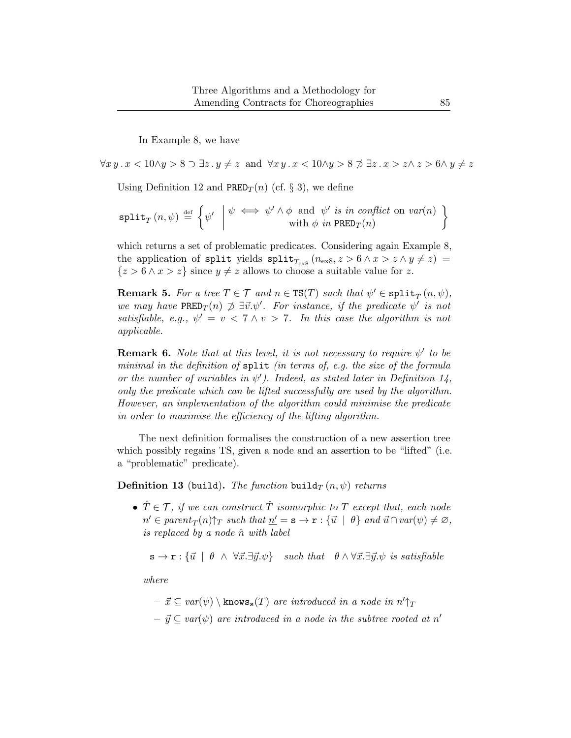In Example 8, we have

$$\forall x\, y\, .\, x < 10 \wedge y > 8 \supset \exists z\, .\, y \neq z \;\text{ and }\; \forall x\, y\, .\, x < 10 \wedge y > 8 \not\supset \exists z\, .\, x > z \wedge z > 6 \wedge y \neq z$$

Using Definition 12 and $\mathtt{PRED}_T(n)$ (cf. § 3), we define

$$\mathtt{split}_T\,(n, \psi) \stackrel{\text{def}}{=} \left\{ \psi' \;\middle|\; \begin{array}{c} \psi \iff \psi' \wedge \phi \text{ and } \psi' \textit{ is in conflict} \text{ on } \mathit{var}(n) \\ \text{with } \phi \textit{ in } \mathtt{PRED}_T(n) \end{array} \right\}$$

which returns a set of problematic predicates. Considering again Example 8, the application of split yields $\mathtt{split}_{T_{\text{ex8}}}\,(n_{\text{ex8}}, z > 6 \wedge x > z \wedge y \neq z) = \{z > 6 \wedge x > z\}$ since $y \neq z$ allows to choose a suitable value for $z$.

**Remark 5.** *For a tree $T \in \mathcal{T}$ and $n \in \overline{\mathtt{TS}}(T)$ such that $\psi' \in \mathtt{split}_T\,(n, \psi)$, we may have $\mathtt{PRED}_T(n) \not\supset \exists \vec{v}.\psi'$. For instance, if the predicate $\psi'$ is not satisfiable, e.g., $\psi' = v < 7 \wedge v > 7$. In this case the algorithm is not applicable.*

**Remark 6.** *Note that at this level, it is not necessary to require $\psi'$ to be minimal in the definition of* split *(in terms of, e.g. the size of the formula or the number of variables in $\psi'$). Indeed, as stated later in Definition 14, only the predicate which can be lifted successfully are used by the algorithm. However, an implementation of the algorithm could minimise the predicate in order to maximise the efficiency of the lifting algorithm.*

The next definition formalises the construction of a new assertion tree which possibly regains TS, given a node and an assertion to be "lifted" (i.e. a "problematic" predicate).

**Definition 13** (build)**.** *The function $\mathtt{build}_T\,(n, \psi)$ returns*

- *$\hat{T} \in \mathcal{T}$, if we can construct $\hat{T}$ isomorphic to $T$ except that, each node $n' \in \mathit{parent}_T(n){\uparrow_T}$ such that $\underline{n'} = \mathtt{s} \to \mathtt{r} : \{\vec{u} \mid \theta\}$ and $\vec{u} \cap \mathit{var}(\psi) \neq \varnothing$, is replaced by a node $\hat{n}$ with label*

  $$\mathtt{s} \to \mathtt{r} : \{\vec{u} \;\mid\; \theta \;\wedge\; \forall \vec{x}.\exists \vec{y}.\psi\} \quad \textit{such that} \quad \theta \wedge \forall \vec{x}.\exists \vec{y}.\psi \textit{ is satisfiable}$$

  *where*

  - *$\vec{x} \subseteq \mathit{var}(\psi) \setminus \mathtt{knows}_{\mathtt{s}}(T)$ are introduced in a node in $n'{\uparrow_T}$*
  - *$\vec{y} \subseteq \mathit{var}(\psi)$ are introduced in a node in the subtree rooted at $n'$*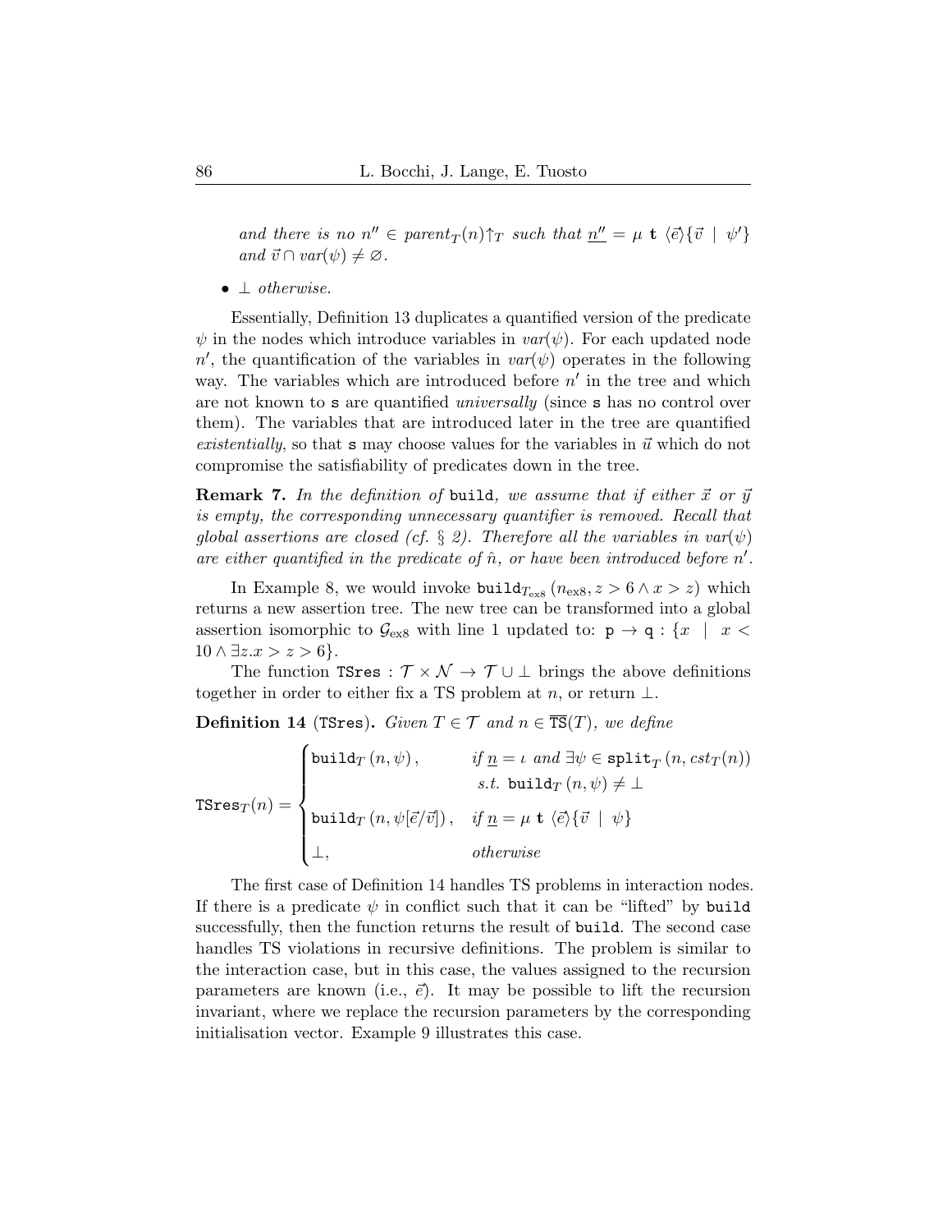*and there is no $n'' \in parent_T(n){\uparrow_T}$ such that $\underline{n''} = \mu\ \mathtt{t}\ \langle \vec{e} \rangle \{\vec{v} \mid \psi'\}$ and $\vec{v} \cap var(\psi) \neq \varnothing$.*

- $\bot$ *otherwise.*

Essentially, Definition 13 duplicates a quantified version of the predicate $\psi$ in the nodes which introduce variables in $var(\psi)$. For each updated node $n'$, the quantification of the variables in $var(\psi)$ operates in the following way. The variables which are introduced before $n'$ in the tree and which are not known to $\mathtt{s}$ are quantified *universally* (since $\mathtt{s}$ has no control over them). The variables that are introduced later in the tree are quantified *existentially*, so that $\mathtt{s}$ may choose values for the variables in $\vec{u}$ which do not compromise the satisfiability of predicates down in the tree.

**Remark 7.** *In the definition of* `build`*, we assume that if either $\vec{x}$ or $\vec{y}$ is empty, the corresponding unnecessary quantifier is removed. Recall that global assertions are closed (cf. § 2). Therefore all the variables in $var(\psi)$ are either quantified in the predicate of $\hat{n}$, or have been introduced before $n'$.*

In Example 8, we would invoke $\mathtt{build}_{T_{\text{ex8}}}(n_{\text{ex8}}, z > 6 \wedge x > z)$ which returns a new assertion tree. The new tree can be transformed into a global assertion isomorphic to $\mathcal{G}_{\text{ex8}}$ with line 1 updated to: $\mathtt{p} \to \mathtt{q} : \{x \mid x < 10 \wedge \exists z. x > z > 6\}$.

The function $\mathtt{TSres} : \mathcal{T} \times \mathcal{N} \to \mathcal{T} \cup \bot$ brings the above definitions together in order to either fix a TS problem at $n$, or return $\bot$.

**Definition 14** (`TSres`)**.** *Given $T \in \mathcal{T}$ and $n \in \overline{\mathtt{TS}}(T)$, we define*

$$\mathtt{TSres}_T(n) = \begin{cases} \mathtt{build}_T(n, \psi), & \text{if } \underline{n} = \iota \text{ and } \exists \psi \in \mathtt{split}_T(n, cst_T(n)) \\ & \quad s.t.\ \mathtt{build}_T(n, \psi) \neq \bot \\ \mathtt{build}_T(n, \psi[\vec{e}/\vec{v}]), & \text{if } \underline{n} = \mu\ \mathtt{t}\ \langle \vec{e} \rangle \{\vec{v} \mid \psi\} \\ \bot, & \text{otherwise} \end{cases}$$

The first case of Definition 14 handles TS problems in interaction nodes. If there is a predicate $\psi$ in conflict such that it can be "lifted" by `build` successfully, then the function returns the result of `build`. The second case handles TS violations in recursive definitions. The problem is similar to the interaction case, but in this case, the values assigned to the recursion parameters are known (i.e., $\vec{e}$). It may be possible to lift the recursion invariant, where we replace the recursion parameters by the corresponding initialisation vector. Example 9 illustrates this case.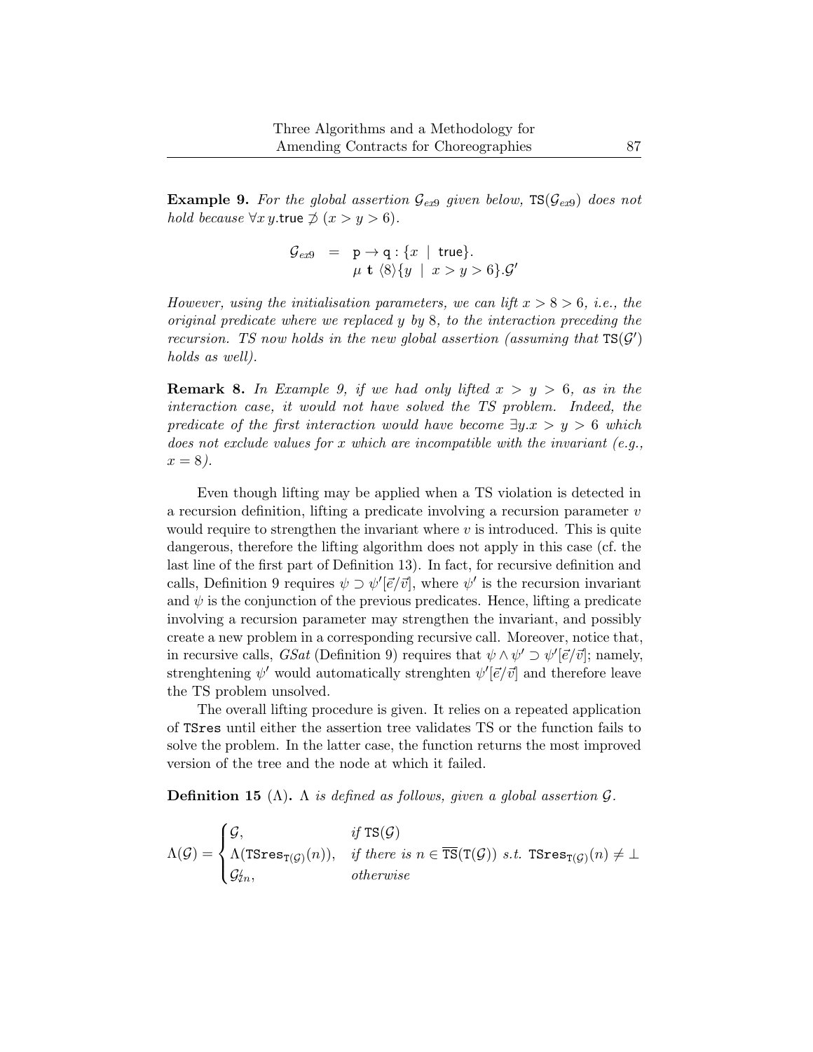**Example 9.** *For the global assertion $\mathcal{G}_{ex9}$ given below, $\mathtt{TS}(\mathcal{G}_{ex9})$ does not hold because $\forall x\, y.\mathsf{true} \not\supset (x > y > 6)$.*

$$\begin{array}{rcl} \mathcal{G}_{ex9} & = & \mathsf{p} \to \mathsf{q} : \{x \mid \mathsf{true}\}. \\ & & \mu\ \mathbf{t}\ \langle 8 \rangle \{y \mid x > y > 6\}.\mathcal{G}' \end{array}$$

*However, using the initialisation parameters, we can lift $x > 8 > 6$, i.e., the original predicate where we replaced $y$ by 8, to the interaction preceding the recursion. TS now holds in the new global assertion (assuming that $\mathtt{TS}(\mathcal{G}')$ holds as well).*

**Remark 8.** *In Example 9, if we had only lifted $x > y > 6$, as in the interaction case, it would not have solved the TS problem. Indeed, the predicate of the first interaction would have become $\exists y.x > y > 6$ which does not exclude values for $x$ which are incompatible with the invariant (e.g., $x = 8$).*

Even though lifting may be applied when a TS violation is detected in a recursion definition, lifting a predicate involving a recursion parameter $v$ would require to strengthen the invariant where $v$ is introduced. This is quite dangerous, therefore the lifting algorithm does not apply in this case (cf. the last line of the first part of Definition 13). In fact, for recursive definition and calls, Definition 9 requires $\psi \supset \psi'[\vec{e}/\vec{v}]$, where $\psi'$ is the recursion invariant and $\psi$ is the conjunction of the previous predicates. Hence, lifting a predicate involving a recursion parameter may strengthen the invariant, and possibly create a new problem in a corresponding recursive call. Moreover, notice that, in recursive calls, *GSat* (Definition 9) requires that $\psi \wedge \psi' \supset \psi'[\vec{e}/\vec{v}]$; namely, strenghtening $\psi'$ would automatically strenghten $\psi'[\vec{e}/\vec{v}]$ and therefore leave the TS problem unsolved.

The overall lifting procedure is given. It relies on a repeated application of `TSres` until either the assertion tree validates TS or the function fails to solve the problem. In the latter case, the function returns the most improved version of the tree and the node at which it failed.

**Definition 15** ($\Lambda$)**.** *$\Lambda$ is defined as follows, given a global assertion $\mathcal{G}$.*

$$\Lambda(\mathcal{G}) = \begin{cases} \mathcal{G}, & \textit{if } \mathtt{TS}(\mathcal{G}) \\ \Lambda(\mathtt{TSres}_{\mathtt{T}(\mathcal{G})}(n)), & \textit{if there is } n \in \overline{\mathtt{TS}}(\mathtt{T}(\mathcal{G})) \textit{ s.t. } \mathtt{TSres}_{\mathtt{T}(\mathcal{G})}(n) \neq \bot \\ \mathcal{G}_{\not{\,}n}^{\not{\,}}, & \textit{otherwise} \end{cases}$$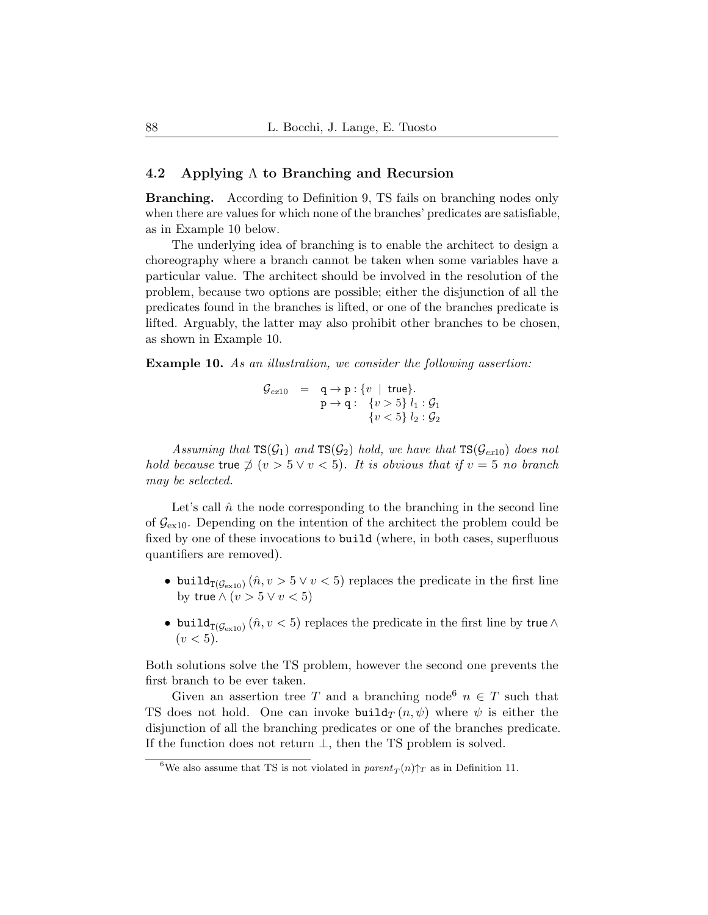### 4.2 Applying $\Lambda$ to Branching and Recursion

**Branching.** According to Definition 9, TS fails on branching nodes only when there are values for which none of the branches' predicates are satisfiable, as in Example 10 below.

The underlying idea of branching is to enable the architect to design a choreography where a branch cannot be taken when some variables have a particular value. The architect should be involved in the resolution of the problem, because two options are possible; either the disjunction of all the predicates found in the branches is lifted, or one of the branches predicate is lifted. Arguably, the latter may also prohibit other branches to be chosen, as shown in Example 10.

**Example 10.** *As an illustration, we consider the following assertion:*

$$\begin{array}{rcl} \mathcal{G}_{ex10} & = & \mathsf{q} \to \mathsf{p} : \{v \mid \mathsf{true}\}. \\ & & \mathsf{p} \to \mathsf{q} : \begin{array}{l} \{v > 5\}\, l_1 : \mathcal{G}_1 \\ \{v < 5\}\, l_2 : \mathcal{G}_2 \end{array} \end{array}$$

*Assuming that* $\mathtt{TS}(\mathcal{G}_1)$ *and* $\mathtt{TS}(\mathcal{G}_2)$ *hold, we have that* $\mathtt{TS}(\mathcal{G}_{ex10})$ *does not hold because* $\mathsf{true} \not\supset (v > 5 \vee v < 5)$*. It is obvious that if* $v = 5$ *no branch may be selected.*

Let's call $\hat{n}$ the node corresponding to the branching in the second line of $\mathcal{G}_{\text{ex10}}$. Depending on the intention of the architect the problem could be fixed by one of these invocations to `build` (where, in both cases, superfluous quantifiers are removed).

- $\mathtt{build}_{\mathtt{T}(\mathcal{G}_{\text{ex10}})}(\hat{n}, v > 5 \vee v < 5)$ replaces the predicate in the first line by $\mathsf{true} \wedge (v > 5 \vee v < 5)$
- $\mathtt{build}_{\mathtt{T}(\mathcal{G}_{\text{ex10}})}(\hat{n}, v < 5)$ replaces the predicate in the first line by $\mathsf{true} \wedge (v < 5)$.

Both solutions solve the TS problem, however the second one prevents the first branch to be ever taken.

Given an assertion tree $T$ and a branching node[6] $n \in T$ such that TS does not hold. One can invoke $\mathtt{build}_T(n, \psi)$ where $\psi$ is either the disjunction of all the branching predicates or one of the branches predicate. If the function does not return $\bot$, then the TS problem is solved.

[6] We also assume that TS is not violated in $parent_T(n)\!\uparrow_T$ as in Definition 11.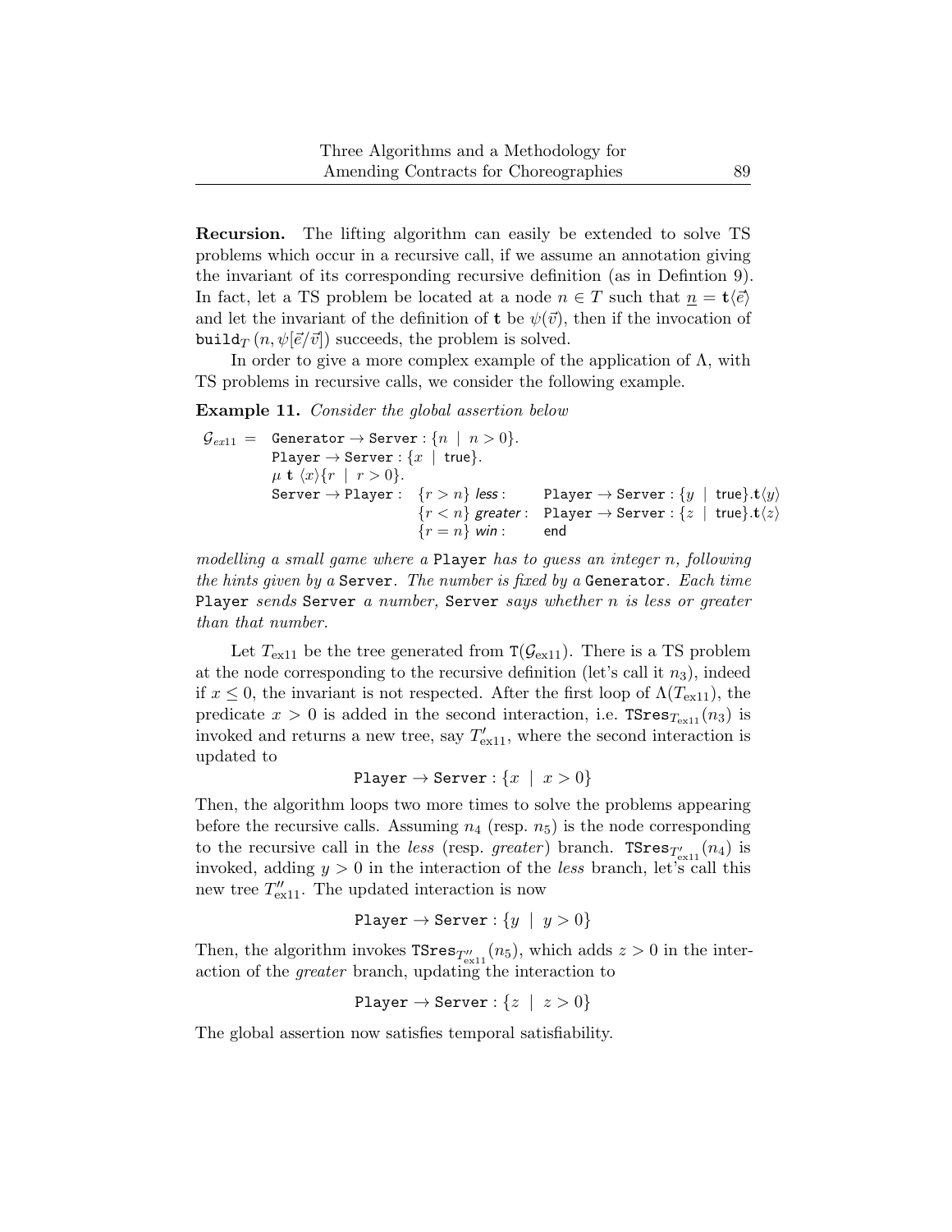**Recursion.** The lifting algorithm can easily be extended to solve TS problems which occur in a recursive call, if we assume an annotation giving the invariant of its corresponding recursive definition (as in Defintion 9). In fact, let a TS problem be located at a node $n \in T$ such that $\underline{n} = \mathbf{t}\langle\vec{e}\rangle$ and let the invariant of the definition of $\mathbf{t}$ be $\psi(\vec{v})$, then if the invocation of $\mathtt{build}_T\,(n, \psi[\vec{e}/\vec{v}])$ succeeds, the problem is solved.

In order to give a more complex example of the application of $\Lambda$, with TS problems in recursive calls, we consider the following example.

**Example 11.** *Consider the global assertion below*

$$
\begin{array}{rlll}
\mathcal{G}_{ex11} = & \multicolumn{3}{l}{\mathtt{Generator} \to \mathtt{Server} : \{n \mid n > 0\}.} \\
& \multicolumn{3}{l}{\mathtt{Player} \to \mathtt{Server} : \{x \mid \mathsf{true}\}.} \\
& \multicolumn{3}{l}{\mu\ \mathbf{t}\ \langle x\rangle\{r \mid r > 0\}.} \\
& \mathtt{Server} \to \mathtt{Player} : & \{r > n\}\ \mathit{less} : & \mathtt{Player} \to \mathtt{Server} : \{y \mid \mathsf{true}\}.\mathbf{t}\langle y\rangle \\
& & \{r < n\}\ \mathit{greater} : & \mathtt{Player} \to \mathtt{Server} : \{z \mid \mathsf{true}\}.\mathbf{t}\langle z\rangle \\
& & \{r = n\}\ \mathit{win} : & \mathsf{end}
\end{array}
$$

*modelling a small game where a* `Player` *has to guess an integer n, following the hints given by a* `Server`*. The number is fixed by a* `Generator`*. Each time* `Player` *sends* `Server` *a number,* `Server` *says whether n is less or greater than that number.*

Let $T_{\text{ex11}}$ be the tree generated from $\mathtt{T}(\mathcal{G}_{\text{ex11}})$. There is a TS problem at the node corresponding to the recursive definition (let's call it $n_3$), indeed if $x \leq 0$, the invariant is not respected. After the first loop of $\Lambda(T_{\text{ex11}})$, the predicate $x > 0$ is added in the second interaction, i.e. $\mathtt{TSres}_{T_{\text{ex11}}}(n_3)$ is invoked and returns a new tree, say $T'_{\text{ex11}}$, where the second interaction is updated to

$$\mathtt{Player} \to \mathtt{Server} : \{x \mid x > 0\}$$

Then, the algorithm loops two more times to solve the problems appearing before the recursive calls. Assuming $n_4$ (resp. $n_5$) is the node corresponding to the recursive call in the *less* (resp. *greater*) branch. $\mathtt{TSres}_{T'_{\text{ex11}}}(n_4)$ is invoked, adding $y > 0$ in the interaction of the *less* branch, let's call this new tree $T''_{\text{ex11}}$. The updated interaction is now

$$\mathtt{Player} \to \mathtt{Server} : \{y \mid y > 0\}$$

Then, the algorithm invokes $\mathtt{TSres}_{T''_{\text{ex11}}}(n_5)$, which adds $z > 0$ in the interaction of the *greater* branch, updating the interaction to

$$\mathtt{Player} \to \mathtt{Server} : \{z \mid z > 0\}$$

The global assertion now satisfies temporal satisfiability.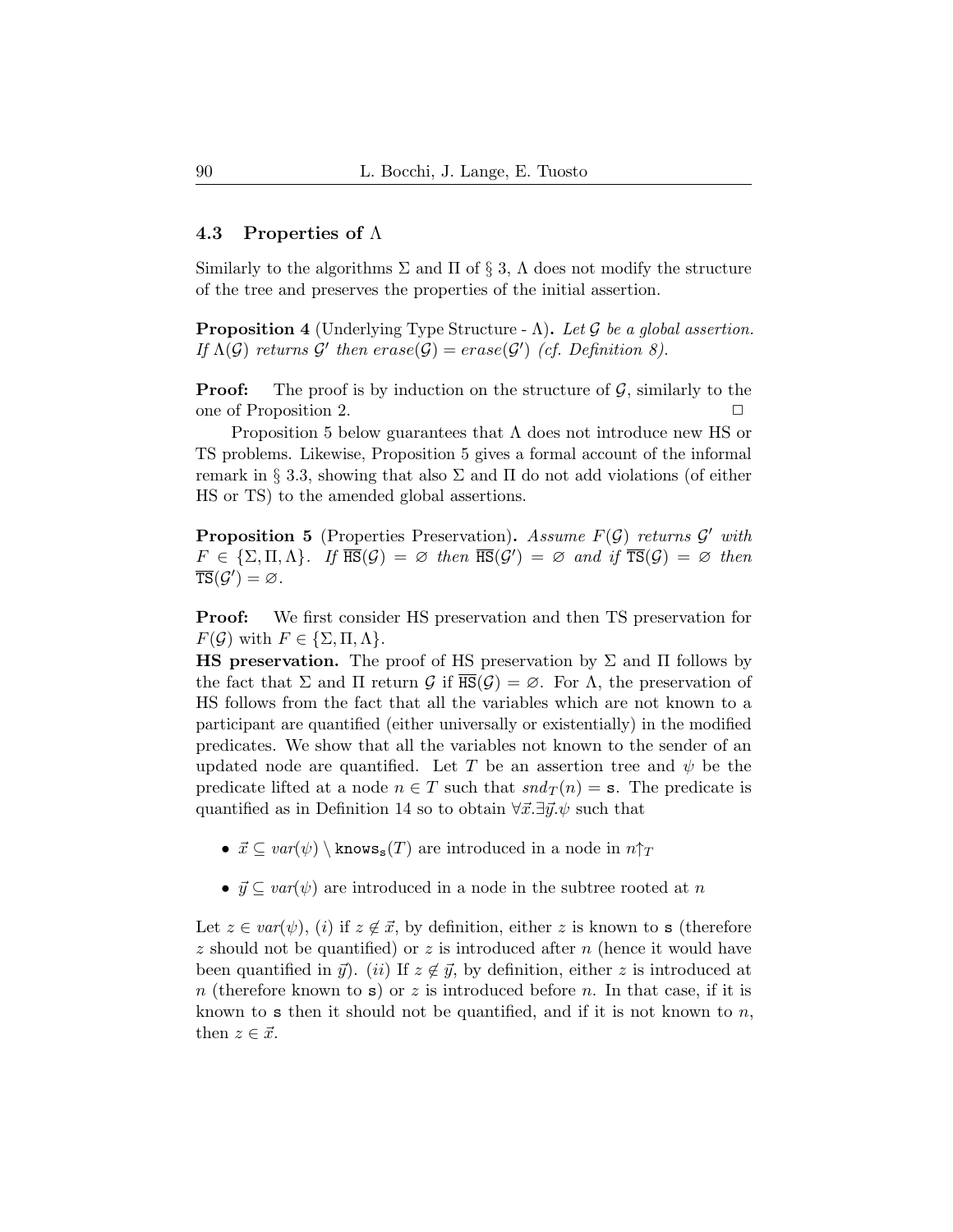### 4.3 Properties of $\Lambda$

Similarly to the algorithms $\Sigma$ and $\Pi$ of § 3, $\Lambda$ does not modify the structure of the tree and preserves the properties of the initial assertion.

**Proposition 4** (Underlying Type Structure - $\Lambda$)**.** *Let $\mathcal{G}$ be a global assertion. If $\Lambda(\mathcal{G})$ returns $\mathcal{G}'$ then $erase(\mathcal{G}) = erase(\mathcal{G}')$ (cf. Definition 8).*

**Proof:** The proof is by induction on the structure of $\mathcal{G}$, similarly to the one of Proposition 2. □

Proposition 5 below guarantees that $\Lambda$ does not introduce new HS or TS problems. Likewise, Proposition 5 gives a formal account of the informal remark in § 3.3, showing that also $\Sigma$ and $\Pi$ do not add violations (of either HS or TS) to the amended global assertions.

**Proposition 5** (Properties Preservation)**.** *Assume $F(\mathcal{G})$ returns $\mathcal{G}'$ with $F \in \{\Sigma, \Pi, \Lambda\}$. If $\overline{\mathtt{HS}}(\mathcal{G}) = \varnothing$ then $\overline{\mathtt{HS}}(\mathcal{G}') = \varnothing$ and if $\overline{\mathtt{TS}}(\mathcal{G}) = \varnothing$ then $\overline{\mathtt{TS}}(\mathcal{G}') = \varnothing$.*

**Proof:** We first consider HS preservation and then TS preservation for $F(\mathcal{G})$ with $F \in \{\Sigma, \Pi, \Lambda\}$.

**HS preservation.** The proof of HS preservation by $\Sigma$ and $\Pi$ follows by the fact that $\Sigma$ and $\Pi$ return $\mathcal{G}$ if $\overline{\mathtt{HS}}(\mathcal{G}) = \varnothing$. For $\Lambda$, the preservation of HS follows from the fact that all the variables which are not known to a participant are quantified (either universally or existentially) in the modified predicates. We show that all the variables not known to the sender of an updated node are quantified. Let $T$ be an assertion tree and $\psi$ be the predicate lifted at a node $n \in T$ such that $snd_T(n) = \mathtt{s}$. The predicate is quantified as in Definition 14 so to obtain $\forall \vec{x}.\exists \vec{y}.\psi$ such that

- $\vec{x} \subseteq var(\psi) \setminus \mathtt{knows}_{\mathtt{s}}(T)$ are introduced in a node in $n{\uparrow}_T$
- $\vec{y} \subseteq var(\psi)$ are introduced in a node in the subtree rooted at $n$

Let $z \in var(\psi)$, (*i*) if $z \notin \vec{x}$, by definition, either $z$ is known to $\mathtt{s}$ (therefore $z$ should not be quantified) or $z$ is introduced after $n$ (hence it would have been quantified in $\vec{y}$). (*ii*) If $z \notin \vec{y}$, by definition, either $z$ is introduced at $n$ (therefore known to $\mathtt{s}$) or $z$ is introduced before $n$. In that case, if it is known to $\mathtt{s}$ then it should not be quantified, and if it is not known to $n$, then $z \in \vec{x}$.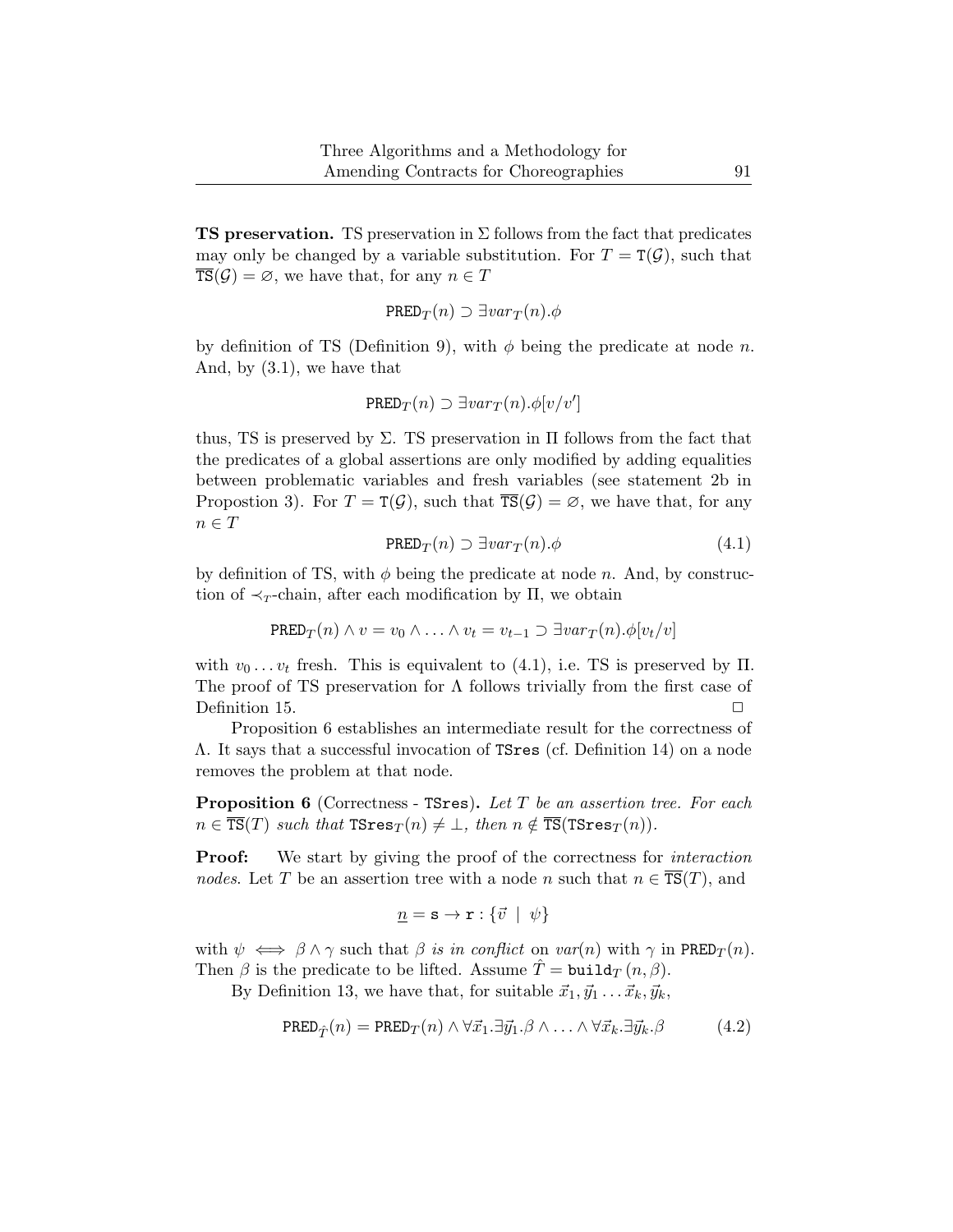**TS preservation.** TS preservation in $\Sigma$ follows from the fact that predicates may only be changed by a variable substitution. For $T = \mathtt{T}(\mathcal{G})$, such that $\overline{\mathtt{TS}}(\mathcal{G}) = \varnothing$, we have that, for any $n \in T$

$$\mathtt{PRED}_T(n) \supset \exists var_T(n).\phi$$

by definition of TS (Definition 9), with $\phi$ being the predicate at node $n$. And, by (3.1), we have that

$$\mathtt{PRED}_T(n) \supset \exists var_T(n).\phi[v/v']$$

thus, TS is preserved by $\Sigma$. TS preservation in $\Pi$ follows from the fact that the predicates of a global assertions are only modified by adding equalities between problematic variables and fresh variables (see statement 2b in Propostion 3). For $T = \mathtt{T}(\mathcal{G})$, such that $\overline{\mathtt{TS}}(\mathcal{G}) = \varnothing$, we have that, for any $n \in T$

$$\mathtt{PRED}_T(n) \supset \exists var_T(n).\phi \tag{4.1}$$

by definition of TS, with $\phi$ being the predicate at node $n$. And, by construction of $\prec_T$-chain, after each modification by $\Pi$, we obtain

$$\mathtt{PRED}_T(n) \wedge v = v_0 \wedge \ldots \wedge v_t = v_{t-1} \supset \exists var_T(n).\phi[v_t/v]$$

with $v_0 \ldots v_t$ fresh. This is equivalent to (4.1), i.e. TS is preserved by $\Pi$. The proof of TS preservation for $\Lambda$ follows trivially from the first case of Definition 15. $\square$

Proposition 6 establishes an intermediate result for the correctness of $\Lambda$. It says that a successful invocation of `TSres` (cf. Definition 14) on a node removes the problem at that node.

**Proposition 6** (Correctness - `TSres`)**.** *Let $T$ be an assertion tree. For each $n \in \overline{\mathtt{TS}}(T)$ such that $\mathtt{TSres}_T(n) \neq \bot$, then $n \notin \overline{\mathtt{TS}}(\mathtt{TSres}_T(n))$.*

**Proof:** We start by giving the proof of the correctness for *interaction nodes*. Let $T$ be an assertion tree with a node $n$ such that $n \in \overline{\mathtt{TS}}(T)$, and

$$\underline{n} = \mathtt{s} \to \mathtt{r} : \{\vec{v} \mid \psi\}$$

with $\psi \iff \beta \wedge \gamma$ such that $\beta$ *is in conflict* on $var(n)$ with $\gamma$ in $\mathtt{PRED}_T(n)$. Then $\beta$ is the predicate to be lifted. Assume $\hat{T} = \mathtt{build}_T(n, \beta)$.

By Definition 13, we have that, for suitable $\vec{x}_1, \vec{y}_1 \ldots \vec{x}_k, \vec{y}_k$,

$$\mathtt{PRED}_{\hat{T}}(n) = \mathtt{PRED}_T(n) \wedge \forall \vec{x}_1.\exists \vec{y}_1.\beta \wedge \ldots \wedge \forall \vec{x}_k.\exists \vec{y}_k.\beta \tag{4.2}$$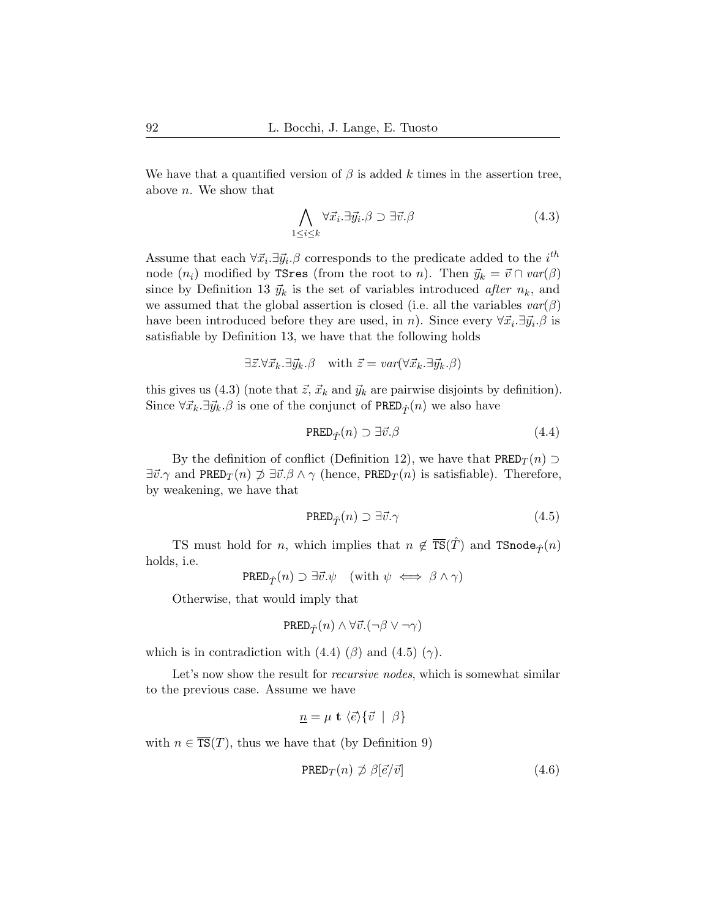We have that a quantified version of $\beta$ is added $k$ times in the assertion tree, above $n$. We show that

$$\bigwedge_{1 \leq i \leq k} \forall \vec{x}_i . \exists \vec{y}_i . \beta \supset \exists \vec{v} . \beta \tag{4.3}$$

Assume that each $\forall \vec{x}_i . \exists \vec{y}_i . \beta$ corresponds to the predicate added to the $i^{th}$ node ($n_i$) modified by $\texttt{TSres}$ (from the root to $n$). Then $\vec{y}_k = \vec{v} \cap \mathit{var}(\beta)$ since by Definition 13 $\vec{y}_k$ is the set of variables introduced *after* $n_k$, and we assumed that the global assertion is closed (i.e. all the variables $\mathit{var}(\beta)$ have been introduced before they are used, in $n$). Since every $\forall \vec{x}_i . \exists \vec{y}_i . \beta$ is satisfiable by Definition 13, we have that the following holds

$$\exists \vec{z} . \forall \vec{x}_k . \exists \vec{y}_k . \beta \quad \text{with } \vec{z} = \mathit{var}(\forall \vec{x}_k . \exists \vec{y}_k . \beta)$$

this gives us (4.3) (note that $\vec{z}$, $\vec{x}_k$ and $\vec{y}_k$ are pairwise disjoints by definition). Since $\forall \vec{x}_k . \exists \vec{y}_k . \beta$ is one of the conjunct of $\texttt{PRED}_{\hat{T}}(n)$ we also have

$$\texttt{PRED}_{\hat{T}}(n) \supset \exists \vec{v} . \beta \tag{4.4}$$

By the definition of conflict (Definition 12), we have that $\texttt{PRED}_T(n) \supset \exists \vec{v} . \gamma$ and $\texttt{PRED}_T(n) \not\supset \exists \vec{v} . \beta \wedge \gamma$ (hence, $\texttt{PRED}_T(n)$ is satisfiable). Therefore, by weakening, we have that

$$\texttt{PRED}_{\hat{T}}(n) \supset \exists \vec{v} . \gamma \tag{4.5}$$

TS must hold for $n$, which implies that $n \notin \overline{\texttt{TS}}(\hat{T})$ and $\texttt{TSnode}_{\hat{T}}(n)$ holds, i.e.

$$\texttt{PRED}_{\hat{T}}(n) \supset \exists \vec{v} . \psi \quad (\text{with } \psi \iff \beta \wedge \gamma)$$

Otherwise, that would imply that

$$\texttt{PRED}_{\hat{T}}(n) \wedge \forall \vec{v} . (\neg \beta \vee \neg \gamma)$$

which is in contradiction with (4.4) ($\beta$) and (4.5) ($\gamma$).

Let's now show the result for *recursive nodes*, which is somewhat similar to the previous case. Assume we have

$$\underline{n} = \mu \ \mathbf{t} \ \langle \vec{e} \rangle \{ \vec{v} \ \mid \ \beta \}$$

with $n \in \overline{\texttt{TS}}(T)$, thus we have that (by Definition 9)

$$\texttt{PRED}_T(n) \not\supset \beta[\vec{e}/\vec{v}] \tag{4.6}$$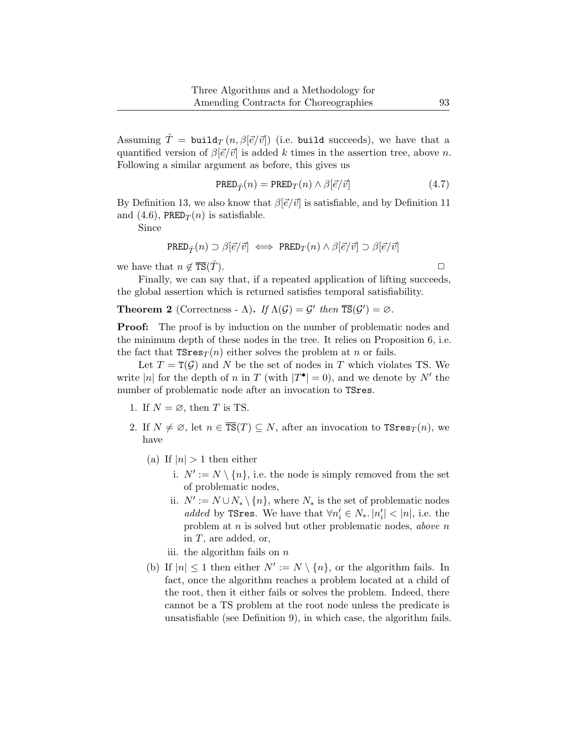Assuming $\hat{T} = \texttt{build}_T\,(n, \beta[\vec{e}/\vec{v}])$ (i.e. `build` succeeds), we have that a quantified version of $\beta[\vec{e}/\vec{v}]$ is added $k$ times in the assertion tree, above $n$. Following a similar argument as before, this gives us

$$\texttt{PRED}_{\hat{T}}(n) = \texttt{PRED}_T(n) \wedge \beta[\vec{e}/\vec{v}] \tag{4.7}$$

By Definition 13, we also know that $\beta[\vec{e}/\vec{v}]$ is satisfiable, and by Definition 11 and (4.6), $\texttt{PRED}_T(n)$ is satisfiable.

Since

$$\texttt{PRED}_{\hat{T}}(n) \supset \beta[\vec{e}/\vec{v}] \iff \texttt{PRED}_T(n) \wedge \beta[\vec{e}/\vec{v}] \supset \beta[\vec{e}/\vec{v}]$$

we have that $n \notin \overline{\texttt{TS}}(\hat{T})$. $\square$

Finally, we can say that, if a repeated application of lifting succeeds, the global assertion which is returned satisfies temporal satisfiability.

**Theorem 2** (Correctness - $\Lambda$)**.** *If $\Lambda(\mathcal{G}) = \mathcal{G}'$ then $\overline{\texttt{TS}}(\mathcal{G}') = \varnothing$.*

**Proof:** The proof is by induction on the number of problematic nodes and the minimum depth of these nodes in the tree. It relies on Proposition 6, i.e. the fact that $\texttt{TSres}_T(n)$ either solves the problem at $n$ or fails.

Let $T = \texttt{T}(\mathcal{G})$ and $N$ be the set of nodes in $T$ which violates TS. We write $|n|$ for the depth of $n$ in $T$ (with $|T^{\bullet}| = 0$), and we denote by $N'$ the number of problematic node after an invocation to `TSres`.

1. If $N = \varnothing$, then $T$ is TS.
2. If $N \neq \varnothing$, let $n \in \overline{\texttt{TS}}(T) \subseteq N$, after an invocation to $\texttt{TSres}_T(n)$, we have
   (a) If $|n| > 1$ then either
      i. $N' := N \setminus \{n\}$, i.e. the node is simply removed from the set of problematic nodes,
      ii. $N' := N \cup N_* \setminus \{n\}$, where $N_*$ is the set of problematic nodes *added* by `TSres`. We have that $\forall n'_i \in N_*. \, |n'_i| < |n|$, i.e. the problem at $n$ is solved but other problematic nodes, *above* $n$ in $T$, are added, or,
      iii. the algorithm fails on $n$
   (b) If $|n| \leq 1$ then either $N' := N \setminus \{n\}$, or the algorithm fails. In fact, once the algorithm reaches a problem located at a child of the root, then it either fails or solves the problem. Indeed, there cannot be a TS problem at the root node unless the predicate is unsatisfiable (see Definition 9), in which case, the algorithm fails.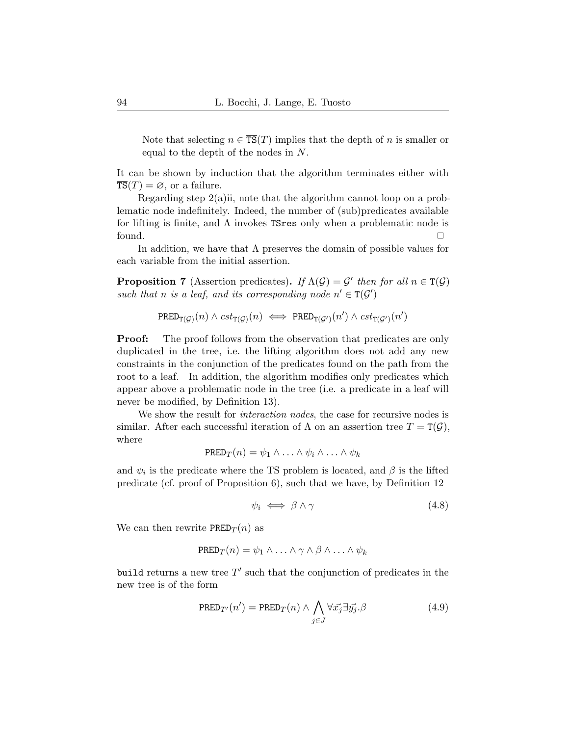Note that selecting $n \in \overline{\texttt{TS}}(T)$ implies that the depth of $n$ is smaller or equal to the depth of the nodes in $N$.

It can be shown by induction that the algorithm terminates either with $\overline{\texttt{TS}}(T) = \varnothing$, or a failure.

Regarding step 2(a)ii, note that the algorithm cannot loop on a problematic node indefinitely. Indeed, the number of (sub)predicates available for lifting is finite, and $\Lambda$ invokes `TSres` only when a problematic node is found. □

In addition, we have that $\Lambda$ preserves the domain of possible values for each variable from the initial assertion.

**Proposition 7** (Assertion predicates)**.** *If $\Lambda(\mathcal{G}) = \mathcal{G}'$ then for all $n \in \texttt{T}(\mathcal{G})$ such that $n$ is a leaf, and its corresponding node $n' \in \texttt{T}(\mathcal{G}')$*

$$\texttt{PRED}_{\texttt{T}(\mathcal{G})}(n) \land cst_{\texttt{T}(\mathcal{G})}(n) \iff \texttt{PRED}_{\texttt{T}(\mathcal{G}')}(n') \land cst_{\texttt{T}(\mathcal{G}')}(n')$$

**Proof:** The proof follows from the observation that predicates are only duplicated in the tree, i.e. the lifting algorithm does not add any new constraints in the conjunction of the predicates found on the path from the root to a leaf. In addition, the algorithm modifies only predicates which appear above a problematic node in the tree (i.e. a predicate in a leaf will never be modified, by Definition 13).

We show the result for *interaction nodes*, the case for recursive nodes is similar. After each successful iteration of $\Lambda$ on an assertion tree $T = \texttt{T}(\mathcal{G})$, where

$$\texttt{PRED}_T(n) = \psi_1 \land \ldots \land \psi_i \land \ldots \land \psi_k$$

and $\psi_i$ is the predicate where the TS problem is located, and $\beta$ is the lifted predicate (cf. proof of Proposition 6), such that we have, by Definition 12

$$\psi_i \iff \beta \land \gamma \tag{4.8}$$

We can then rewrite $\texttt{PRED}_T(n)$ as

$$\texttt{PRED}_T(n) = \psi_1 \land \ldots \land \gamma \land \beta \land \ldots \land \psi_k$$

`build` returns a new tree $T'$ such that the conjunction of predicates in the new tree is of the form

$$\texttt{PRED}_{T'}(n') = \texttt{PRED}_T(n) \land \bigwedge_{j \in J} \forall \vec{x_j} \exists \vec{y_j}.\beta \tag{4.9}$$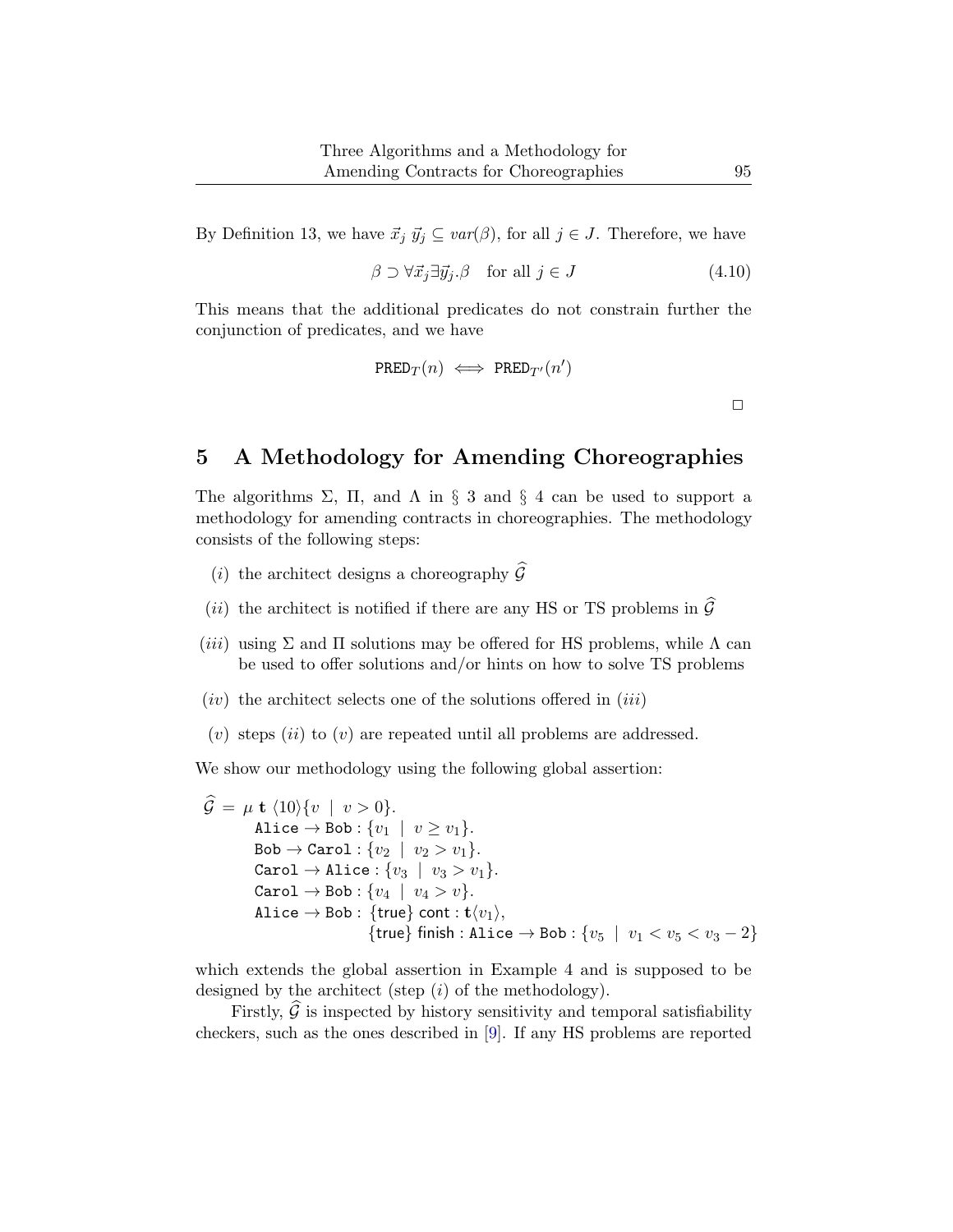By Definition 13, we have $\vec{x}_j \; \vec{y}_j \subseteq var(\beta)$, for all $j \in J$. Therefore, we have

$$\beta \supset \forall \vec{x}_j \exists \vec{y}_j . \beta \quad \text{for all } j \in J \tag{4.10}$$

This means that the additional predicates do not constrain further the conjunction of predicates, and we have

$$\texttt{PRED}_T(n) \iff \texttt{PRED}_{T'}(n')$$

$\square$

## 5 A Methodology for Amending Choreographies

The algorithms $\Sigma$, $\Pi$, and $\Lambda$ in § 3 and § 4 can be used to support a methodology for amending contracts in choreographies. The methodology consists of the following steps:

- $(i)$ the architect designs a choreography $\widehat{\mathcal{G}}$
- $(ii)$ the architect is notified if there are any HS or TS problems in $\widehat{\mathcal{G}}$
- $(iii)$ using $\Sigma$ and $\Pi$ solutions may be offered for HS problems, while $\Lambda$ can be used to offer solutions and/or hints on how to solve TS problems
- $(iv)$ the architect selects one of the solutions offered in $(iii)$
- $(v)$ steps $(ii)$ to $(v)$ are repeated until all problems are addressed.

We show our methodology using the following global assertion:

$$
\begin{aligned}
\widehat{\mathcal{G}} \,=\, \mu\, \mathbf{t}\; & \langle 10 \rangle \{ v \mid v > 0 \}. \\
& \texttt{Alice} \to \texttt{Bob} : \{ v_1 \mid v \geq v_1 \}. \\
& \texttt{Bob} \to \texttt{Carol} : \{ v_2 \mid v_2 > v_1 \}. \\
& \texttt{Carol} \to \texttt{Alice} : \{ v_3 \mid v_3 > v_1 \}. \\
& \texttt{Carol} \to \texttt{Bob} : \{ v_4 \mid v_4 > v \}. \\
& \texttt{Alice} \to \texttt{Bob} : \; \{\mathsf{true}\}\; \mathsf{cont} : \mathbf{t}\langle v_1 \rangle, \\
& \qquad\qquad\qquad \{\mathsf{true}\}\; \mathsf{finish} : \texttt{Alice} \to \texttt{Bob} : \{ v_5 \mid v_1 < v_5 < v_3 - 2 \}
\end{aligned}
$$

which extends the global assertion in Example 4 and is supposed to be designed by the architect (step $(i)$ of the methodology).

Firstly, $\widehat{\mathcal{G}}$ is inspected by history sensitivity and temporal satisfiability checkers, such as the ones described in [9]. If any HS problems are reported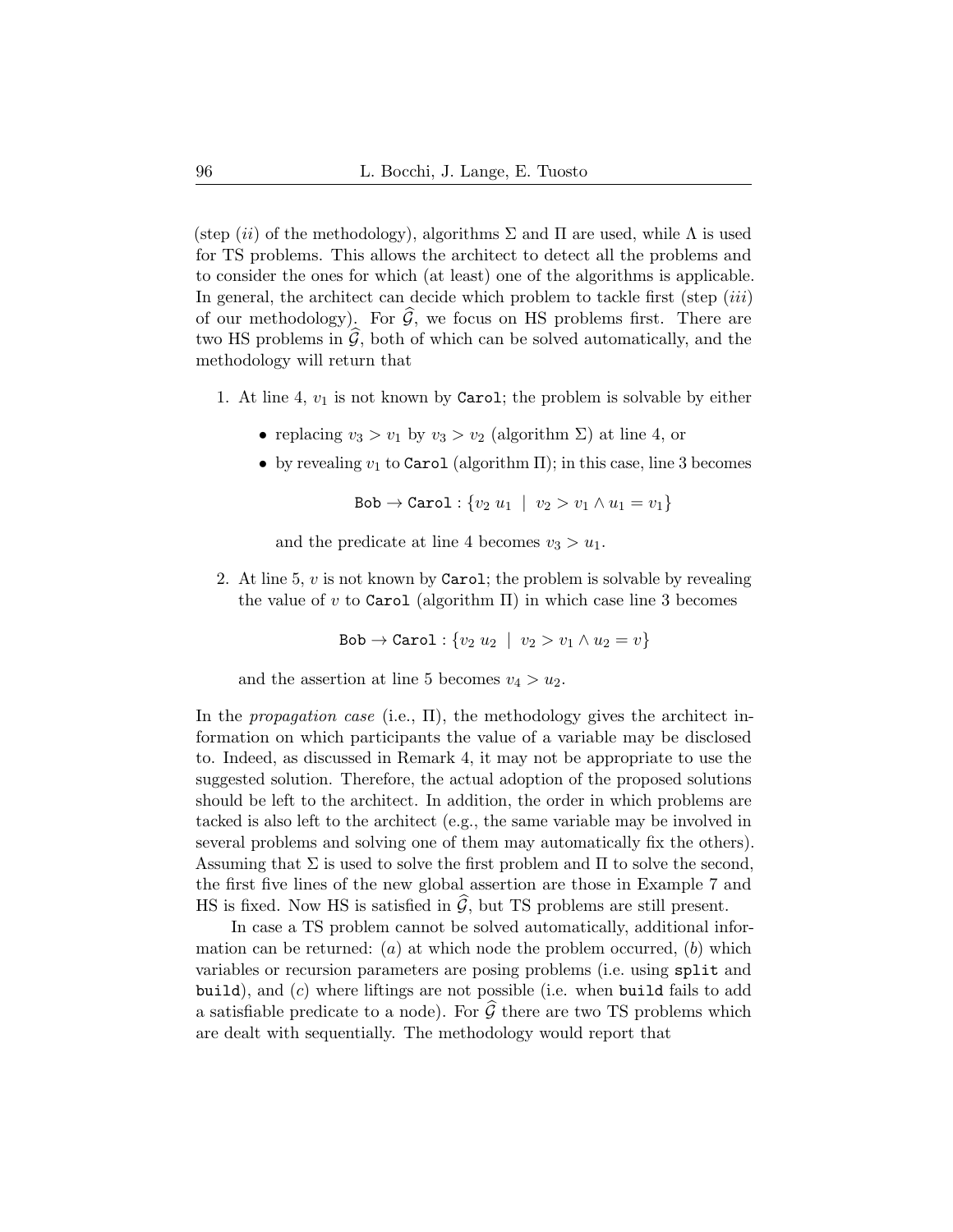(step (*ii*) of the methodology), algorithms $\Sigma$ and $\Pi$ are used, while $\Lambda$ is used for TS problems. This allows the architect to detect all the problems and to consider the ones for which (at least) one of the algorithms is applicable. In general, the architect can decide which problem to tackle first (step (*iii*) of our methodology). For $\widehat{\mathcal{G}}$, we focus on HS problems first. There are two HS problems in $\widehat{\mathcal{G}}$, both of which can be solved automatically, and the methodology will return that

1. At line 4, $v_1$ is not known by `Carol`; the problem is solvable by either

   - replacing $v_3 > v_1$ by $v_3 > v_2$ (algorithm $\Sigma$) at line 4, or
   - by revealing $v_1$ to `Carol` (algorithm $\Pi$); in this case, line 3 becomes

     $$\texttt{Bob} \to \texttt{Carol} : \{v_2\ u_1 \ \mid\ v_2 > v_1 \wedge u_1 = v_1\}$$

     and the predicate at line 4 becomes $v_3 > u_1$.

2. At line 5, $v$ is not known by `Carol`; the problem is solvable by revealing the value of $v$ to `Carol` (algorithm $\Pi$) in which case line 3 becomes

   $$\texttt{Bob} \to \texttt{Carol} : \{v_2\ u_2 \ \mid\ v_2 > v_1 \wedge u_2 = v\}$$

   and the assertion at line 5 becomes $v_4 > u_2$.

In the *propagation case* (i.e., $\Pi$), the methodology gives the architect information on which participants the value of a variable may be disclosed to. Indeed, as discussed in Remark 4, it may not be appropriate to use the suggested solution. Therefore, the actual adoption of the proposed solutions should be left to the architect. In addition, the order in which problems are tacked is also left to the architect (e.g., the same variable may be involved in several problems and solving one of them may automatically fix the others). Assuming that $\Sigma$ is used to solve the first problem and $\Pi$ to solve the second, the first five lines of the new global assertion are those in Example 7 and HS is fixed. Now HS is satisfied in $\widehat{\mathcal{G}}$, but TS problems are still present.

In case a TS problem cannot be solved automatically, additional information can be returned: (*a*) at which node the problem occurred, (*b*) which variables or recursion parameters are posing problems (i.e. using `split` and `build`), and (*c*) where liftings are not possible (i.e. when `build` fails to add a satisfiable predicate to a node). For $\widehat{\mathcal{G}}$ there are two TS problems which are dealt with sequentially. The methodology would report that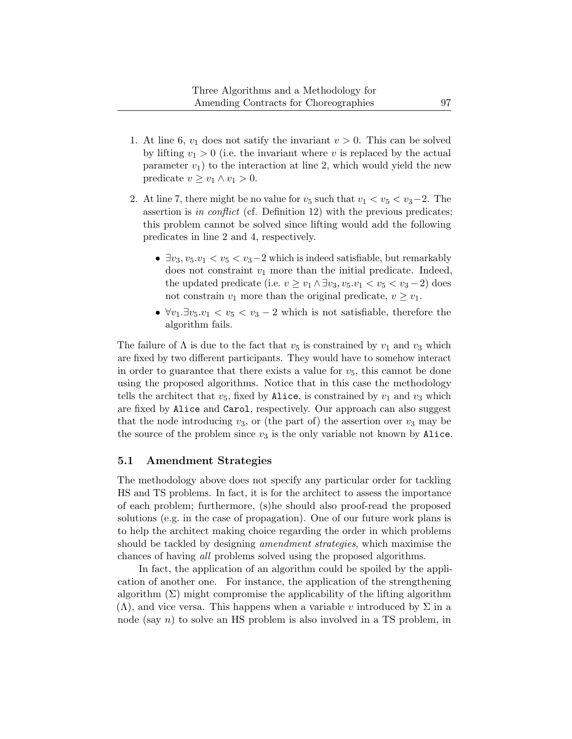1. At line 6, $v_1$ does not satify the invariant $v > 0$. This can be solved by lifting $v_1 > 0$ (i.e. the invariant where $v$ is replaced by the actual parameter $v_1$) to the interaction at line 2, which would yield the new predicate $v \geq v_1 \wedge v_1 > 0$.
2. At line 7, there might be no value for $v_5$ such that $v_1 < v_5 < v_3 - 2$. The assertion is *in conflict* (cf. Definition 12) with the previous predicates; this problem cannot be solved since lifting would add the following predicates in line 2 and 4, respectively.
   - $\exists v_3, v_5. v_1 < v_5 < v_3 - 2$ which is indeed satisfiable, but remarkably does not constraint $v_1$ more than the initial predicate. Indeed, the updated predicate (i.e. $v \geq v_1 \wedge \exists v_3, v_5. v_1 < v_5 < v_3 - 2$) does not constrain $v_1$ more than the original predicate, $v \geq v_1$.
   - $\forall v_1. \exists v_5. v_1 < v_5 < v_3 - 2$ which is not satisfiable, therefore the algorithm fails.

The failure of $\Lambda$ is due to the fact that $v_5$ is constrained by $v_1$ and $v_3$ which are fixed by two different participants. They would have to somehow interact in order to guarantee that there exists a value for $v_5$, this cannot be done using the proposed algorithms. Notice that in this case the methodology tells the architect that $v_5$, fixed by Alice, is constrained by $v_1$ and $v_3$ which are fixed by Alice and Carol, respectively. Our approach can also suggest that the node introducing $v_3$, or (the part of) the assertion over $v_3$ may be the source of the problem since $v_3$ is the only variable not known by Alice.

## 5.1 Amendment Strategies

The methodology above does not specify any particular order for tackling HS and TS problems. In fact, it is for the architect to assess the importance of each problem; furthermore, (s)he should also proof-read the proposed solutions (e.g. in the case of propagation). One of our future work plans is to help the architect making choice regarding the order in which problems should be tackled by designing *amendment strategies*, which maximise the chances of having *all* problems solved using the proposed algorithms.

In fact, the application of an algorithm could be spoiled by the application of another one. For instance, the application of the strengthening algorithm ($\Sigma$) might compromise the applicability of the lifting algorithm ($\Lambda$), and vice versa. This happens when a variable $v$ introduced by $\Sigma$ in a node (say $n$) to solve an HS problem is also involved in a TS problem, in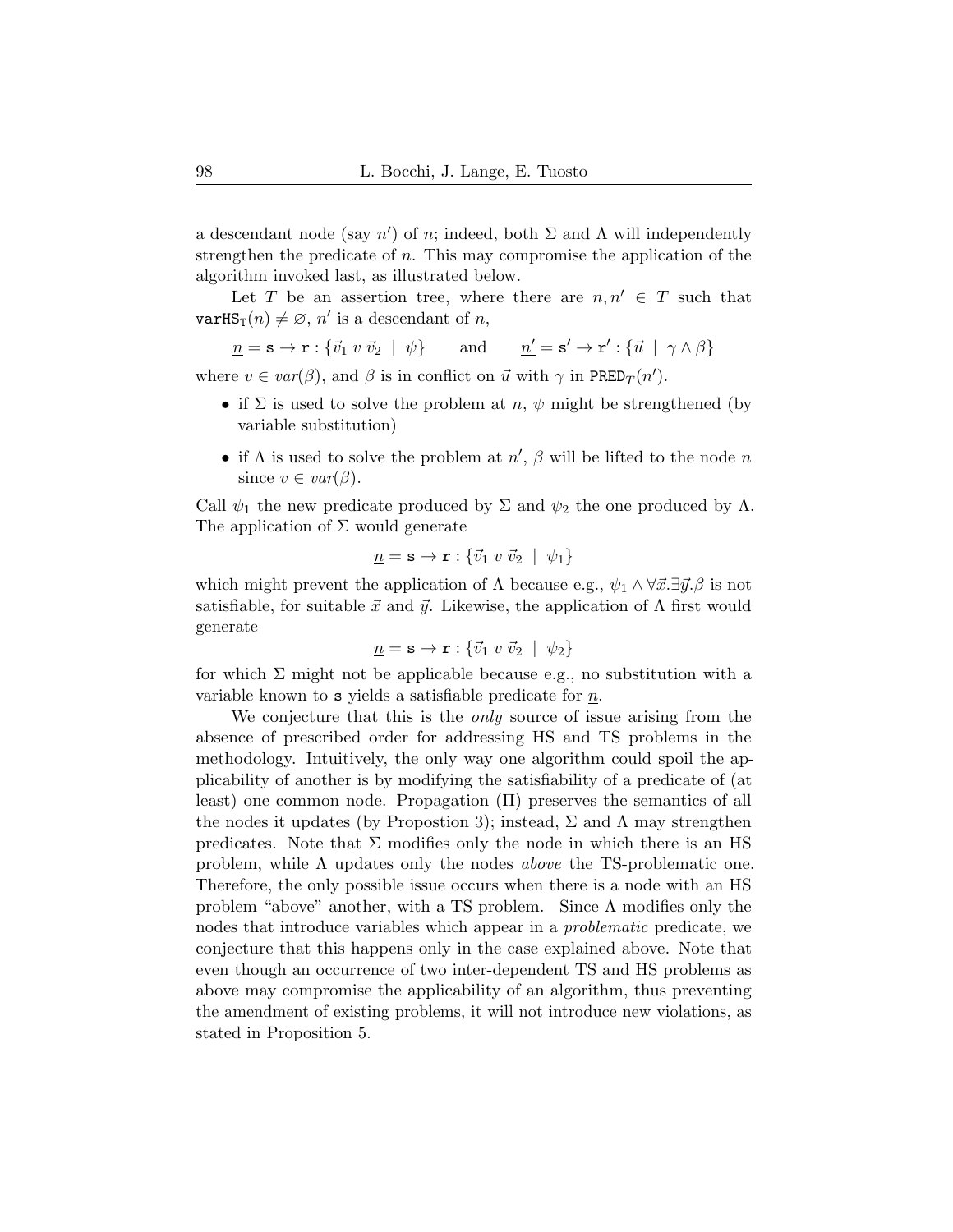a descendant node (say $n'$) of $n$; indeed, both $\Sigma$ and $\Lambda$ will independently strengthen the predicate of $n$. This may compromise the application of the algorithm invoked last, as illustrated below.

Let $T$ be an assertion tree, where there are $n, n' \in T$ such that $\mathtt{varHS}_{\mathtt{T}}(n) \neq \varnothing$, $n'$ is a descendant of $n$,

$$\underline{n} = \mathtt{s} \to \mathtt{r} : \{\vec{v}_1 \; v \; \vec{v}_2 \;\mid\; \psi\} \qquad \text{and} \qquad \underline{n'} = \mathtt{s}' \to \mathtt{r}' : \{\vec{u} \;\mid\; \gamma \wedge \beta\}$$

where $v \in var(\beta)$, and $\beta$ is in conflict on $\vec{u}$ with $\gamma$ in $\mathtt{PRED}_T(n')$.

- if $\Sigma$ is used to solve the problem at $n$, $\psi$ might be strengthened (by variable substitution)
- if $\Lambda$ is used to solve the problem at $n'$, $\beta$ will be lifted to the node $n$ since $v \in var(\beta)$.

Call $\psi_1$ the new predicate produced by $\Sigma$ and $\psi_2$ the one produced by $\Lambda$. The application of $\Sigma$ would generate

$$\underline{n} = \mathtt{s} \to \mathtt{r} : \{\vec{v}_1 \; v \; \vec{v}_2 \;\mid\; \psi_1\}$$

which might prevent the application of $\Lambda$ because e.g., $\psi_1 \wedge \forall \vec{x}.\exists \vec{y}.\beta$ is not satisfiable, for suitable $\vec{x}$ and $\vec{y}$. Likewise, the application of $\Lambda$ first would generate

$$\underline{n} = \mathtt{s} \to \mathtt{r} : \{\vec{v}_1 \; v \; \vec{v}_2 \;\mid\; \psi_2\}$$

for which $\Sigma$ might not be applicable because e.g., no substitution with a variable known to $\mathtt{s}$ yields a satisfiable predicate for $\underline{n}$.

We conjecture that this is the *only* source of issue arising from the absence of prescribed order for addressing HS and TS problems in the methodology. Intuitively, the only way one algorithm could spoil the applicability of another is by modifying the satisfiability of a predicate of (at least) one common node. Propagation ($\Pi$) preserves the semantics of all the nodes it updates (by Propostion 3); instead, $\Sigma$ and $\Lambda$ may strengthen predicates. Note that $\Sigma$ modifies only the node in which there is an HS problem, while $\Lambda$ updates only the nodes *above* the TS-problematic one. Therefore, the only possible issue occurs when there is a node with an HS problem "above" another, with a TS problem. Since $\Lambda$ modifies only the nodes that introduce variables which appear in a *problematic* predicate, we conjecture that this happens only in the case explained above. Note that even though an occurrence of two inter-dependent TS and HS problems as above may compromise the applicability of an algorithm, thus preventing the amendment of existing problems, it will not introduce new violations, as stated in Proposition 5.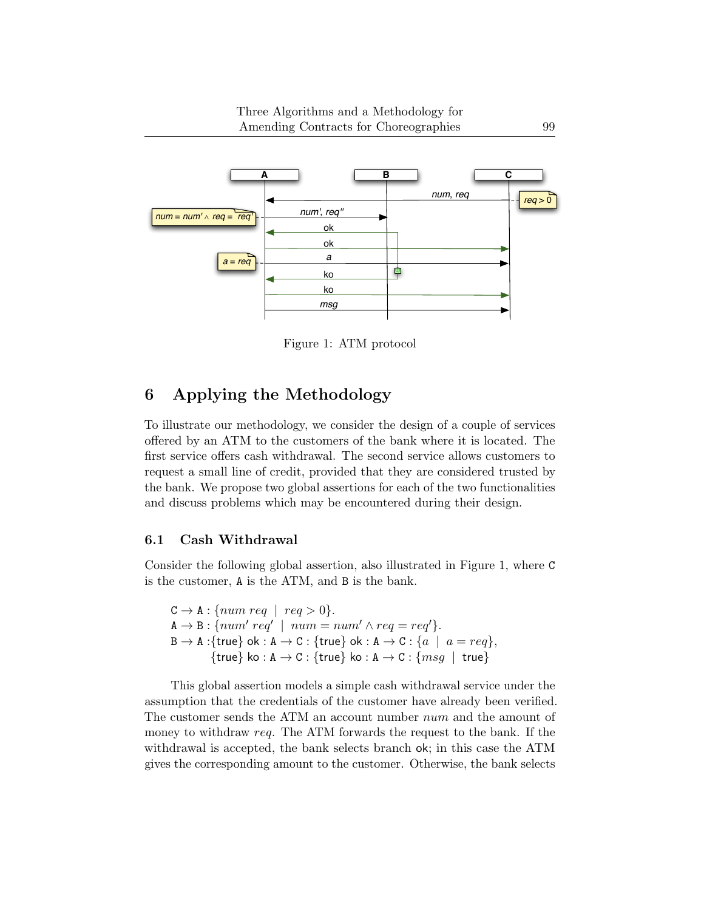Figure 1: ATM protocol

## 6 Applying the Methodology

To illustrate our methodology, we consider the design of a couple of services offered by an ATM to the customers of the bank where it is located. The first service offers cash withdrawal. The second service allows customers to request a small line of credit, provided that they are considered trusted by the bank. We propose two global assertions for each of the two functionalities and discuss problems which may be encountered during their design.

### 6.1 Cash Withdrawal

Consider the following global assertion, also illustrated in Figure 1, where C is the customer, A is the ATM, and B is the bank.

$$
\begin{array}{l}
\mathtt{C} \to \mathtt{A} : \{num\ req \mid req > 0\}. \\
\mathtt{A} \to \mathtt{B} : \{num'\ req' \mid num = num' \wedge req = req'\}. \\
\mathtt{B} \to \mathtt{A} : \{\mathsf{true}\}\ \mathsf{ok} : \mathtt{A} \to \mathtt{C} : \{\mathsf{true}\}\ \mathsf{ok} : \mathtt{A} \to \mathtt{C} : \{a \mid a = req\}, \\
\qquad \{\mathsf{true}\}\ \mathsf{ko} : \mathtt{A} \to \mathtt{C} : \{\mathsf{true}\}\ \mathsf{ko} : \mathtt{A} \to \mathtt{C} : \{msg \mid \mathsf{true}\}
\end{array}
$$

This global assertion models a simple cash withdrawal service under the assumption that the credentials of the customer have already been verified. The customer sends the ATM an account number *num* and the amount of money to withdraw *req*. The ATM forwards the request to the bank. If the withdrawal is accepted, the bank selects branch ok; in this case the ATM gives the corresponding amount to the customer. Otherwise, the bank selects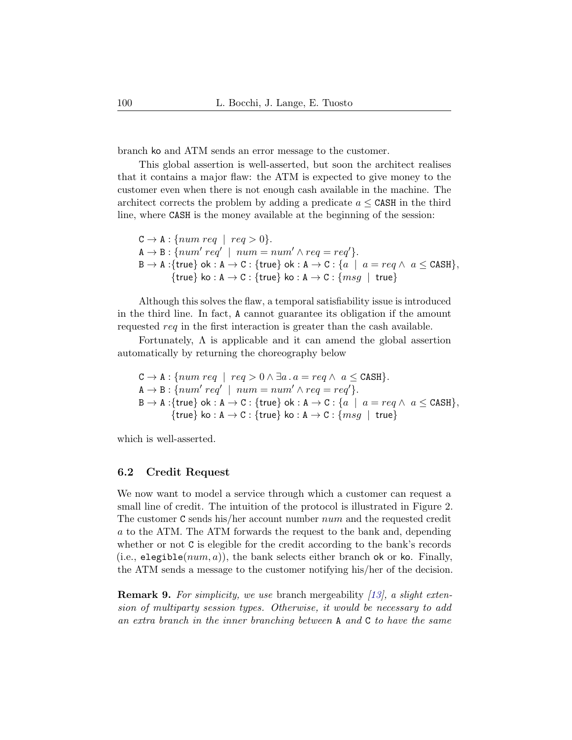branch ko and ATM sends an error message to the customer.

This global assertion is well-asserted, but soon the architect realises that it contains a major flaw: the ATM is expected to give money to the customer even when there is not enough cash available in the machine. The architect corrects the problem by adding a predicate $a \leq \texttt{CASH}$ in the third line, where CASH is the money available at the beginning of the session:

$$
\begin{aligned}
&\mathtt{C} \to \mathtt{A} : \{num\ req \ \mid\ req > 0\}.\\
&\mathtt{A} \to \mathtt{B} : \{num'\ req' \ \mid\ num = num' \wedge req = req'\}.\\
&\mathtt{B} \to \mathtt{A} : \{\mathsf{true}\}\ \mathsf{ok} : \mathtt{A} \to \mathtt{C} : \{\mathsf{true}\}\ \mathsf{ok} : \mathtt{A} \to \mathtt{C} : \{a \ \mid\ a = req \wedge\ a \leq \mathtt{CASH}\},\\
&\qquad\quad \{\mathsf{true}\}\ \mathsf{ko} : \mathtt{A} \to \mathtt{C} : \{\mathsf{true}\}\ \mathsf{ko} : \mathtt{A} \to \mathtt{C} : \{msg \ \mid\ \mathsf{true}\}
\end{aligned}
$$

Although this solves the flaw, a temporal satisfiability issue is introduced in the third line. In fact, A cannot guarantee its obligation if the amount requested $req$ in the first interaction is greater than the cash available.

Fortunately, $\Lambda$ is applicable and it can amend the global assertion automatically by returning the choreography below

$$
\begin{aligned}
&\mathtt{C} \to \mathtt{A} : \{num\ req \ \mid\ req > 0 \wedge \exists a \,.\, a = req \wedge\ a \leq \mathtt{CASH}\}.\\
&\mathtt{A} \to \mathtt{B} : \{num'\ req' \ \mid\ num = num' \wedge req = req'\}.\\
&\mathtt{B} \to \mathtt{A} : \{\mathsf{true}\}\ \mathsf{ok} : \mathtt{A} \to \mathtt{C} : \{\mathsf{true}\}\ \mathsf{ok} : \mathtt{A} \to \mathtt{C} : \{a \ \mid\ a = req \wedge\ a \leq \mathtt{CASH}\},\\
&\qquad\quad \{\mathsf{true}\}\ \mathsf{ko} : \mathtt{A} \to \mathtt{C} : \{\mathsf{true}\}\ \mathsf{ko} : \mathtt{A} \to \mathtt{C} : \{msg \ \mid\ \mathsf{true}\}
\end{aligned}
$$

which is well-asserted.

### 6.2 Credit Request

We now want to model a service through which a customer can request a small line of credit. The intuition of the protocol is illustrated in Figure 2. The customer C sends his/her account number $num$ and the requested credit $a$ to the ATM. The ATM forwards the request to the bank and, depending whether or not C is elegible for the credit according to the bank's records (i.e., $\mathtt{elegible}(num, a)$), the bank selects either branch ok or ko. Finally, the ATM sends a message to the customer notifying his/her of the decision.

**Remark 9.** *For simplicity, we use* branch mergeability *[13], a slight extension of multiparty session types. Otherwise, it would be necessary to add an extra branch in the inner branching between* A *and* C *to have the same*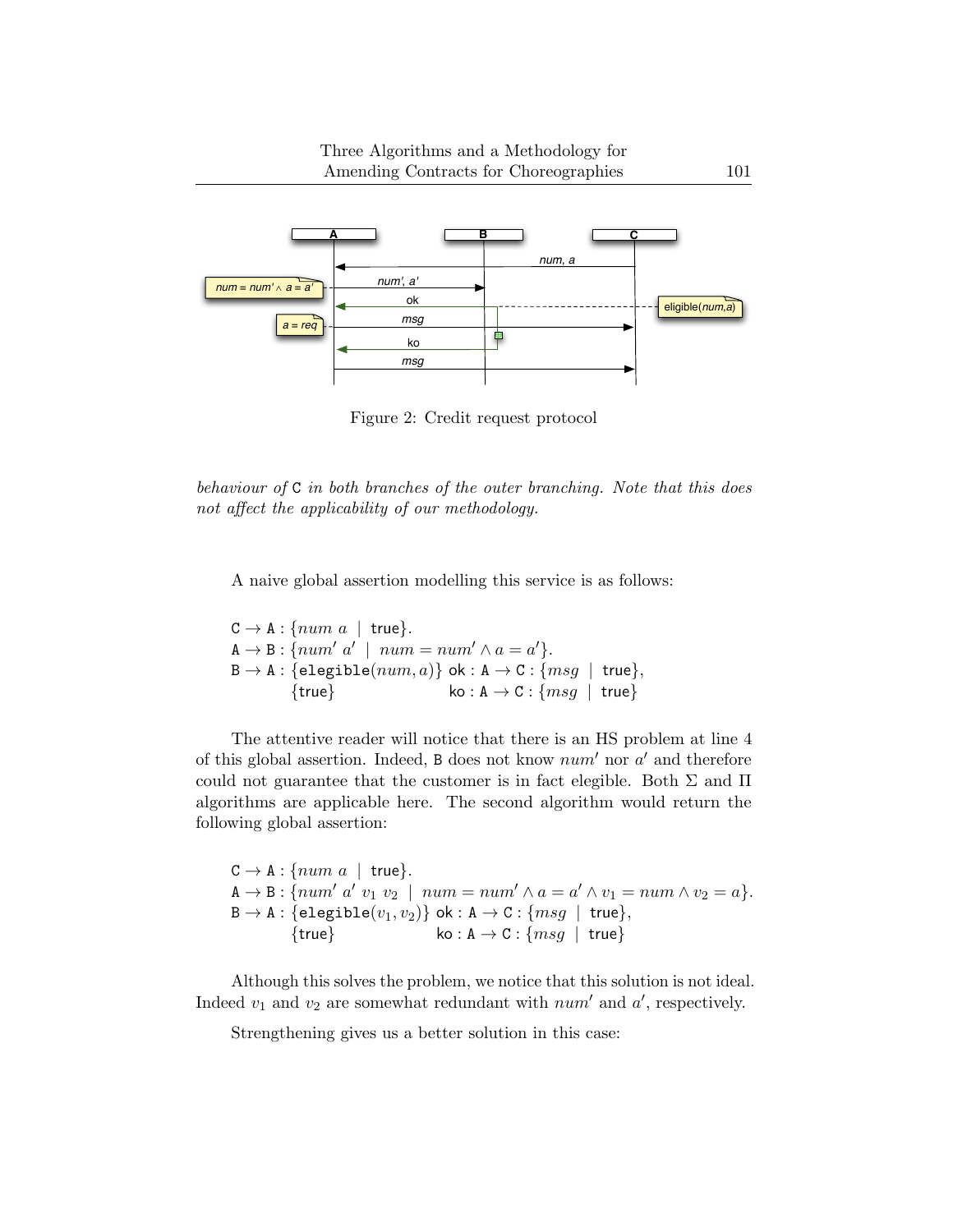Figure 2: Credit request protocol

*behaviour of* C *in both branches of the outer branching. Note that this does not affect the applicability of our methodology.*

A naive global assertion modelling this service is as follows:

$$
\begin{array}{l}
\mathtt{C} \to \mathtt{A} : \{num\ a \mid \mathsf{true}\}. \\
\mathtt{A} \to \mathtt{B} : \{num'\ a' \mid num = num' \land a = a'\}. \\
\mathtt{B} \to \mathtt{A} : \{\mathsf{elegible}(num, a)\}\ \mathsf{ok} : \mathtt{A} \to \mathtt{C} : \{msg \mid \mathsf{true}\}, \\
\qquad\quad \{\mathsf{true}\} \qquad\qquad\qquad\ \ \mathsf{ko} : \mathtt{A} \to \mathtt{C} : \{msg \mid \mathsf{true}\}
\end{array}
$$

The attentive reader will notice that there is an HS problem at line 4 of this global assertion. Indeed, B does not know $num'$ nor $a'$ and therefore could not guarantee that the customer is in fact elegible. Both $\Sigma$ and $\Pi$ algorithms are applicable here. The second algorithm would return the following global assertion:

$$
\begin{array}{l}
\mathtt{C} \to \mathtt{A} : \{num\ a \mid \mathsf{true}\}. \\
\mathtt{A} \to \mathtt{B} : \{num'\ a'\ v_1\ v_2 \mid num = num' \land a = a' \land v_1 = num \land v_2 = a\}. \\
\mathtt{B} \to \mathtt{A} : \{\mathsf{elegible}(v_1, v_2)\}\ \mathsf{ok} : \mathtt{A} \to \mathtt{C} : \{msg \mid \mathsf{true}\}, \\
\qquad\quad \{\mathsf{true}\} \qquad\qquad\qquad\ \ \mathsf{ko} : \mathtt{A} \to \mathtt{C} : \{msg \mid \mathsf{true}\}
\end{array}
$$

Although this solves the problem, we notice that this solution is not ideal. Indeed $v_1$ and $v_2$ are somewhat redundant with $num'$ and $a'$, respectively.

Strengthening gives us a better solution in this case: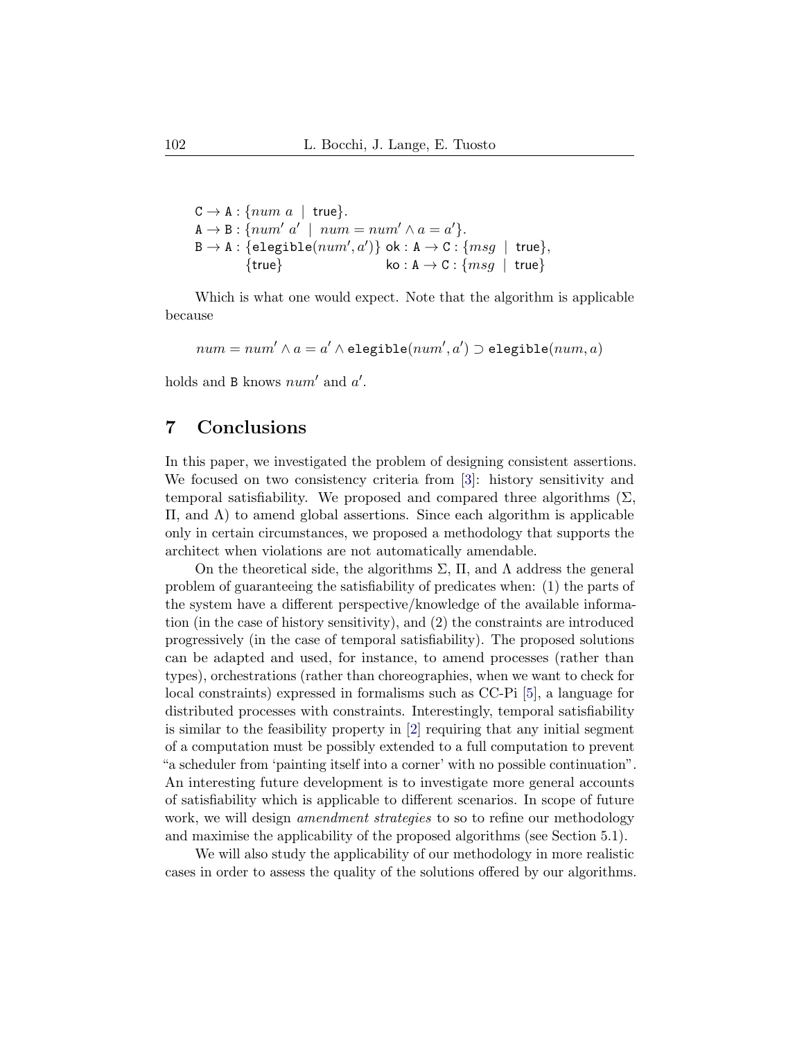$$
\begin{array}{ll}
\mathtt{C} \to \mathtt{A} : \{num\ a \mid \mathsf{true}\}. & \\
\mathtt{A} \to \mathtt{B} : \{num'\ a' \mid num = num' \wedge a = a'\}. & \\
\mathtt{B} \to \mathtt{A} : \{\mathtt{elegible}(num', a')\}\ \mathsf{ok} : \mathtt{A} \to \mathtt{C} : \{msg \mid \mathsf{true}\}, & \\
\qquad\quad \{\mathsf{true}\} \qquad\qquad\qquad\ \ \mathsf{ko} : \mathtt{A} \to \mathtt{C} : \{msg \mid \mathsf{true}\} &
\end{array}
$$

Which is what one would expect. Note that the algorithm is applicable because

$$num = num' \wedge a = a' \wedge \mathtt{elegible}(num', a') \supset \mathtt{elegible}(num, a)$$

holds and B knows $num'$ and $a'$.

## 7 Conclusions

In this paper, we investigated the problem of designing consistent assertions. We focused on two consistency criteria from [3]: history sensitivity and temporal satisfiability. We proposed and compared three algorithms ($\Sigma$, $\Pi$, and $\Lambda$) to amend global assertions. Since each algorithm is applicable only in certain circumstances, we proposed a methodology that supports the architect when violations are not automatically amendable.

On the theoretical side, the algorithms $\Sigma$, $\Pi$, and $\Lambda$ address the general problem of guaranteeing the satisfiability of predicates when: (1) the parts of the system have a different perspective/knowledge of the available information (in the case of history sensitivity), and (2) the constraints are introduced progressively (in the case of temporal satisfiability). The proposed solutions can be adapted and used, for instance, to amend processes (rather than types), orchestrations (rather than choreographies, when we want to check for local constraints) expressed in formalisms such as CC-Pi [5], a language for distributed processes with constraints. Interestingly, temporal satisfiability is similar to the feasibility property in [2] requiring that any initial segment of a computation must be possibly extended to a full computation to prevent "a scheduler from 'painting itself into a corner' with no possible continuation". An interesting future development is to investigate more general accounts of satisfiability which is applicable to different scenarios. In scope of future work, we will design *amendment strategies* to so to refine our methodology and maximise the applicability of the proposed algorithms (see Section 5.1).

We will also study the applicability of our methodology in more realistic cases in order to assess the quality of the solutions offered by our algorithms.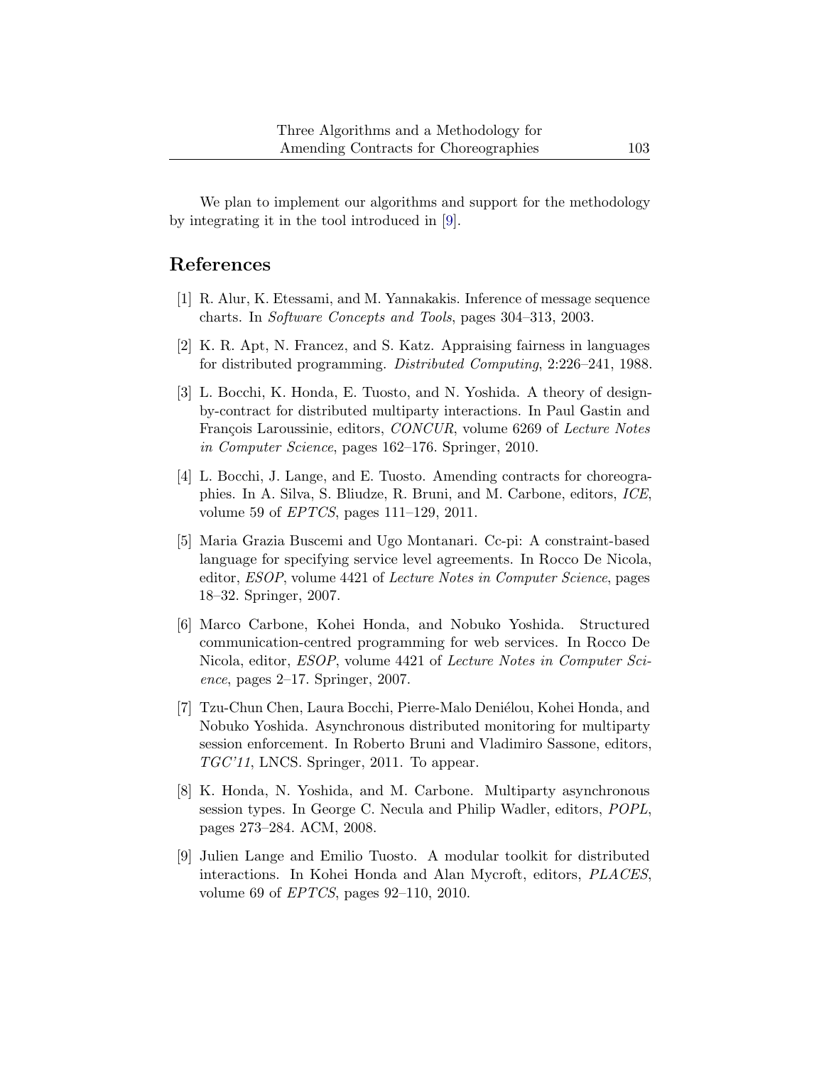We plan to implement our algorithms and support for the methodology by integrating it in the tool introduced in [9].

## References

[1] R. Alur, K. Etessami, and M. Yannakakis. Inference of message sequence charts. In *Software Concepts and Tools*, pages 304–313, 2003.

[2] K. R. Apt, N. Francez, and S. Katz. Appraising fairness in languages for distributed programming. *Distributed Computing*, 2:226–241, 1988.

[3] L. Bocchi, K. Honda, E. Tuosto, and N. Yoshida. A theory of design-by-contract for distributed multiparty interactions. In Paul Gastin and François Laroussinie, editors, *CONCUR*, volume 6269 of *Lecture Notes in Computer Science*, pages 162–176. Springer, 2010.

[4] L. Bocchi, J. Lange, and E. Tuosto. Amending contracts for choreographies. In A. Silva, S. Bliudze, R. Bruni, and M. Carbone, editors, *ICE*, volume 59 of *EPTCS*, pages 111–129, 2011.

[5] Maria Grazia Buscemi and Ugo Montanari. Cc-pi: A constraint-based language for specifying service level agreements. In Rocco De Nicola, editor, *ESOP*, volume 4421 of *Lecture Notes in Computer Science*, pages 18–32. Springer, 2007.

[6] Marco Carbone, Kohei Honda, and Nobuko Yoshida. Structured communication-centred programming for web services. In Rocco De Nicola, editor, *ESOP*, volume 4421 of *Lecture Notes in Computer Science*, pages 2–17. Springer, 2007.

[7] Tzu-Chun Chen, Laura Bocchi, Pierre-Malo Deniélou, Kohei Honda, and Nobuko Yoshida. Asynchronous distributed monitoring for multiparty session enforcement. In Roberto Bruni and Vladimiro Sassone, editors, *TGC'11*, LNCS. Springer, 2011. To appear.

[8] K. Honda, N. Yoshida, and M. Carbone. Multiparty asynchronous session types. In George C. Necula and Philip Wadler, editors, *POPL*, pages 273–284. ACM, 2008.

[9] Julien Lange and Emilio Tuosto. A modular toolkit for distributed interactions. In Kohei Honda and Alan Mycroft, editors, *PLACES*, volume 69 of *EPTCS*, pages 92–110, 2010.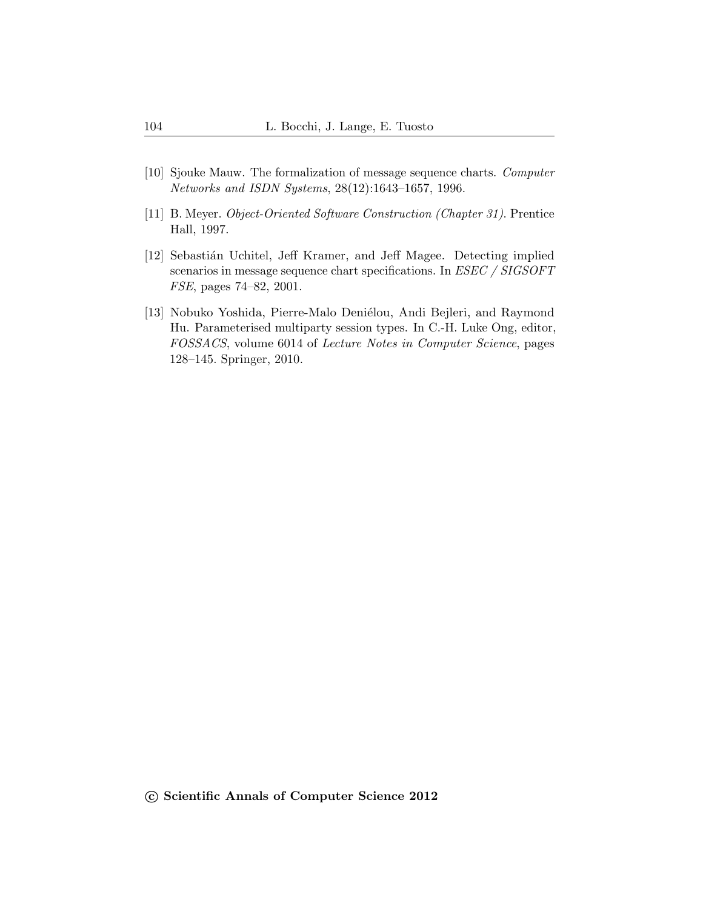[10] Sjouke Mauw. The formalization of message sequence charts. *Computer Networks and ISDN Systems*, 28(12):1643–1657, 1996.

[11] B. Meyer. *Object-Oriented Software Construction (Chapter 31)*. Prentice Hall, 1997.

[12] Sebastián Uchitel, Jeff Kramer, and Jeff Magee. Detecting implied scenarios in message sequence chart specifications. In *ESEC / SIGSOFT FSE*, pages 74–82, 2001.

[13] Nobuko Yoshida, Pierre-Malo Deniélou, Andi Bejleri, and Raymond Hu. Parameterised multiparty session types. In C.-H. Luke Ong, editor, *FOSSACS*, volume 6014 of *Lecture Notes in Computer Science*, pages 128–145. Springer, 2010.

**© Scientific Annals of Computer Science 2012**